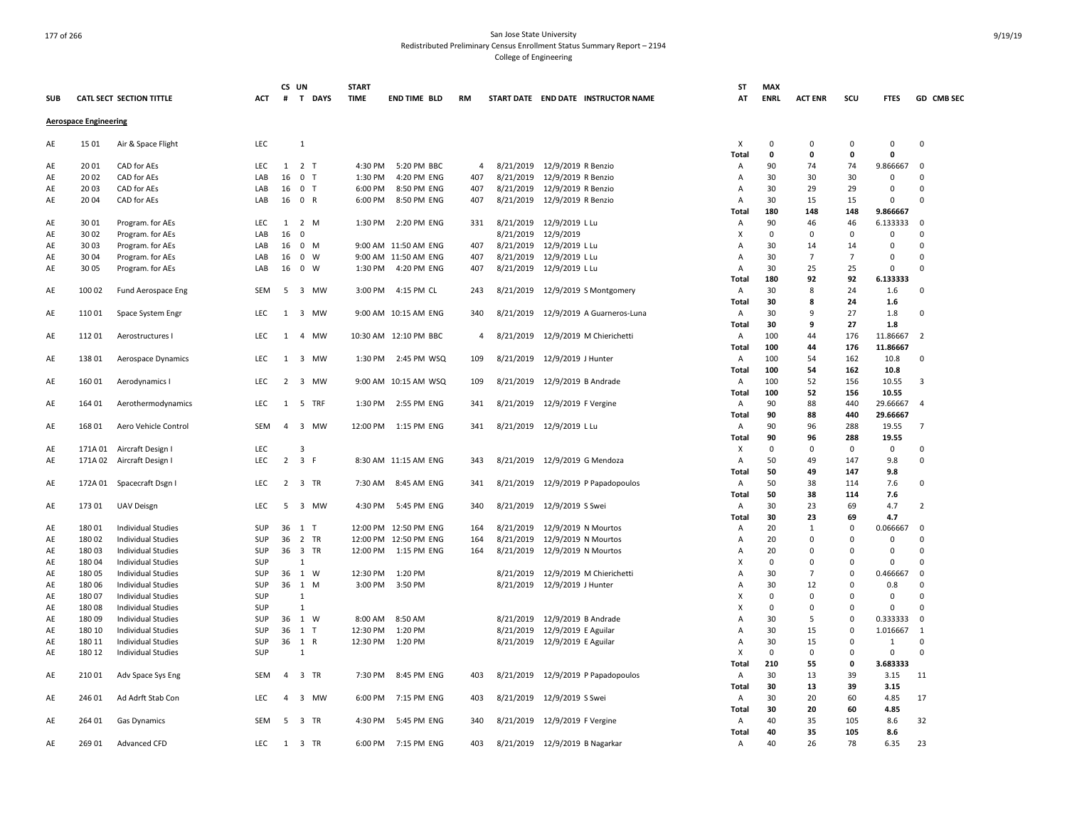San Jose State University
Redistributed Preliminary Census Enrollment Status Summary Report – 2194
College of Engineering

| SUB | CATL | SECT | SECTION TITTLE | ACT | CS # | UN T | DAYS | START TIME | END TIME | BLD | RM | START DATE | END DATE | INSTRUCTOR NAME | ST AT | MAX ENRL | ACT ENR | SCU | FTES | GD | CMB SEC |
|---|---|---|---|---|---|---|---|---|---|---|---|---|---|---|---|---|---|---|---|---|---|
| **Aerospace Engineering** | | | | | | | | | | | | | | | | | | | | | |
| AE | 15 | 01 | Air & Space Flight | LEC | | 1 | | | | | | | | | X | 0 | 0 | 0 | 0 | 0 | |
| | | | | | | | | | | | | | | | **Total** | **0** | **0** | **0** | **0** | | |
| AE | 20 | 01 | CAD for AEs | LEC | 1 | 2 | T | 4:30 PM | 5:20 PM | BBC | 4 | 8/21/2019 | 12/9/2019 | R Benzio | A | 90 | 74 | 74 | 9.866667 | 0 | |
| AE | 20 | 02 | CAD for AEs | LAB | 16 | 0 | T | 1:30 PM | 4:20 PM | ENG | 407 | 8/21/2019 | 12/9/2019 | R Benzio | A | 30 | 30 | 30 | 0 | 0 | |
| AE | 20 | 03 | CAD for AEs | LAB | 16 | 0 | T | 6:00 PM | 8:50 PM | ENG | 407 | 8/21/2019 | 12/9/2019 | R Benzio | A | 30 | 29 | 29 | 0 | 0 | |
| AE | 20 | 04 | CAD for AEs | LAB | 16 | 0 | R | 6:00 PM | 8:50 PM | ENG | 407 | 8/21/2019 | 12/9/2019 | R Benzio | A | 30 | 15 | 15 | 0 | 0 | |
| | | | | | | | | | | | | | | | **Total** | **180** | **148** | **148** | **9.866667** | | |
| AE | 30 | 01 | Program. for AEs | LEC | 1 | 2 | M | 1:30 PM | 2:20 PM | ENG | 331 | 8/21/2019 | 12/9/2019 | L Lu | A | 90 | 46 | 46 | 6.133333 | 0 | |
| AE | 30 | 02 | Program. for AEs | LAB | 16 | 0 | | | | | | 8/21/2019 | 12/9/2019 | | X | 0 | 0 | 0 | 0 | 0 | |
| AE | 30 | 03 | Program. for AEs | LAB | 16 | 0 | M | 9:00 AM | 11:50 AM | ENG | 407 | 8/21/2019 | 12/9/2019 | L Lu | A | 30 | 14 | 14 | 0 | 0 | |
| AE | 30 | 04 | Program. for AEs | LAB | 16 | 0 | W | 9:00 AM | 11:50 AM | ENG | 407 | 8/21/2019 | 12/9/2019 | L Lu | A | 30 | 7 | 7 | 0 | 0 | |
| AE | 30 | 05 | Program. for AEs | LAB | 16 | 0 | W | 1:30 PM | 4:20 PM | ENG | 407 | 8/21/2019 | 12/9/2019 | L Lu | A | 30 | 25 | 25 | 0 | 0 | |
| | | | | | | | | | | | | | | | **Total** | **180** | **92** | **92** | **6.133333** | | |
| AE | 100 | 02 | Fund Aerospace Eng | SEM | 5 | 3 | MW | 3:00 PM | 4:15 PM | CL | 243 | 8/21/2019 | 12/9/2019 | S Montgomery | A | 30 | 8 | 24 | 1.6 | 0 | |
| | | | | | | | | | | | | | | | **Total** | **30** | **8** | **24** | **1.6** | | |
| AE | 110 | 01 | Space System Engr | LEC | 1 | 3 | MW | 9:00 AM | 10:15 AM | ENG | 340 | 8/21/2019 | 12/9/2019 | A Guarneros-Luna | A | 30 | 9 | 27 | 1.8 | 0 | |
| | | | | | | | | | | | | | | | **Total** | **30** | **9** | **27** | **1.8** | | |
| AE | 112 | 01 | Aerostructures I | LEC | 1 | 4 | MW | 10:30 AM | 12:10 PM | BBC | 4 | 8/21/2019 | 12/9/2019 | M Chierichetti | A | 100 | 44 | 176 | 11.86667 | 2 | |
| | | | | | | | | | | | | | | | **Total** | **100** | **44** | **176** | **11.86667** | | |
| AE | 138 | 01 | Aerospace Dynamics | LEC | 1 | 3 | MW | 1:30 PM | 2:45 PM | WSQ | 109 | 8/21/2019 | 12/9/2019 | J Hunter | A | 100 | 54 | 162 | 10.8 | 0 | |
| | | | | | | | | | | | | | | | **Total** | **100** | **54** | **162** | **10.8** | | |
| AE | 160 | 01 | Aerodynamics I | LEC | 2 | 3 | MW | 9:00 AM | 10:15 AM | WSQ | 109 | 8/21/2019 | 12/9/2019 | B Andrade | A | 100 | 52 | 156 | 10.55 | 3 | |
| | | | | | | | | | | | | | | | **Total** | **100** | **52** | **156** | **10.55** | | |
| AE | 164 | 01 | Aerothermodynamics | LEC | 1 | 5 | TRF | 1:30 PM | 2:55 PM | ENG | 341 | 8/21/2019 | 12/9/2019 | F Vergine | A | 90 | 88 | 440 | 29.66667 | 4 | |
| | | | | | | | | | | | | | | | **Total** | **90** | **88** | **440** | **29.66667** | | |
| AE | 168 | 01 | Aero Vehicle Control | SEM | 4 | 3 | MW | 12:00 PM | 1:15 PM | ENG | 341 | 8/21/2019 | 12/9/2019 | L Lu | A | 90 | 96 | 288 | 19.55 | 7 | |
| | | | | | | | | | | | | | | | **Total** | **90** | **96** | **288** | **19.55** | | |
| AE | 171A | 01 | Aircraft Design I | LEC | | 3 | | | | | | | | | X | 0 | 0 | 0 | 0 | 0 | |
| AE | 171A | 02 | Aircraft Design I | LEC | 2 | 3 | F | 8:30 AM | 11:15 AM | ENG | 343 | 8/21/2019 | 12/9/2019 | G Mendoza | A | 50 | 49 | 147 | 9.8 | 0 | |
| | | | | | | | | | | | | | | | **Total** | **50** | **49** | **147** | **9.8** | | |
| AE | 172A | 01 | Spacecraft Dsgn I | LEC | 2 | 3 | TR | 7:30 AM | 8:45 AM | ENG | 341 | 8/21/2019 | 12/9/2019 | P Papadopoulos | A | 50 | 38 | 114 | 7.6 | 0 | |
| | | | | | | | | | | | | | | | **Total** | **50** | **38** | **114** | **7.6** | | |
| AE | 173 | 01 | UAV Deisgn | LEC | 5 | 3 | MW | 4:30 PM | 5:45 PM | ENG | 340 | 8/21/2019 | 12/9/2019 | S Swei | A | 30 | 23 | 69 | 4.7 | 2 | |
| | | | | | | | | | | | | | | | **Total** | **30** | **23** | **69** | **4.7** | | |
| AE | 180 | 01 | Individual Studies | SUP | 36 | 1 | T | 12:00 PM | 12:50 PM | ENG | 164 | 8/21/2019 | 12/9/2019 | N Mourtos | A | 20 | 1 | 0 | 0.066667 | 0 | |
| AE | 180 | 02 | Individual Studies | SUP | 36 | 2 | TR | 12:00 PM | 12:50 PM | ENG | 164 | 8/21/2019 | 12/9/2019 | N Mourtos | A | 20 | 0 | 0 | 0 | 0 | |
| AE | 180 | 03 | Individual Studies | SUP | 36 | 3 | TR | 12:00 PM | 1:15 PM | ENG | 164 | 8/21/2019 | 12/9/2019 | N Mourtos | A | 20 | 0 | 0 | 0 | 0 | |
| AE | 180 | 04 | Individual Studies | SUP | | 1 | | | | | | | | | X | 0 | 0 | 0 | 0 | 0 | |
| AE | 180 | 05 | Individual Studies | SUP | 36 | 1 | W | 12:30 PM | 1:20 PM | | | 8/21/2019 | 12/9/2019 | M Chierichetti | A | 30 | 7 | 0 | 0.466667 | 0 | |
| AE | 180 | 06 | Individual Studies | SUP | 36 | 1 | M | 3:00 PM | 3:50 PM | | | 8/21/2019 | 12/9/2019 | J Hunter | A | 30 | 12 | 0 | 0.8 | 0 | |
| AE | 180 | 07 | Individual Studies | SUP | | 1 | | | | | | | | | X | 0 | 0 | 0 | 0 | 0 | |
| AE | 180 | 08 | Individual Studies | SUP | | 1 | | | | | | | | | X | 0 | 0 | 0 | 0 | 0 | |
| AE | 180 | 09 | Individual Studies | SUP | 36 | 1 | W | 8:00 AM | 8:50 AM | | | 8/21/2019 | 12/9/2019 | B Andrade | A | 30 | 5 | 0 | 0.333333 | 0 | |
| AE | 180 | 10 | Individual Studies | SUP | 36 | 1 | T | 12:30 PM | 1:20 PM | | | 8/21/2019 | 12/9/2019 | E Aguilar | A | 30 | 15 | 0 | 1.016667 | 1 | |
| AE | 180 | 11 | Individual Studies | SUP | 36 | 1 | R | 12:30 PM | 1:20 PM | | | 8/21/2019 | 12/9/2019 | E Aguilar | A | 30 | 15 | 0 | 1 | 0 | |
| AE | 180 | 12 | Individual Studies | SUP | | 1 | | | | | | | | | X | 0 | 0 | 0 | 0 | 0 | |
| | | | | | | | | | | | | | | | **Total** | **210** | **55** | **0** | **3.683333** | | |
| AE | 210 | 01 | Adv Space Sys Eng | SEM | 4 | 3 | TR | 7:30 PM | 8:45 PM | ENG | 403 | 8/21/2019 | 12/9/2019 | P Papadopoulos | A | 30 | 13 | 39 | 3.15 | 11 | |
| | | | | | | | | | | | | | | | **Total** | **30** | **13** | **39** | **3.15** | | |
| AE | 246 | 01 | Ad Adrft Stab Con | LEC | 4 | 3 | MW | 6:00 PM | 7:15 PM | ENG | 403 | 8/21/2019 | 12/9/2019 | S Swei | A | 30 | 20 | 60 | 4.85 | 17 | |
| | | | | | | | | | | | | | | | **Total** | **30** | **20** | **60** | **4.85** | | |
| AE | 264 | 01 | Gas Dynamics | SEM | 5 | 3 | TR | 4:30 PM | 5:45 PM | ENG | 340 | 8/21/2019 | 12/9/2019 | F Vergine | A | 40 | 35 | 105 | 8.6 | 32 | |
| | | | | | | | | | | | | | | | **Total** | **40** | **35** | **105** | **8.6** | | |
| AE | 269 | 01 | Advanced CFD | LEC | 1 | 3 | TR | 6:00 PM | 7:15 PM | ENG | 403 | 8/21/2019 | 12/9/2019 | B Nagarkar | A | 40 | 26 | 78 | 6.35 | 23 | |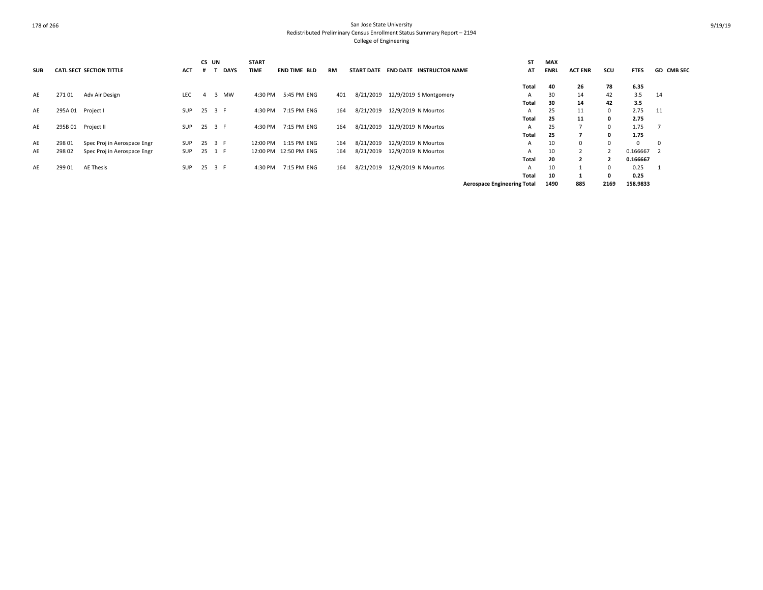San Jose State University
Redistributed Preliminary Census Enrollment Status Summary Report – 2194
College of Engineering

| SUB | CATL | SECT | SECTION TITTLE | ACT | CS # | UN T | DAYS | START TIME | END TIME | BLD | RM | START DATE | END DATE | INSTRUCTOR NAME | ST AT | MAX ENRL | ACT ENR | SCU | FTES | GD | CMB SEC |
|---|---|---|---|---|---|---|---|---|---|---|---|---|---|---|---|---|---|---|---|---|---|
| | | | | | | | | | | | | | | | **Total** | **40** | **26** | **78** | **6.35** | | |
| AE | 271 | 01 | Adv Air Design | LEC | 4 | 3 | MW | 4:30 PM | 5:45 PM | ENG | 401 | 8/21/2019 | 12/9/2019 | S Montgomery | A | 30 | 14 | 42 | 3.5 | 14 | |
| | | | | | | | | | | | | | | | **Total** | **30** | **14** | **42** | **3.5** | | |
| AE | 295A | 01 | Project I | SUP | 25 | 3 | F | 4:30 PM | 7:15 PM | ENG | 164 | 8/21/2019 | 12/9/2019 | N Mourtos | A | 25 | 11 | 0 | 2.75 | 11 | |
| | | | | | | | | | | | | | | | **Total** | **25** | **11** | **0** | **2.75** | | |
| AE | 295B | 01 | Project II | SUP | 25 | 3 | F | 4:30 PM | 7:15 PM | ENG | 164 | 8/21/2019 | 12/9/2019 | N Mourtos | A | 25 | 7 | 0 | 1.75 | 7 | |
| | | | | | | | | | | | | | | | **Total** | **25** | **7** | **0** | **1.75** | | |
| AE | 298 | 01 | Spec Proj in Aerospace Engr | SUP | 25 | 3 | F | 12:00 PM | 1:15 PM | ENG | 164 | 8/21/2019 | 12/9/2019 | N Mourtos | A | 10 | 0 | 0 | 0 | 0 | |
| AE | 298 | 02 | Spec Proj in Aerospace Engr | SUP | 25 | 1 | F | 12:00 PM | 12:50 PM | ENG | 164 | 8/21/2019 | 12/9/2019 | N Mourtos | A | 10 | 2 | 2 | 0.166667 | 2 | |
| | | | | | | | | | | | | | | | **Total** | **20** | **2** | **2** | **0.166667** | | |
| AE | 299 | 01 | AE Thesis | SUP | 25 | 3 | F | 4:30 PM | 7:15 PM | ENG | 164 | 8/21/2019 | 12/9/2019 | N Mourtos | A | 10 | 1 | 0 | 0.25 | 1 | |
| | | | | | | | | | | | | | | | **Total** | **10** | **1** | **0** | **0.25** | | |
| | | | | | | | | | | | | | | | **Aerospace Engineering Total** | **1490** | **885** | **2169** | **158.9833** | | |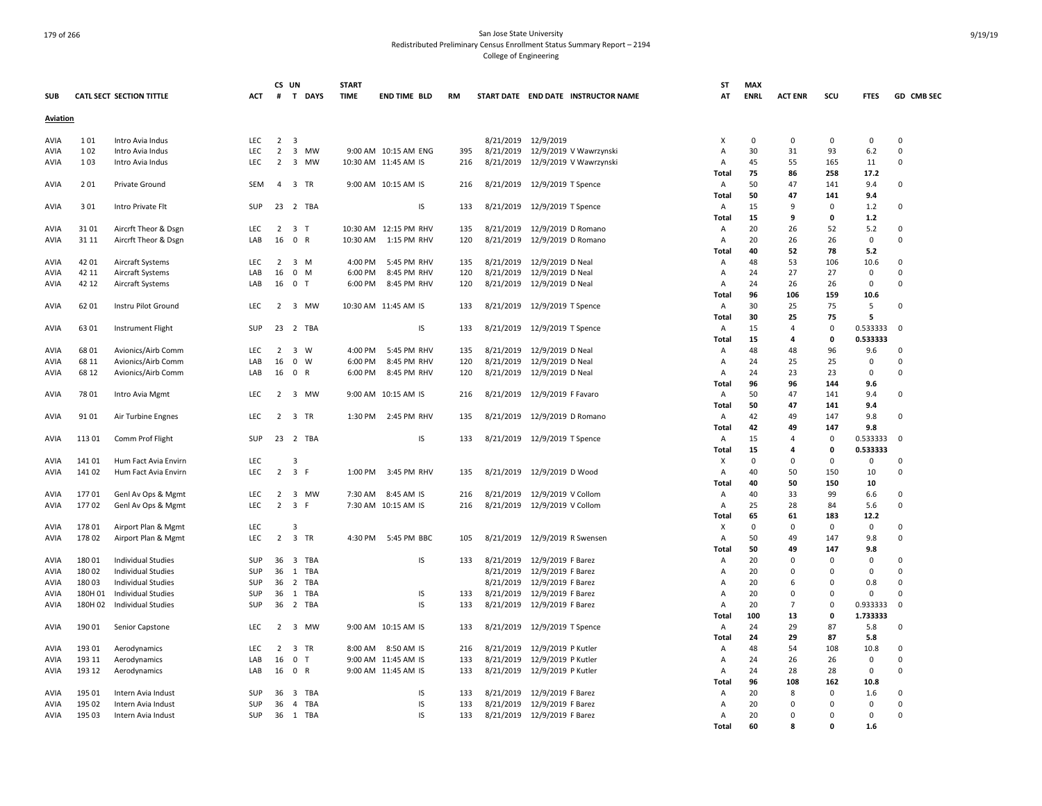San Jose State University
Redistributed Preliminary Census Enrollment Status Summary Report – 2194
College of Engineering

| SUB | CATL SECT | SECTION TITTLE | ACT | CS # | UN T | DAYS | START TIME | END TIME | BLD | RM | START DATE | END DATE | INSTRUCTOR NAME | ST AT | MAX ENRL | ACT ENR | SCU | FTES | GD | CMB SEC |
|---|---|---|---|---|---|---|---|---|---|---|---|---|---|---|---|---|---|---|---|---|
| **Aviation** | | | | | | | | | | | | | | | | | | | | |
| AVIA | 1 01 | Intro Avia Indus | LEC | 2 | 3 | | | | | | 8/21/2019 | 12/9/2019 | | X | 0 | 0 | 0 | 0 | 0 | |
| AVIA | 1 02 | Intro Avia Indus | LEC | 2 | 3 | MW | 9:00 AM | 10:15 AM | ENG | 395 | 8/21/2019 | 12/9/2019 | V Wawrzynski | A | 30 | 31 | 93 | 6.2 | 0 | |
| AVIA | 1 03 | Intro Avia Indus | LEC | 2 | 3 | MW | 10:30 AM | 11:45 AM | IS | 216 | 8/21/2019 | 12/9/2019 | V Wawrzynski | A | 45 | 55 | 165 | 11 | 0 | |
| | | | | | | | | | | | | | | **Total** | **75** | **86** | **258** | **17.2** | | |
| AVIA | 2 01 | Private Ground | SEM | 4 | 3 | TR | 9:00 AM | 10:15 AM | IS | 216 | 8/21/2019 | 12/9/2019 | T Spence | A | 50 | 47 | 141 | 9.4 | 0 | |
| | | | | | | | | | | | | | | **Total** | **50** | **47** | **141** | **9.4** | | |
| AVIA | 3 01 | Intro Private Flt | SUP | 23 | 2 | TBA | | | IS | 133 | 8/21/2019 | 12/9/2019 | T Spence | A | 15 | 9 | 0 | 1.2 | 0 | |
| | | | | | | | | | | | | | | **Total** | **15** | **9** | **0** | **1.2** | | |
| AVIA | 31 01 | Aircrft Theor & Dsgn | LEC | 2 | 3 | T | 10:30 AM | 12:15 PM | RHV | 135 | 8/21/2019 | 12/9/2019 | D Romano | A | 20 | 26 | 52 | 5.2 | 0 | |
| AVIA | 31 11 | Aircrft Theor & Dsgn | LAB | 16 | 0 | R | 10:30 AM | 1:15 PM | RHV | 120 | 8/21/2019 | 12/9/2019 | D Romano | A | 20 | 26 | 26 | 0 | 0 | |
| | | | | | | | | | | | | | | **Total** | **40** | **52** | **78** | **5.2** | | |
| AVIA | 42 01 | Aircraft Systems | LEC | 2 | 3 | M | 4:00 PM | 5:45 PM | RHV | 135 | 8/21/2019 | 12/9/2019 | D Neal | A | 48 | 53 | 106 | 10.6 | 0 | |
| AVIA | 42 11 | Aircraft Systems | LAB | 16 | 0 | M | 6:00 PM | 8:45 PM | RHV | 120 | 8/21/2019 | 12/9/2019 | D Neal | A | 24 | 27 | 27 | 0 | 0 | |
| AVIA | 42 12 | Aircraft Systems | LAB | 16 | 0 | T | 6:00 PM | 8:45 PM | RHV | 120 | 8/21/2019 | 12/9/2019 | D Neal | A | 24 | 26 | 26 | 0 | 0 | |
| | | | | | | | | | | | | | | **Total** | **96** | **106** | **159** | **10.6** | | |
| AVIA | 62 01 | Instru Pilot Ground | LEC | 2 | 3 | MW | 10:30 AM | 11:45 AM | IS | 133 | 8/21/2019 | 12/9/2019 | T Spence | A | 30 | 25 | 75 | 5 | 0 | |
| | | | | | | | | | | | | | | **Total** | **30** | **25** | **75** | **5** | | |
| AVIA | 63 01 | Instrument Flight | SUP | 23 | 2 | TBA | | | IS | 133 | 8/21/2019 | 12/9/2019 | T Spence | A | 15 | 4 | 0 | 0.533333 | 0 | |
| | | | | | | | | | | | | | | **Total** | **15** | **4** | **0** | **0.533333** | | |
| AVIA | 68 01 | Avionics/Airb Comm | LEC | 2 | 3 | W | 4:00 PM | 5:45 PM | RHV | 135 | 8/21/2019 | 12/9/2019 | D Neal | A | 48 | 48 | 96 | 9.6 | 0 | |
| AVIA | 68 11 | Avionics/Airb Comm | LAB | 16 | 0 | W | 6:00 PM | 8:45 PM | RHV | 120 | 8/21/2019 | 12/9/2019 | D Neal | A | 24 | 25 | 25 | 0 | 0 | |
| AVIA | 68 12 | Avionics/Airb Comm | LAB | 16 | 0 | R | 6:00 PM | 8:45 PM | RHV | 120 | 8/21/2019 | 12/9/2019 | D Neal | A | 24 | 23 | 23 | 0 | 0 | |
| | | | | | | | | | | | | | | **Total** | **96** | **96** | **144** | **9.6** | | |
| AVIA | 78 01 | Intro Avia Mgmt | LEC | 2 | 3 | MW | 9:00 AM | 10:15 AM | IS | 216 | 8/21/2019 | 12/9/2019 | F Favaro | A | 50 | 47 | 141 | 9.4 | 0 | |
| | | | | | | | | | | | | | | **Total** | **50** | **47** | **141** | **9.4** | | |
| AVIA | 91 01 | Air Turbine Engnes | LEC | 2 | 3 | TR | 1:30 PM | 2:45 PM | RHV | 135 | 8/21/2019 | 12/9/2019 | D Romano | A | 42 | 49 | 147 | 9.8 | 0 | |
| | | | | | | | | | | | | | | **Total** | **42** | **49** | **147** | **9.8** | | |
| AVIA | 113 01 | Comm Prof Flight | SUP | 23 | 2 | TBA | | | IS | 133 | 8/21/2019 | 12/9/2019 | T Spence | A | 15 | 4 | 0 | 0.533333 | 0 | |
| | | | | | | | | | | | | | | **Total** | **15** | **4** | **0** | **0.533333** | | |
| AVIA | 141 01 | Hum Fact Avia Envirn | LEC | | 3 | | | | | | | | | X | 0 | 0 | 0 | 0 | 0 | |
| AVIA | 141 02 | Hum Fact Avia Envirn | LEC | 2 | 3 | F | 1:00 PM | 3:45 PM | RHV | 135 | 8/21/2019 | 12/9/2019 | D Wood | A | 40 | 50 | 150 | 10 | 0 | |
| | | | | | | | | | | | | | | **Total** | **40** | **50** | **150** | **10** | | |
| AVIA | 177 01 | Genl Av Ops & Mgmt | LEC | 2 | 3 | MW | 7:30 AM | 8:45 AM | IS | 216 | 8/21/2019 | 12/9/2019 | V Collom | A | 40 | 33 | 99 | 6.6 | 0 | |
| AVIA | 177 02 | Genl Av Ops & Mgmt | LEC | 2 | 3 | F | 7:30 AM | 10:15 AM | IS | 216 | 8/21/2019 | 12/9/2019 | V Collom | A | 25 | 28 | 84 | 5.6 | 0 | |
| | | | | | | | | | | | | | | **Total** | **65** | **61** | **183** | **12.2** | | |
| AVIA | 178 01 | Airport Plan & Mgmt | LEC | | 3 | | | | | | | | | X | 0 | 0 | 0 | 0 | 0 | |
| AVIA | 178 02 | Airport Plan & Mgmt | LEC | 2 | 3 | TR | 4:30 PM | 5:45 PM | BBC | 105 | 8/21/2019 | 12/9/2019 | R Swensen | A | 50 | 49 | 147 | 9.8 | 0 | |
| | | | | | | | | | | | | | | **Total** | **50** | **49** | **147** | **9.8** | | |
| AVIA | 180 01 | Individual Studies | SUP | 36 | 3 | TBA | | | IS | 133 | 8/21/2019 | 12/9/2019 | F Barez | A | 20 | 0 | 0 | 0 | 0 | |
| AVIA | 180 02 | Individual Studies | SUP | 36 | 1 | TBA | | | | | 8/21/2019 | 12/9/2019 | F Barez | A | 20 | 0 | 0 | 0 | 0 | |
| AVIA | 180 03 | Individual Studies | SUP | 36 | 2 | TBA | | | | | 8/21/2019 | 12/9/2019 | F Barez | A | 20 | 6 | 0 | 0.8 | 0 | |
| AVIA | 180H 01 | Individual Studies | SUP | 36 | 1 | TBA | | | IS | 133 | 8/21/2019 | 12/9/2019 | F Barez | A | 20 | 0 | 0 | 0 | 0 | |
| AVIA | 180H 02 | Individual Studies | SUP | 36 | 2 | TBA | | | IS | 133 | 8/21/2019 | 12/9/2019 | F Barez | A | 20 | 7 | 0 | 0.933333 | 0 | |
| | | | | | | | | | | | | | | **Total** | **100** | **13** | **0** | **1.733333** | | |
| AVIA | 190 01 | Senior Capstone | LEC | 2 | 3 | MW | 9:00 AM | 10:15 AM | IS | 133 | 8/21/2019 | 12/9/2019 | T Spence | A | 24 | 29 | 87 | 5.8 | 0 | |
| | | | | | | | | | | | | | | **Total** | **24** | **29** | **87** | **5.8** | | |
| AVIA | 193 01 | Aerodynamics | LEC | 2 | 3 | TR | 8:00 AM | 8:50 AM | IS | 216 | 8/21/2019 | 12/9/2019 | P Kutler | A | 48 | 54 | 108 | 10.8 | 0 | |
| AVIA | 193 11 | Aerodynamics | LAB | 16 | 0 | T | 9:00 AM | 11:45 AM | IS | 133 | 8/21/2019 | 12/9/2019 | P Kutler | A | 24 | 26 | 26 | 0 | 0 | |
| AVIA | 193 12 | Aerodynamics | LAB | 16 | 0 | R | 9:00 AM | 11:45 AM | IS | 133 | 8/21/2019 | 12/9/2019 | P Kutler | A | 24 | 28 | 28 | 0 | 0 | |
| | | | | | | | | | | | | | | **Total** | **96** | **108** | **162** | **10.8** | | |
| AVIA | 195 01 | Intern Avia Indust | SUP | 36 | 3 | TBA | | | IS | 133 | 8/21/2019 | 12/9/2019 | F Barez | A | 20 | 8 | 0 | 1.6 | 0 | |
| AVIA | 195 02 | Intern Avia Indust | SUP | 36 | 4 | TBA | | | IS | 133 | 8/21/2019 | 12/9/2019 | F Barez | A | 20 | 0 | 0 | 0 | 0 | |
| AVIA | 195 03 | Intern Avia Indust | SUP | 36 | 1 | TBA | | | IS | 133 | 8/21/2019 | 12/9/2019 | F Barez | A | 20 | 0 | 0 | 0 | 0 | |
| | | | | | | | | | | | | | | **Total** | **60** | **8** | **0** | **1.6** | | |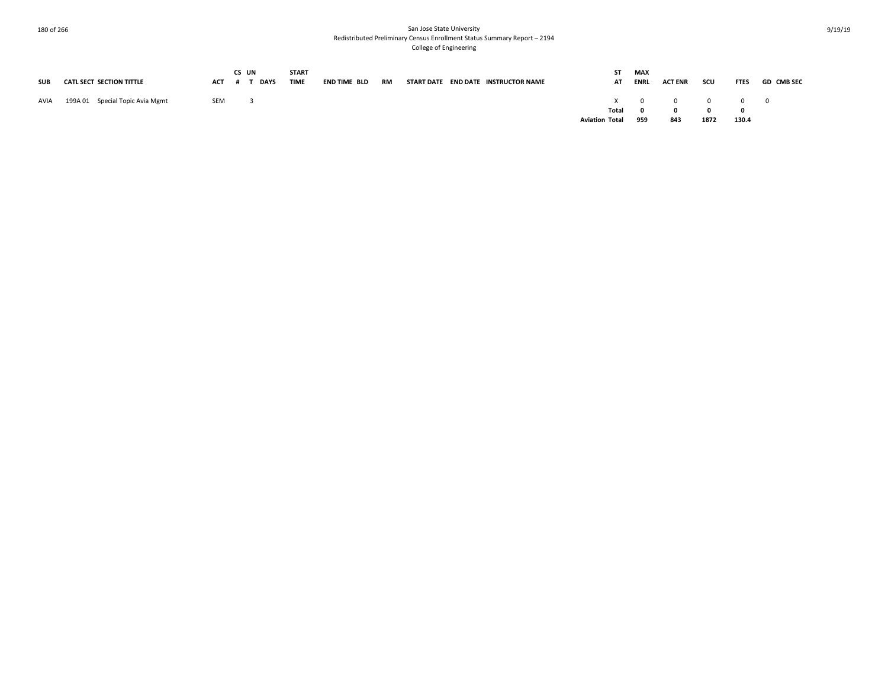San Jose State University
Redistributed Preliminary Census Enrollment Status Summary Report – 2194
College of Engineering

| SUB | CATL | SECT | SECTION TITTLE | ACT | CS # | UNT | DAYS | START TIME | END TIME | BLD | RM | START DATE | END DATE | INSTRUCTOR NAME | STAT | MAX ENRL | ACT ENR | SCU | FTES | GD | CMB SEC |
|---|---|---|---|---|---|---|---|---|---|---|---|---|---|---|---|---|---|---|---|---|---|
| AVIA | 199A | 01 | Special Topic Avia Mgmt | SEM | | 3 | | | | | | | | | X | 0 | 0 | 0 | 0 | 0 | |
| | | | | | | | | | | | | | | | **Total** | **0** | **0** | **0** | **0** | | |
| | | | | | | | | | | | | | | | **Aviation Total** | **959** | **843** | **1872** | **130.4** | | |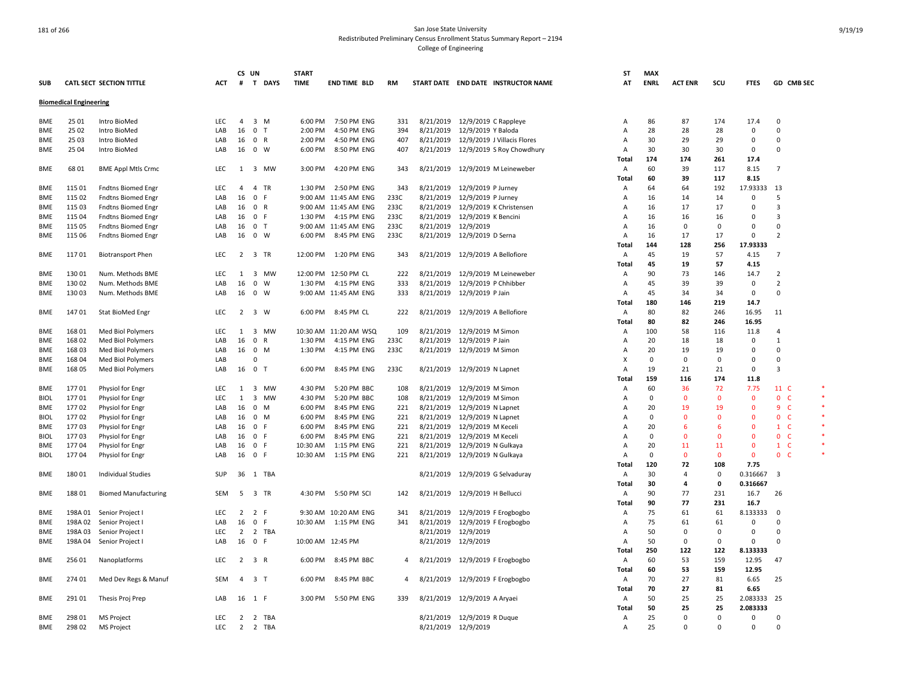San Jose State University
Redistributed Preliminary Census Enrollment Status Summary Report – 2194
College of Engineering

| SUB | CATL | SECT | SECTION TITTLE | ACT | CS # | UN T | DAYS | START TIME | END TIME | BLD | RM | START DATE | END DATE | INSTRUCTOR NAME | ST AT | MAX ENRL | ACT ENR | SCU | FTES | GD | CMB SEC |
|---|---|---|---|---|---|---|---|---|---|---|---|---|---|---|---|---|---|---|---|---|---|
| **Biomedical Engineering** | | | | | | | | | | | | | | | | | | | | | |
| BME | 25 | 01 | Intro BioMed | LEC | 4 | 3 | M | 6:00 PM | 7:50 PM | ENG | 331 | 8/21/2019 | 12/9/2019 | C Rappleye | A | 86 | 87 | 174 | 17.4 | 0 | |
| BME | 25 | 02 | Intro BioMed | LAB | 16 | 0 | T | 2:00 PM | 4:50 PM | ENG | 394 | 8/21/2019 | 12/9/2019 | Y Baloda | A | 28 | 28 | 28 | 0 | 0 | |
| BME | 25 | 03 | Intro BioMed | LAB | 16 | 0 | R | 2:00 PM | 4:50 PM | ENG | 407 | 8/21/2019 | 12/9/2019 | J Villacis Flores | A | 30 | 29 | 29 | 0 | 0 | |
| BME | 25 | 04 | Intro BioMed | LAB | 16 | 0 | W | 6:00 PM | 8:50 PM | ENG | 407 | 8/21/2019 | 12/9/2019 | S Roy Chowdhury | A | 30 | 30 | 30 | 0 | 0 | |
| | | | | | | | | | | | | | | | **Total** | **174** | **174** | **261** | **17.4** | | |
| BME | 68 | 01 | BME Appl Mtls Crmc | LEC | 1 | 3 | MW | 3:00 PM | 4:20 PM | ENG | 343 | 8/21/2019 | 12/9/2019 | M Leineweber | A | 60 | 39 | 117 | 8.15 | 7 | |
| | | | | | | | | | | | | | | | **Total** | **60** | **39** | **117** | **8.15** | | |
| BME | 115 | 01 | Fndtns Biomed Engr | LEC | 4 | 4 | TR | 1:30 PM | 2:50 PM | ENG | 343 | 8/21/2019 | 12/9/2019 | P Jurney | A | 64 | 64 | 192 | 17.93333 | 13 | |
| BME | 115 | 02 | Fndtns Biomed Engr | LAB | 16 | 0 | F | 9:00 AM | 11:45 AM | ENG | 233C | 8/21/2019 | 12/9/2019 | P Jurney | A | 16 | 14 | 14 | 0 | 5 | |
| BME | 115 | 03 | Fndtns Biomed Engr | LAB | 16 | 0 | R | 9:00 AM | 11:45 AM | ENG | 233C | 8/21/2019 | 12/9/2019 | K Christensen | A | 16 | 17 | 17 | 0 | 3 | |
| BME | 115 | 04 | Fndtns Biomed Engr | LAB | 16 | 0 | F | 1:30 PM | 4:15 PM | ENG | 233C | 8/21/2019 | 12/9/2019 | K Bencini | A | 16 | 16 | 16 | 0 | 3 | |
| BME | 115 | 05 | Fndtns Biomed Engr | LAB | 16 | 0 | T | 9:00 AM | 11:45 AM | ENG | 233C | 8/21/2019 | 12/9/2019 | | A | 16 | 0 | 0 | 0 | 0 | |
| BME | 115 | 06 | Fndtns Biomed Engr | LAB | 16 | 0 | W | 6:00 PM | 8:45 PM | ENG | 233C | 8/21/2019 | 12/9/2019 | D Serna | A | 16 | 17 | 17 | 0 | 2 | |
| | | | | | | | | | | | | | | | **Total** | **144** | **128** | **256** | **17.93333** | | |
| BME | 117 | 01 | Biotransport Phen | LEC | 2 | 3 | TR | 12:00 PM | 1:20 PM | ENG | 343 | 8/21/2019 | 12/9/2019 | A Bellofiore | A | 45 | 19 | 57 | 4.15 | 7 | |
| | | | | | | | | | | | | | | | **Total** | **45** | **19** | **57** | **4.15** | | |
| BME | 130 | 01 | Num. Methods BME | LEC | 1 | 3 | MW | 12:00 PM | 12:50 PM | CL | 222 | 8/21/2019 | 12/9/2019 | M Leineweber | A | 90 | 73 | 146 | 14.7 | 2 | |
| BME | 130 | 02 | Num. Methods BME | LAB | 16 | 0 | W | 1:30 PM | 4:15 PM | ENG | 333 | 8/21/2019 | 12/9/2019 | P Chhibber | A | 45 | 39 | 39 | 0 | 2 | |
| BME | 130 | 03 | Num. Methods BME | LAB | 16 | 0 | W | 9:00 AM | 11:45 AM | ENG | 333 | 8/21/2019 | 12/9/2019 | P Jain | A | 45 | 34 | 34 | 0 | 0 | |
| | | | | | | | | | | | | | | | **Total** | **180** | **146** | **219** | **14.7** | | |
| BME | 147 | 01 | Stat BioMed Engr | LEC | 2 | 3 | W | 6:00 PM | 8:45 PM | CL | 222 | 8/21/2019 | 12/9/2019 | A Bellofiore | A | 80 | 82 | 246 | 16.95 | 11 | |
| | | | | | | | | | | | | | | | **Total** | **80** | **82** | **246** | **16.95** | | |
| BME | 168 | 01 | Med Biol Polymers | LEC | 1 | 3 | MW | 10:30 AM | 11:20 AM | WSQ | 109 | 8/21/2019 | 12/9/2019 | M Simon | A | 100 | 58 | 116 | 11.8 | 4 | |
| BME | 168 | 02 | Med Biol Polymers | LAB | 16 | 0 | R | 1:30 PM | 4:15 PM | ENG | 233C | 8/21/2019 | 12/9/2019 | P Jain | A | 20 | 18 | 18 | 0 | 1 | |
| BME | 168 | 03 | Med Biol Polymers | LAB | 16 | 0 | M | 1:30 PM | 4:15 PM | ENG | 233C | 8/21/2019 | 12/9/2019 | M Simon | A | 20 | 19 | 19 | 0 | 0 | |
| BME | 168 | 04 | Med Biol Polymers | LAB | | 0 | | | | | | | | | X | 0 | 0 | 0 | 0 | 0 | |
| BME | 168 | 05 | Med Biol Polymers | LAB | 16 | 0 | T | 6:00 PM | 8:45 PM | ENG | 233C | 8/21/2019 | 12/9/2019 | N Lapnet | A | 19 | 21 | 21 | 0 | 3 | |
| | | | | | | | | | | | | | | | **Total** | **159** | **116** | **174** | **11.8** | | |
| BME | 177 | 01 | Physiol for Engr | LEC | 1 | 3 | MW | 4:30 PM | 5:20 PM | BBC | 108 | 8/21/2019 | 12/9/2019 | M Simon | A | 60 | 36 | 72 | 7.75 | 11 | C * |
| BIOL | 177 | 01 | Physiol for Engr | LEC | 1 | 3 | MW | 4:30 PM | 5:20 PM | BBC | 108 | 8/21/2019 | 12/9/2019 | M Simon | A | 0 | 0 | 0 | 0 | 0 | C * |
| BME | 177 | 02 | Physiol for Engr | LAB | 16 | 0 | M | 6:00 PM | 8:45 PM | ENG | 221 | 8/21/2019 | 12/9/2019 | N Lapnet | A | 20 | 19 | 19 | 0 | 9 | C * |
| BIOL | 177 | 02 | Physiol for Engr | LAB | 16 | 0 | M | 6:00 PM | 8:45 PM | ENG | 221 | 8/21/2019 | 12/9/2019 | N Lapnet | A | 0 | 0 | 0 | 0 | 0 | C * |
| BME | 177 | 03 | Physiol for Engr | LAB | 16 | 0 | F | 6:00 PM | 8:45 PM | ENG | 221 | 8/21/2019 | 12/9/2019 | M Keceli | A | 20 | 6 | 6 | 0 | 1 | C * |
| BIOL | 177 | 03 | Physiol for Engr | LAB | 16 | 0 | F | 6:00 PM | 8:45 PM | ENG | 221 | 8/21/2019 | 12/9/2019 | M Keceli | A | 0 | 0 | 0 | 0 | 0 | C * |
| BME | 177 | 04 | Physiol for Engr | LAB | 16 | 0 | F | 10:30 AM | 1:15 PM | ENG | 221 | 8/21/2019 | 12/9/2019 | N Gulkaya | A | 20 | 11 | 11 | 0 | 1 | C * |
| BIOL | 177 | 04 | Physiol for Engr | LAB | 16 | 0 | F | 10:30 AM | 1:15 PM | ENG | 221 | 8/21/2019 | 12/9/2019 | N Gulkaya | A | 0 | 0 | 0 | 0 | 0 | C * |
| | | | | | | | | | | | | | | | **Total** | **120** | **72** | **108** | **7.75** | | |
| BME | 180 | 01 | Individual Studies | SUP | 36 | 1 | TBA | | | | | 8/21/2019 | 12/9/2019 | G Selvaduray | A | 30 | 4 | 0 | 0.316667 | 3 | |
| | | | | | | | | | | | | | | | **Total** | **30** | **4** | **0** | **0.316667** | | |
| BME | 188 | 01 | Biomed Manufacturing | SEM | 5 | 3 | TR | 4:30 PM | 5:50 PM | SCI | 142 | 8/21/2019 | 12/9/2019 | H Bellucci | A | 90 | 77 | 231 | 16.7 | 26 | |
| | | | | | | | | | | | | | | | **Total** | **90** | **77** | **231** | **16.7** | | |
| BME | 198A | 01 | Senior Project I | LEC | 2 | 2 | F | 9:30 AM | 10:20 AM | ENG | 341 | 8/21/2019 | 12/9/2019 | F Erogbogbo | A | 75 | 61 | 61 | 8.133333 | 0 | |
| BME | 198A | 02 | Senior Project I | LAB | 16 | 0 | F | 10:30 AM | 1:15 PM | ENG | 341 | 8/21/2019 | 12/9/2019 | F Erogbogbo | A | 75 | 61 | 61 | 0 | 0 | |
| BME | 198A | 03 | Senior Project I | LEC | 2 | 2 | TBA | | | | | 8/21/2019 | 12/9/2019 | | A | 50 | 0 | 0 | 0 | 0 | |
| BME | 198A | 04 | Senior Project I | LAB | 16 | 0 | F | 10:00 AM | 12:45 PM | | | 8/21/2019 | 12/9/2019 | | A | 50 | 0 | 0 | 0 | 0 | |
| | | | | | | | | | | | | | | | **Total** | **250** | **122** | **122** | **8.133333** | | |
| BME | 256 | 01 | Nanoplatforms | LEC | 2 | 3 | R | 6:00 PM | 8:45 PM | BBC | 4 | 8/21/2019 | 12/9/2019 | F Erogbogbo | A | 60 | 53 | 159 | 12.95 | 47 | |
| | | | | | | | | | | | | | | | **Total** | **60** | **53** | **159** | **12.95** | | |
| BME | 274 | 01 | Med Dev Regs & Manuf | SEM | 4 | 3 | T | 6:00 PM | 8:45 PM | BBC | 4 | 8/21/2019 | 12/9/2019 | F Erogbogbo | A | 70 | 27 | 81 | 6.65 | 25 | |
| | | | | | | | | | | | | | | | **Total** | **70** | **27** | **81** | **6.65** | | |
| BME | 291 | 01 | Thesis Proj Prep | LAB | 16 | 1 | F | 3:00 PM | 5:50 PM | ENG | 339 | 8/21/2019 | 12/9/2019 | A Aryaei | A | 50 | 25 | 25 | 2.083333 | 25 | |
| | | | | | | | | | | | | | | | **Total** | **50** | **25** | **25** | **2.083333** | | |
| BME | 298 | 01 | MS Project | LEC | 2 | 2 | TBA | | | | | 8/21/2019 | 12/9/2019 | R Duque | A | 25 | 0 | 0 | 0 | 0 | |
| BME | 298 | 02 | MS Project | LEC | 2 | 2 | TBA | | | | | 8/21/2019 | 12/9/2019 | | A | 25 | 0 | 0 | 0 | 0 | |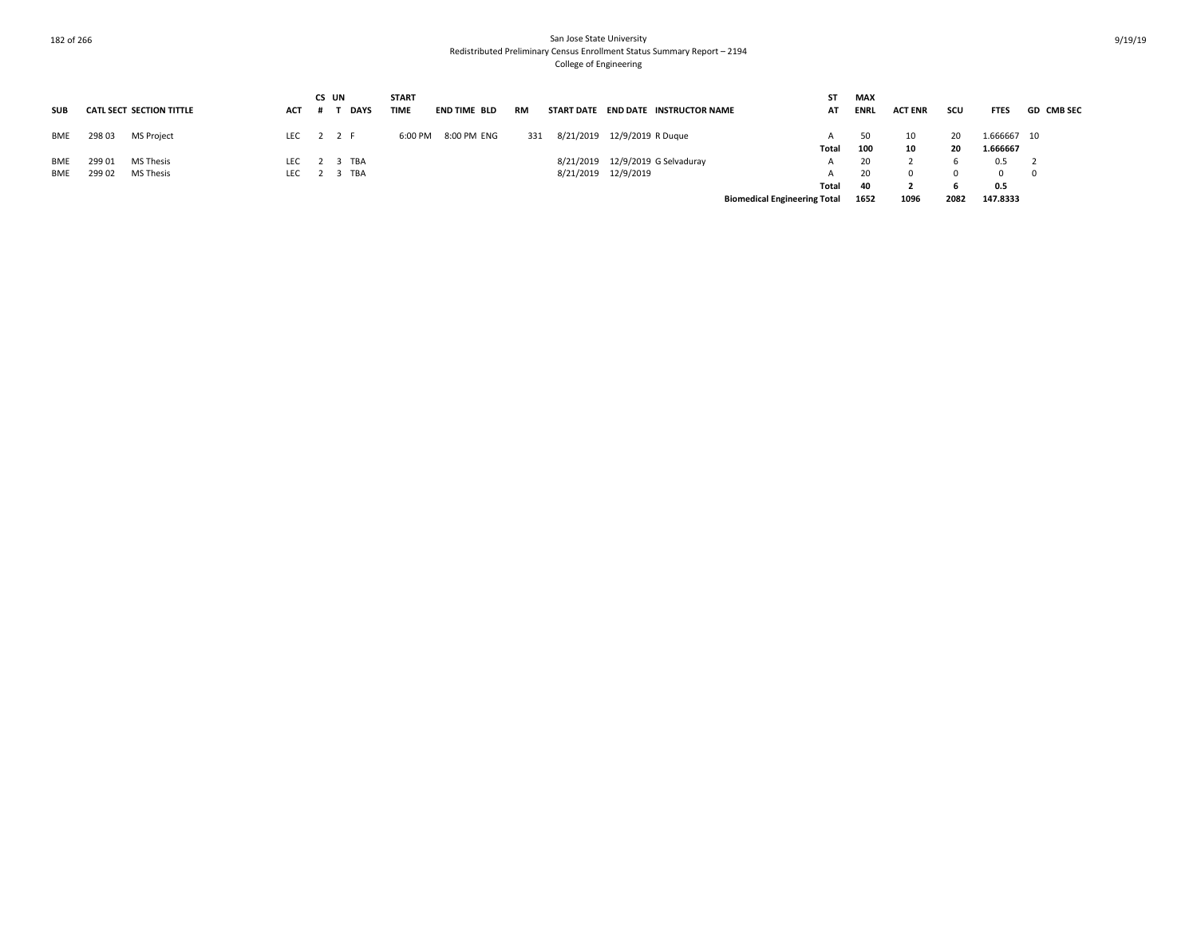San Jose State University
Redistributed Preliminary Census Enrollment Status Summary Report – 2194
College of Engineering

| SUB | CATL | SECT | SECTION TITTLE | ACT | CS # | UN T | DAYS | START TIME | END TIME | BLD | RM | START DATE | END DATE | INSTRUCTOR NAME | ST AT | MAX ENRL | ACT ENR | SCU | FTES | GD | CMB SEC |
|---|---|---|---|---|---|---|---|---|---|---|---|---|---|---|---|---|---|---|---|---|---|
| BME | 298 | 03 | MS Project | LEC | 2 | 2 | F | 6:00 PM | 8:00 PM | ENG | 331 | 8/21/2019 | 12/9/2019 | R Duque | A | 50 | 10 | 20 | 1.666667 | 10 | |
| | | | | | | | | | | | | | | | **Total** | **100** | **10** | **20** | **1.666667** | | |
| BME | 299 | 01 | MS Thesis | LEC | 2 | 3 | TBA | | | | | 8/21/2019 | 12/9/2019 | G Selvaduray | A | 20 | 2 | 6 | 0.5 | 2 | |
| BME | 299 | 02 | MS Thesis | LEC | 2 | 3 | TBA | | | | | 8/21/2019 | 12/9/2019 | | A | 20 | 0 | 0 | 0 | 0 | |
| | | | | | | | | | | | | | | | **Total** | **40** | **2** | **6** | **0.5** | | |
| | | | | | | | | | | | | | | **Biomedical Engineering Total** | | **1652** | **1096** | **2082** | **147.8333** | | |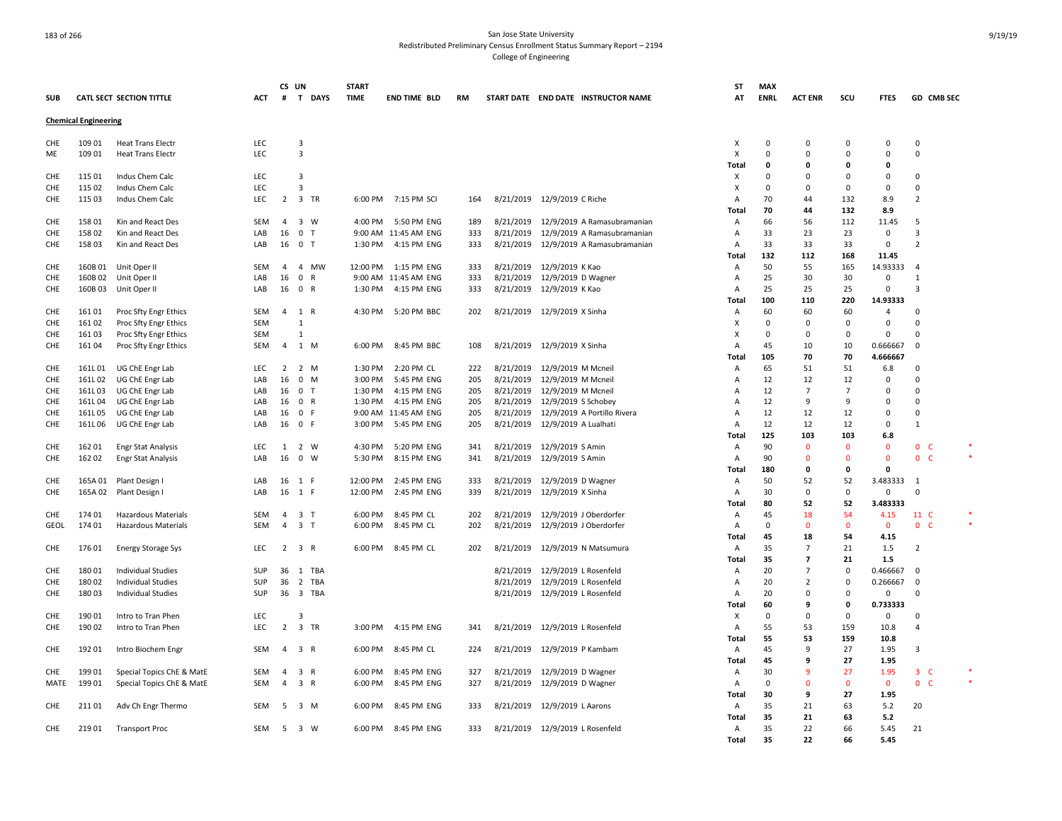San Jose State University
Redistributed Preliminary Census Enrollment Status Summary Report – 2194
College of Engineering

| SUB | CATL | SECT | SECTION TITTLE | ACT | CS # | UN T | DAYS | START TIME | END TIME | BLD | RM | START DATE | END DATE | INSTRUCTOR NAME | ST AT | MAX ENRL | ACT ENR | SCU | FTES | GD | CMB SEC | |
|---|---|---|---|---|---|---|---|---|---|---|---|---|---|---|---|---|---|---|---|---|---|---|
| **Chemical Engineering** | | | | | | | | | | | | | | | | | | | | | | |
| CHE | 109 | 01 | Heat Trans Electr | LEC | | 3 | | | | | | | | | X | 0 | 0 | 0 | 0 | 0 | | |
| ME | 109 | 01 | Heat Trans Electr | LEC | | 3 | | | | | | | | | X | 0 | 0 | 0 | 0 | 0 | | |
| | | | | | | | | | | | | | | | Total | 0 | 0 | 0 | 0 | | | |
| CHE | 115 | 01 | Indus Chem Calc | LEC | | 3 | | | | | | | | | X | 0 | 0 | 0 | 0 | 0 | | |
| CHE | 115 | 02 | Indus Chem Calc | LEC | | 3 | | | | | | | | | X | 0 | 0 | 0 | 0 | 0 | | |
| CHE | 115 | 03 | Indus Chem Calc | LEC | 2 | 3 | TR | 6:00 PM | 7:15 PM | SCI | 164 | 8/21/2019 | 12/9/2019 | C Riche | A | 70 | 44 | 132 | 8.9 | 2 | | |
| | | | | | | | | | | | | | | | Total | 70 | 44 | 132 | 8.9 | | | |
| CHE | 158 | 01 | Kin and React Des | SEM | 4 | 3 | W | 4:00 PM | 5:50 PM | ENG | 189 | 8/21/2019 | 12/9/2019 | A Ramasubramanian | A | 66 | 56 | 112 | 11.45 | 5 | | |
| CHE | 158 | 02 | Kin and React Des | LAB | 16 | 0 | T | 9:00 AM | 11:45 AM | ENG | 333 | 8/21/2019 | 12/9/2019 | A Ramasubramanian | A | 33 | 23 | 23 | 0 | 3 | | |
| CHE | 158 | 03 | Kin and React Des | LAB | 16 | 0 | T | 1:30 PM | 4:15 PM | ENG | 333 | 8/21/2019 | 12/9/2019 | A Ramasubramanian | A | 33 | 33 | 33 | 0 | 2 | | |
| | | | | | | | | | | | | | | | Total | 132 | 112 | 168 | 11.45 | | | |
| CHE | 160B | 01 | Unit Oper II | SEM | 4 | 4 | MW | 12:00 PM | 1:15 PM | ENG | 333 | 8/21/2019 | 12/9/2019 | K Kao | A | 50 | 55 | 165 | 14.93333 | 4 | | |
| CHE | 160B | 02 | Unit Oper II | LAB | 16 | 0 | R | 9:00 AM | 11:45 AM | ENG | 333 | 8/21/2019 | 12/9/2019 | D Wagner | A | 25 | 30 | 30 | 0 | 1 | | |
| CHE | 160B | 03 | Unit Oper II | LAB | 16 | 0 | R | 1:30 PM | 4:15 PM | ENG | 333 | 8/21/2019 | 12/9/2019 | K Kao | A | 25 | 25 | 25 | 0 | 3 | | |
| | | | | | | | | | | | | | | | Total | 100 | 110 | 220 | 14.93333 | | | |
| CHE | 161 | 01 | Proc Sfty Engr Ethics | SEM | 4 | 1 | R | 4:30 PM | 5:20 PM | BBC | 202 | 8/21/2019 | 12/9/2019 | X Sinha | A | 60 | 60 | 60 | 4 | 0 | | |
| CHE | 161 | 02 | Proc Sfty Engr Ethics | SEM | | 1 | | | | | | | | | X | 0 | 0 | 0 | 0 | 0 | | |
| CHE | 161 | 03 | Proc Sfty Engr Ethics | SEM | | 1 | | | | | | | | | X | 0 | 0 | 0 | 0 | 0 | | |
| CHE | 161 | 04 | Proc Sfty Engr Ethics | SEM | 4 | 1 | M | 6:00 PM | 8:45 PM | BBC | 108 | 8/21/2019 | 12/9/2019 | X Sinha | A | 45 | 10 | 10 | 0.666667 | 0 | | |
| | | | | | | | | | | | | | | | Total | 105 | 70 | 70 | 4.666667 | | | |
| CHE | 161L | 01 | UG ChE Engr Lab | LEC | 2 | 2 | M | 1:30 PM | 2:20 PM | CL | 222 | 8/21/2019 | 12/9/2019 | M Mcneil | A | 65 | 51 | 51 | 6.8 | 0 | | |
| CHE | 161L | 02 | UG ChE Engr Lab | LAB | 16 | 0 | M | 3:00 PM | 5:45 PM | ENG | 205 | 8/21/2019 | 12/9/2019 | M Mcneil | A | 12 | 12 | 12 | 0 | 0 | | |
| CHE | 161L | 03 | UG ChE Engr Lab | LAB | 16 | 0 | T | 1:30 PM | 4:15 PM | ENG | 205 | 8/21/2019 | 12/9/2019 | M Mcneil | A | 12 | 7 | 7 | 0 | 0 | | |
| CHE | 161L | 04 | UG ChE Engr Lab | LAB | 16 | 0 | R | 1:30 PM | 4:15 PM | ENG | 205 | 8/21/2019 | 12/9/2019 | S Schobey | A | 12 | 9 | 9 | 0 | 0 | | |
| CHE | 161L | 05 | UG ChE Engr Lab | LAB | 16 | 0 | F | 9:00 AM | 11:45 AM | ENG | 205 | 8/21/2019 | 12/9/2019 | A Portillo Rivera | A | 12 | 12 | 12 | 0 | 0 | | |
| CHE | 161L | 06 | UG ChE Engr Lab | LAB | 16 | 0 | F | 3:00 PM | 5:45 PM | ENG | 205 | 8/21/2019 | 12/9/2019 | A Lualhati | A | 12 | 12 | 12 | 0 | 1 | | |
| | | | | | | | | | | | | | | | Total | 125 | 103 | 103 | 6.8 | | | |
| CHE | 162 | 01 | Engr Stat Analysis | LEC | 1 | 2 | W | 4:30 PM | 5:20 PM | ENG | 341 | 8/21/2019 | 12/9/2019 | S Amin | A | 90 | 0 | 0 | 0 | 0 | C | * |
| CHE | 162 | 02 | Engr Stat Analysis | LAB | 16 | 0 | W | 5:30 PM | 8:15 PM | ENG | 341 | 8/21/2019 | 12/9/2019 | S Amin | A | 90 | 0 | 0 | 0 | 0 | C | * |
| | | | | | | | | | | | | | | | Total | 180 | 0 | 0 | 0 | | | |
| CHE | 165A | 01 | Plant Design I | LAB | 16 | 1 | F | 12:00 PM | 2:45 PM | ENG | 333 | 8/21/2019 | 12/9/2019 | D Wagner | A | 50 | 52 | 52 | 3.483333 | 1 | | |
| CHE | 165A | 02 | Plant Design I | LAB | 16 | 1 | F | 12:00 PM | 2:45 PM | ENG | 339 | 8/21/2019 | 12/9/2019 | X Sinha | A | 30 | 0 | 0 | 0 | 0 | | |
| | | | | | | | | | | | | | | | Total | 80 | 52 | 52 | 3.483333 | | | |
| CHE | 174 | 01 | Hazardous Materials | SEM | 4 | 3 | T | 6:00 PM | 8:45 PM | CL | 202 | 8/21/2019 | 12/9/2019 | J Oberdorfer | A | 45 | 18 | 54 | 4.15 | 11 | C | * |
| GEOL | 174 | 01 | Hazardous Materials | SEM | 4 | 3 | T | 6:00 PM | 8:45 PM | CL | 202 | 8/21/2019 | 12/9/2019 | J Oberdorfer | A | 0 | 0 | 0 | 0 | 0 | C | * |
| | | | | | | | | | | | | | | | Total | 45 | 18 | 54 | 4.15 | | | |
| CHE | 176 | 01 | Energy Storage Sys | LEC | 2 | 3 | R | 6:00 PM | 8:45 PM | CL | 202 | 8/21/2019 | 12/9/2019 | N Matsumura | A | 35 | 7 | 21 | 1.5 | 2 | | |
| | | | | | | | | | | | | | | | Total | 35 | 7 | 21 | 1.5 | | | |
| CHE | 180 | 01 | Individual Studies | SUP | 36 | 1 | TBA | | | | | 8/21/2019 | 12/9/2019 | L Rosenfeld | A | 20 | 7 | 0 | 0.466667 | 0 | | |
| CHE | 180 | 02 | Individual Studies | SUP | 36 | 2 | TBA | | | | | 8/21/2019 | 12/9/2019 | L Rosenfeld | A | 20 | 2 | 0 | 0.266667 | 0 | | |
| CHE | 180 | 03 | Individual Studies | SUP | 36 | 3 | TBA | | | | | 8/21/2019 | 12/9/2019 | L Rosenfeld | A | 20 | 0 | 0 | 0 | 0 | | |
| | | | | | | | | | | | | | | | Total | 60 | 9 | 0 | 0.733333 | | | |
| CHE | 190 | 01 | Intro to Tran Phen | LEC | | 3 | | | | | | | | | X | 0 | 0 | 0 | 0 | 0 | | |
| CHE | 190 | 02 | Intro to Tran Phen | LEC | 2 | 3 | TR | 3:00 PM | 4:15 PM | ENG | 341 | 8/21/2019 | 12/9/2019 | L Rosenfeld | A | 55 | 53 | 159 | 10.8 | 4 | | |
| | | | | | | | | | | | | | | | Total | 55 | 53 | 159 | 10.8 | | | |
| CHE | 192 | 01 | Intro Biochem Engr | SEM | 4 | 3 | R | 6:00 PM | 8:45 PM | CL | 224 | 8/21/2019 | 12/9/2019 | P Kambam | A | 45 | 9 | 27 | 1.95 | 3 | | |
| | | | | | | | | | | | | | | | Total | 45 | 9 | 27 | 1.95 | | | |
| CHE | 199 | 01 | Special Topics ChE & MatE | SEM | 4 | 3 | R | 6:00 PM | 8:45 PM | ENG | 327 | 8/21/2019 | 12/9/2019 | D Wagner | A | 30 | 9 | 27 | 1.95 | 3 | C | * |
| MATE | 199 | 01 | Special Topics ChE & MatE | SEM | 4 | 3 | R | 6:00 PM | 8:45 PM | ENG | 327 | 8/21/2019 | 12/9/2019 | D Wagner | A | 0 | 0 | 0 | 0 | 0 | C | * |
| | | | | | | | | | | | | | | | Total | 30 | 9 | 27 | 1.95 | | | |
| CHE | 211 | 01 | Adv Ch Engr Thermo | SEM | 5 | 3 | M | 6:00 PM | 8:45 PM | ENG | 333 | 8/21/2019 | 12/9/2019 | L Aarons | A | 35 | 21 | 63 | 5.2 | 20 | | |
| | | | | | | | | | | | | | | | Total | 35 | 21 | 63 | 5.2 | | | |
| CHE | 219 | 01 | Transport Proc | SEM | 5 | 3 | W | 6:00 PM | 8:45 PM | ENG | 333 | 8/21/2019 | 12/9/2019 | L Rosenfeld | A | 35 | 22 | 66 | 5.45 | 21 | | |
| | | | | | | | | | | | | | | | Total | 35 | 22 | 66 | 5.45 | | | |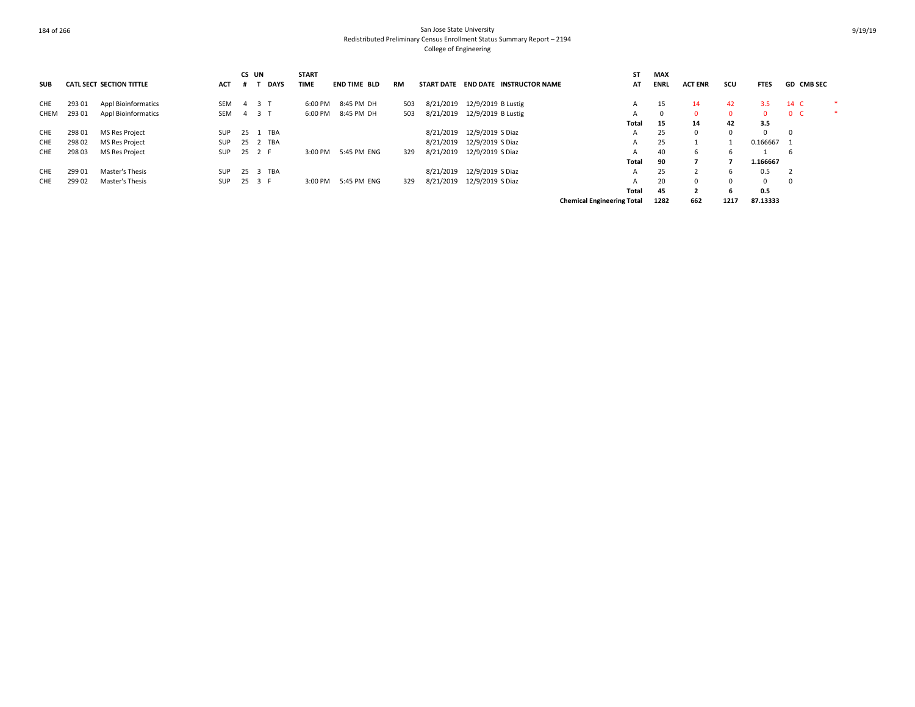San Jose State University
Redistributed Preliminary Census Enrollment Status Summary Report – 2194
College of Engineering

| SUB | CATL | SECT | SECTION TITTLE | ACT | CS # | UN T | DAYS | START TIME | END TIME | BLD | RM | START DATE | END DATE | INSTRUCTOR NAME | ST AT | MAX ENRL | ACT ENR | SCU | FTES | GD | CMB SEC | |
|---|---|---|---|---|---|---|---|---|---|---|---|---|---|---|---|---|---|---|---|---|---|---|
| CHE | 293 | 01 | Appl Bioinformatics | SEM | 4 | 3 | T | 6:00 PM | 8:45 PM | DH | 503 | 8/21/2019 | 12/9/2019 | B Lustig | A | 15 | 14 | 42 | 3.5 | 14 | C | * |
| CHEM | 293 | 01 | Appl Bioinformatics | SEM | 4 | 3 | T | 6:00 PM | 8:45 PM | DH | 503 | 8/21/2019 | 12/9/2019 | B Lustig | A | 0 | 0 | 0 | 0 | 0 | C | * |
| | | | | | | | | | | | | | | | **Total** | **15** | **14** | **42** | **3.5** | | | |
| CHE | 298 | 01 | MS Res Project | SUP | 25 | 1 | TBA | | | | | 8/21/2019 | 12/9/2019 | S Diaz | A | 25 | 0 | 0 | 0 | 0 | | |
| CHE | 298 | 02 | MS Res Project | SUP | 25 | 2 | TBA | | | | | 8/21/2019 | 12/9/2019 | S Diaz | A | 25 | 1 | 1 | 0.166667 | 1 | | |
| CHE | 298 | 03 | MS Res Project | SUP | 25 | 2 | F | 3:00 PM | 5:45 PM | ENG | 329 | 8/21/2019 | 12/9/2019 | S Diaz | A | 40 | 6 | 6 | 1 | 6 | | |
| | | | | | | | | | | | | | | | **Total** | **90** | **7** | **7** | **1.166667** | | | |
| CHE | 299 | 01 | Master's Thesis | SUP | 25 | 3 | TBA | | | | | 8/21/2019 | 12/9/2019 | S Diaz | A | 25 | 2 | 6 | 0.5 | 2 | | |
| CHE | 299 | 02 | Master's Thesis | SUP | 25 | 3 | F | 3:00 PM | 5:45 PM | ENG | 329 | 8/21/2019 | 12/9/2019 | S Diaz | A | 20 | 0 | 0 | 0 | 0 | | |
| | | | | | | | | | | | | | | | **Total** | **45** | **2** | **6** | **0.5** | | | |
| | | | | | | | | | | | | | | | **Chemical Engineering Total** | **1282** | **662** | **1217** | **87.13333** | | | |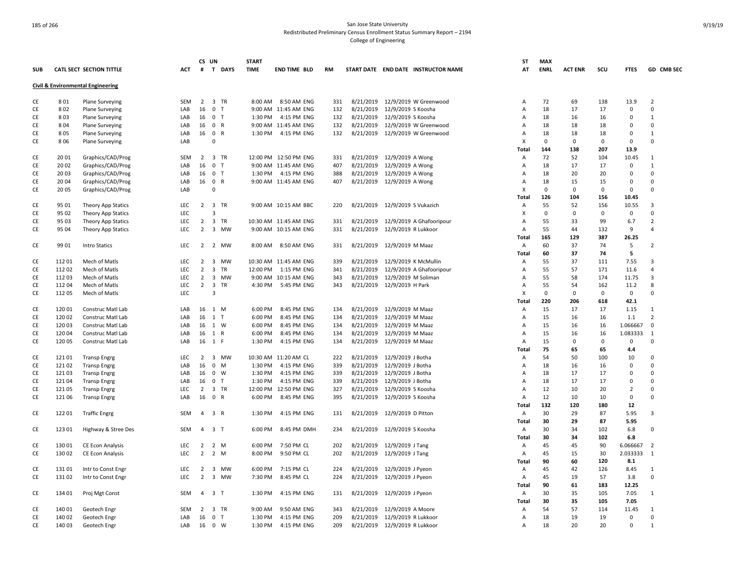San Jose State University
Redistributed Preliminary Census Enrollment Status Summary Report – 2194
College of Engineering

| SUB | CATL | SECT | SECTION TITTLE | ACT | CS # | UN T | DAYS | START TIME | END TIME | BLD | RM | START DATE | END DATE | INSTRUCTOR NAME | ST AT | MAX ENRL | ACT ENR | SCU | FTES | GD | CMB SEC |
|---|---|---|---|---|---|---|---|---|---|---|---|---|---|---|---|---|---|---|---|---|---|
| **Civil & Environmental Engineering** | | | | | | | | | | | | | | | | | | | | | |
| CE | 8 | 01 | Plane Surveying | SEM | 2 | 3 | TR | 8:00 AM | 8:50 AM | ENG | 331 | 8/21/2019 | 12/9/2019 | W Greenwood | A | 72 | 69 | 138 | 13.9 | 2 | |
| CE | 8 | 02 | Plane Surveying | LAB | 16 | 0 | T | 9:00 AM | 11:45 AM | ENG | 132 | 8/21/2019 | 12/9/2019 | S Koosha | A | 18 | 17 | 17 | 0 | 0 | |
| CE | 8 | 03 | Plane Surveying | LAB | 16 | 0 | T | 1:30 PM | 4:15 PM | ENG | 132 | 8/21/2019 | 12/9/2019 | S Koosha | A | 18 | 16 | 16 | 0 | 1 | |
| CE | 8 | 04 | Plane Surveying | LAB | 16 | 0 | R | 9:00 AM | 11:45 AM | ENG | 132 | 8/21/2019 | 12/9/2019 | W Greenwood | A | 18 | 18 | 18 | 0 | 0 | |
| CE | 8 | 05 | Plane Surveying | LAB | 16 | 0 | R | 1:30 PM | 4:15 PM | ENG | 132 | 8/21/2019 | 12/9/2019 | W Greenwood | A | 18 | 18 | 18 | 0 | 1 | |
| CE | 8 | 06 | Plane Surveying | LAB | | 0 | | | | | | | | | X | 0 | 0 | 0 | 0 | 0 | |
| | | | | | | | | | | | | | | | **Total** | **144** | **138** | **207** | **13.9** | | |
| CE | 20 | 01 | Graphics/CAD/Prog | SEM | 2 | 3 | TR | 12:00 PM | 12:50 PM | ENG | 331 | 8/21/2019 | 12/9/2019 | A Wong | A | 72 | 52 | 104 | 10.45 | 1 | |
| CE | 20 | 02 | Graphics/CAD/Prog | LAB | 16 | 0 | T | 9:00 AM | 11:45 AM | ENG | 407 | 8/21/2019 | 12/9/2019 | A Wong | A | 18 | 17 | 17 | 0 | 1 | |
| CE | 20 | 03 | Graphics/CAD/Prog | LAB | 16 | 0 | T | 1:30 PM | 4:15 PM | ENG | 388 | 8/21/2019 | 12/9/2019 | A Wong | A | 18 | 20 | 20 | 0 | 0 | |
| CE | 20 | 04 | Graphics/CAD/Prog | LAB | 16 | 0 | R | 9:00 AM | 11:45 AM | ENG | 407 | 8/21/2019 | 12/9/2019 | A Wong | A | 18 | 15 | 15 | 0 | 0 | |
| CE | 20 | 05 | Graphics/CAD/Prog | LAB | | 0 | | | | | | | | | X | 0 | 0 | 0 | 0 | 0 | |
| | | | | | | | | | | | | | | | **Total** | **126** | **104** | **156** | **10.45** | | |
| CE | 95 | 01 | Theory App Statics | LEC | 2 | 3 | TR | 9:00 AM | 10:15 AM | BBC | 220 | 8/21/2019 | 12/9/2019 | S Vukazich | A | 55 | 52 | 156 | 10.55 | 3 | |
| CE | 95 | 02 | Theory App Statics | LEC | | 3 | | | | | | | | | X | 0 | 0 | 0 | 0 | 0 | |
| CE | 95 | 03 | Theory App Statics | LEC | 2 | 3 | TR | 10:30 AM | 11:45 AM | ENG | 331 | 8/21/2019 | 12/9/2019 | A Ghafooripour | A | 55 | 33 | 99 | 6.7 | 2 | |
| CE | 95 | 04 | Theory App Statics | LEC | 2 | 3 | MW | 9:00 AM | 10:15 AM | ENG | 331 | 8/21/2019 | 12/9/2019 | R Lukkoor | A | 55 | 44 | 132 | 9 | 4 | |
| | | | | | | | | | | | | | | | **Total** | **165** | **129** | **387** | **26.25** | | |
| CE | 99 | 01 | Intro Statics | LEC | 2 | 2 | MW | 8:00 AM | 8:50 AM | ENG | 331 | 8/21/2019 | 12/9/2019 | M Maaz | A | 60 | 37 | 74 | 5 | 2 | |
| | | | | | | | | | | | | | | | **Total** | **60** | **37** | **74** | **5** | | |
| CE | 112 | 01 | Mech of Matls | LEC | 2 | 3 | MW | 10:30 AM | 11:45 AM | ENG | 339 | 8/21/2019 | 12/9/2019 | K McMullin | A | 55 | 37 | 111 | 7.55 | 3 | |
| CE | 112 | 02 | Mech of Matls | LEC | 2 | 3 | TR | 12:00 PM | 1:15 PM | ENG | 341 | 8/21/2019 | 12/9/2019 | A Ghafooripour | A | 55 | 57 | 171 | 11.6 | 4 | |
| CE | 112 | 03 | Mech of Matls | LEC | 2 | 3 | MW | 9:00 AM | 10:15 AM | ENG | 343 | 8/21/2019 | 12/9/2019 | M Soliman | A | 55 | 58 | 174 | 11.75 | 3 | |
| CE | 112 | 04 | Mech of Matls | LEC | 2 | 3 | TR | 4:30 PM | 5:45 PM | ENG | 343 | 8/21/2019 | 12/9/2019 | H Park | A | 55 | 54 | 162 | 11.2 | 8 | |
| CE | 112 | 05 | Mech of Matls | LEC | | 3 | | | | | | | | | X | 0 | 0 | 0 | 0 | 0 | |
| | | | | | | | | | | | | | | | **Total** | **220** | **206** | **618** | **42.1** | | |
| CE | 120 | 01 | Construc Matl Lab | LAB | 16 | 1 | M | 6:00 PM | 8:45 PM | ENG | 134 | 8/21/2019 | 12/9/2019 | M Maaz | A | 15 | 17 | 17 | 1.15 | 1 | |
| CE | 120 | 02 | Construc Matl Lab | LAB | 16 | 1 | T | 6:00 PM | 8:45 PM | ENG | 134 | 8/21/2019 | 12/9/2019 | M Maaz | A | 15 | 16 | 16 | 1.1 | 2 | |
| CE | 120 | 03 | Construc Matl Lab | LAB | 16 | 1 | W | 6:00 PM | 8:45 PM | ENG | 134 | 8/21/2019 | 12/9/2019 | M Maaz | A | 15 | 16 | 16 | 1.066667 | 0 | |
| CE | 120 | 04 | Construc Matl Lab | LAB | 16 | 1 | R | 6:00 PM | 8:45 PM | ENG | 134 | 8/21/2019 | 12/9/2019 | M Maaz | A | 15 | 16 | 16 | 1.083333 | 1 | |
| CE | 120 | 05 | Construc Matl Lab | LAB | 16 | 1 | F | 1:30 PM | 4:15 PM | ENG | 134 | 8/21/2019 | 12/9/2019 | M Maaz | A | 15 | 0 | 0 | 0 | 0 | |
| | | | | | | | | | | | | | | | **Total** | **75** | **65** | **65** | **4.4** | | |
| CE | 121 | 01 | Transp Engrg | LEC | 2 | 3 | MW | 10:30 AM | 11:20 AM | CL | 222 | 8/21/2019 | 12/9/2019 | J Botha | A | 54 | 50 | 100 | 10 | 0 | |
| CE | 121 | 02 | Transp Engrg | LAB | 16 | 0 | M | 1:30 PM | 4:15 PM | ENG | 339 | 8/21/2019 | 12/9/2019 | J Botha | A | 18 | 16 | 16 | 0 | 0 | |
| CE | 121 | 03 | Transp Engrg | LAB | 16 | 0 | W | 1:30 PM | 4:15 PM | ENG | 339 | 8/21/2019 | 12/9/2019 | J Botha | A | 18 | 17 | 17 | 0 | 0 | |
| CE | 121 | 04 | Transp Engrg | LAB | 16 | 0 | T | 1:30 PM | 4:15 PM | ENG | 339 | 8/21/2019 | 12/9/2019 | J Botha | A | 18 | 17 | 17 | 0 | 0 | |
| CE | 121 | 05 | Transp Engrg | LEC | 2 | 3 | TR | 12:00 PM | 12:50 PM | ENG | 327 | 8/21/2019 | 12/9/2019 | S Koosha | A | 12 | 10 | 20 | 2 | 0 | |
| CE | 121 | 06 | Transp Engrg | LAB | 16 | 0 | R | 6:00 PM | 8:45 PM | ENG | 395 | 8/21/2019 | 12/9/2019 | S Koosha | A | 12 | 10 | 10 | 0 | 0 | |
| | | | | | | | | | | | | | | | **Total** | **132** | **120** | **180** | **12** | | |
| CE | 122 | 01 | Traffic Engrg | SEM | 4 | 3 | R | 1:30 PM | 4:15 PM | ENG | 131 | 8/21/2019 | 12/9/2019 | D Pitton | A | 30 | 29 | 87 | 5.95 | 3 | |
| | | | | | | | | | | | | | | | **Total** | **30** | **29** | **87** | **5.95** | | |
| CE | 123 | 01 | Highway & Stree Des | SEM | 4 | 3 | T | 6:00 PM | 8:45 PM | DMH | 234 | 8/21/2019 | 12/9/2019 | S Koosha | A | 30 | 34 | 102 | 6.8 | 0 | |
| | | | | | | | | | | | | | | | **Total** | **30** | **34** | **102** | **6.8** | | |
| CE | 130 | 01 | CE Econ Analysis | LEC | 2 | 2 | M | 6:00 PM | 7:50 PM | CL | 202 | 8/21/2019 | 12/9/2019 | J Tang | A | 45 | 45 | 90 | 6.066667 | 2 | |
| CE | 130 | 02 | CE Econ Analysis | LEC | 2 | 2 | M | 8:00 PM | 9:50 PM | CL | 202 | 8/21/2019 | 12/9/2019 | J Tang | A | 45 | 15 | 30 | 2.033333 | 1 | |
| | | | | | | | | | | | | | | | **Total** | **90** | **60** | **120** | **8.1** | | |
| CE | 131 | 01 | Intr to Const Engr | LEC | 2 | 3 | MW | 6:00 PM | 7:15 PM | CL | 224 | 8/21/2019 | 12/9/2019 | J Pyeon | A | 45 | 42 | 126 | 8.45 | 1 | |
| CE | 131 | 02 | Intr to Const Engr | LEC | 2 | 3 | MW | 7:30 PM | 8:45 PM | CL | 224 | 8/21/2019 | 12/9/2019 | J Pyeon | A | 45 | 19 | 57 | 3.8 | 0 | |
| | | | | | | | | | | | | | | | **Total** | **90** | **61** | **183** | **12.25** | | |
| CE | 134 | 01 | Proj Mgt Const | SEM | 4 | 3 | T | 1:30 PM | 4:15 PM | ENG | 131 | 8/21/2019 | 12/9/2019 | J Pyeon | A | 30 | 35 | 105 | 7.05 | 1 | |
| | | | | | | | | | | | | | | | **Total** | **30** | **35** | **105** | **7.05** | | |
| CE | 140 | 01 | Geotech Engr | SEM | 2 | 3 | TR | 9:00 AM | 9:50 AM | ENG | 343 | 8/21/2019 | 12/9/2019 | A Moore | A | 54 | 57 | 114 | 11.45 | 1 | |
| CE | 140 | 02 | Geotech Engr | LAB | 16 | 0 | T | 1:30 PM | 4:15 PM | ENG | 209 | 8/21/2019 | 12/9/2019 | R Lukkoor | A | 18 | 19 | 19 | 0 | 0 | |
| CE | 140 | 03 | Geotech Engr | LAB | 16 | 0 | W | 1:30 PM | 4:15 PM | ENG | 209 | 8/21/2019 | 12/9/2019 | R Lukkoor | A | 18 | 20 | 20 | 0 | 1 | |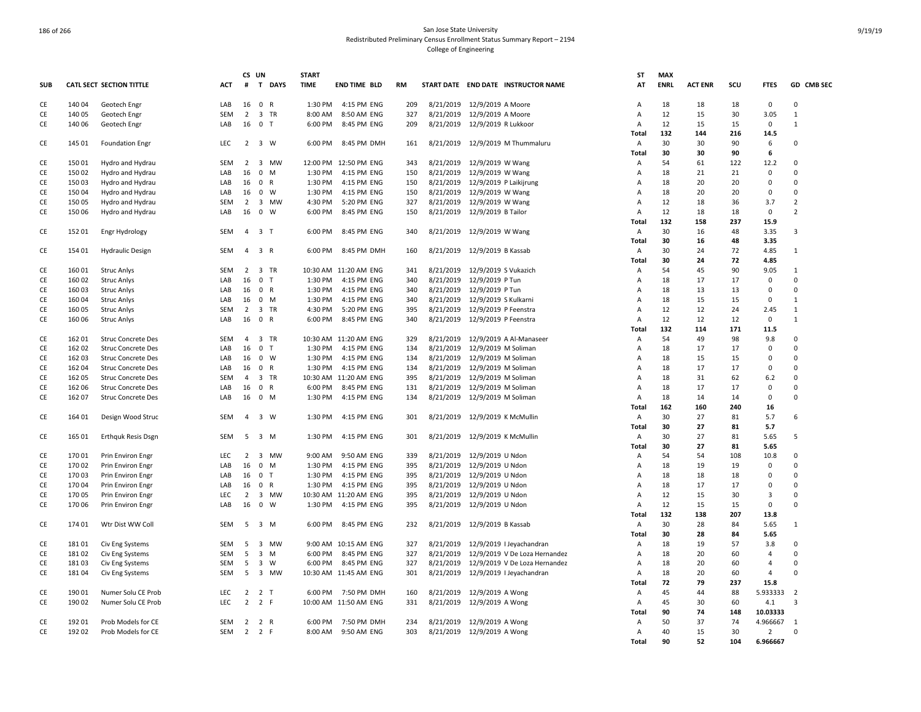# San Jose State University
## Redistributed Preliminary Census Enrollment Status Summary Report – 2194
### College of Engineering

| SUB | CATL SECT | SECTION TITTLE | ACT | CS # | UN T | DAYS | START TIME | END TIME | BLD | RM | START DATE | END DATE | INSTRUCTOR NAME | ST AT | MAX ENRL | ACT ENR | SCU | FTES | GD | CMB SEC |
|---|---|---|---|---|---|---|---|---|---|---|---|---|---|---|---|---|---|---|---|---|
| CE | 140 04 | Geotech Engr | LAB | 16 | 0 | R | 1:30 PM | 4:15 PM | ENG | 209 | 8/21/2019 | 12/9/2019 | A Moore | A | 18 | 18 | 18 | 0 | 0 | |
| CE | 140 05 | Geotech Engr | SEM | 2 | 3 | TR | 8:00 AM | 8:50 AM | ENG | 327 | 8/21/2019 | 12/9/2019 | A Moore | A | 12 | 15 | 30 | 3.05 | 1 | |
| CE | 140 06 | Geotech Engr | LAB | 16 | 0 | T | 6:00 PM | 8:45 PM | ENG | 209 | 8/21/2019 | 12/9/2019 | R Lukkoor | A | 12 | 15 | 15 | 0 | 1 | |
| | | | | | | | | | | | | | | Total | 132 | 144 | 216 | 14.5 | | |
| CE | 145 01 | Foundation Engr | LEC | 2 | 3 | W | 6:00 PM | 8:45 PM | DMH | 161 | 8/21/2019 | 12/9/2019 | M Thummaluru | A | 30 | 30 | 90 | 6 | 0 | |
| | | | | | | | | | | | | | | Total | 30 | 30 | 90 | 6 | | |
| CE | 150 01 | Hydro and Hydrau | SEM | 2 | 3 | MW | 12:00 PM | 12:50 PM | ENG | 343 | 8/21/2019 | 12/9/2019 | W Wang | A | 54 | 61 | 122 | 12.2 | 0 | |
| CE | 150 02 | Hydro and Hydrau | LAB | 16 | 0 | M | 1:30 PM | 4:15 PM | ENG | 150 | 8/21/2019 | 12/9/2019 | W Wang | A | 18 | 21 | 21 | 0 | 0 | |
| CE | 150 03 | Hydro and Hydrau | LAB | 16 | 0 | R | 1:30 PM | 4:15 PM | ENG | 150 | 8/21/2019 | 12/9/2019 | P Laikijrung | A | 18 | 20 | 20 | 0 | 0 | |
| CE | 150 04 | Hydro and Hydrau | LAB | 16 | 0 | W | 1:30 PM | 4:15 PM | ENG | 150 | 8/21/2019 | 12/9/2019 | W Wang | A | 18 | 20 | 20 | 0 | 0 | |
| CE | 150 05 | Hydro and Hydrau | SEM | 2 | 3 | MW | 4:30 PM | 5:20 PM | ENG | 327 | 8/21/2019 | 12/9/2019 | W Wang | A | 12 | 18 | 36 | 3.7 | 2 | |
| CE | 150 06 | Hydro and Hydrau | LAB | 16 | 0 | W | 6:00 PM | 8:45 PM | ENG | 150 | 8/21/2019 | 12/9/2019 | B Tailor | A | 12 | 18 | 18 | 0 | 2 | |
| | | | | | | | | | | | | | | Total | 132 | 158 | 237 | 15.9 | | |
| CE | 152 01 | Engr Hydrology | SEM | 4 | 3 | T | 6:00 PM | 8:45 PM | ENG | 340 | 8/21/2019 | 12/9/2019 | W Wang | A | 30 | 16 | 48 | 3.35 | 3 | |
| | | | | | | | | | | | | | | Total | 30 | 16 | 48 | 3.35 | | |
| CE | 154 01 | Hydraulic Design | SEM | 4 | 3 | R | 6:00 PM | 8:45 PM | DMH | 160 | 8/21/2019 | 12/9/2019 | B Kassab | A | 30 | 24 | 72 | 4.85 | 1 | |
| | | | | | | | | | | | | | | Total | 30 | 24 | 72 | 4.85 | | |
| CE | 160 01 | Struc Anlys | SEM | 2 | 3 | TR | 10:30 AM | 11:20 AM | ENG | 341 | 8/21/2019 | 12/9/2019 | S Vukazich | A | 54 | 45 | 90 | 9.05 | 1 | |
| CE | 160 02 | Struc Anlys | LAB | 16 | 0 | T | 1:30 PM | 4:15 PM | ENG | 340 | 8/21/2019 | 12/9/2019 | P Tun | A | 18 | 17 | 17 | 0 | 0 | |
| CE | 160 03 | Struc Anlys | LAB | 16 | 0 | R | 1:30 PM | 4:15 PM | ENG | 340 | 8/21/2019 | 12/9/2019 | P Tun | A | 18 | 13 | 13 | 0 | 0 | |
| CE | 160 04 | Struc Anlys | LAB | 16 | 0 | M | 1:30 PM | 4:15 PM | ENG | 340 | 8/21/2019 | 12/9/2019 | S Kulkarni | A | 18 | 15 | 15 | 0 | 1 | |
| CE | 160 05 | Struc Anlys | SEM | 2 | 3 | TR | 4:30 PM | 5:20 PM | ENG | 395 | 8/21/2019 | 12/9/2019 | P Feenstra | A | 12 | 12 | 24 | 2.45 | 1 | |
| CE | 160 06 | Struc Anlys | LAB | 16 | 0 | R | 6:00 PM | 8:45 PM | ENG | 340 | 8/21/2019 | 12/9/2019 | P Feenstra | A | 12 | 12 | 12 | 0 | 1 | |
| | | | | | | | | | | | | | | Total | 132 | 114 | 171 | 11.5 | | |
| CE | 162 01 | Struc Concrete Des | SEM | 4 | 3 | TR | 10:30 AM | 11:20 AM | ENG | 329 | 8/21/2019 | 12/9/2019 | A Al-Manaseer | A | 54 | 49 | 98 | 9.8 | 0 | |
| CE | 162 02 | Struc Concrete Des | LAB | 16 | 0 | T | 1:30 PM | 4:15 PM | ENG | 134 | 8/21/2019 | 12/9/2019 | M Soliman | A | 18 | 17 | 17 | 0 | 0 | |
| CE | 162 03 | Struc Concrete Des | LAB | 16 | 0 | W | 1:30 PM | 4:15 PM | ENG | 134 | 8/21/2019 | 12/9/2019 | M Soliman | A | 18 | 15 | 15 | 0 | 0 | |
| CE | 162 04 | Struc Concrete Des | LAB | 16 | 0 | R | 1:30 PM | 4:15 PM | ENG | 134 | 8/21/2019 | 12/9/2019 | M Soliman | A | 18 | 17 | 17 | 0 | 0 | |
| CE | 162 05 | Struc Concrete Des | SEM | 4 | 3 | TR | 10:30 AM | 11:20 AM | ENG | 395 | 8/21/2019 | 12/9/2019 | M Soliman | A | 18 | 31 | 62 | 6.2 | 0 | |
| CE | 162 06 | Struc Concrete Des | LAB | 16 | 0 | R | 6:00 PM | 8:45 PM | ENG | 131 | 8/21/2019 | 12/9/2019 | M Soliman | A | 18 | 17 | 17 | 0 | 0 | |
| CE | 162 07 | Struc Concrete Des | LAB | 16 | 0 | M | 1:30 PM | 4:15 PM | ENG | 134 | 8/21/2019 | 12/9/2019 | M Soliman | A | 18 | 14 | 14 | 0 | 0 | |
| | | | | | | | | | | | | | | Total | 162 | 160 | 240 | 16 | | |
| CE | 164 01 | Design Wood Struc | SEM | 4 | 3 | W | 1:30 PM | 4:15 PM | ENG | 301 | 8/21/2019 | 12/9/2019 | K McMullin | A | 30 | 27 | 81 | 5.7 | 6 | |
| | | | | | | | | | | | | | | Total | 30 | 27 | 81 | 5.7 | | |
| CE | 165 01 | Erthquk Resis Dsgn | SEM | 5 | 3 | M | 1:30 PM | 4:15 PM | ENG | 301 | 8/21/2019 | 12/9/2019 | K McMullin | A | 30 | 27 | 81 | 5.65 | 5 | |
| | | | | | | | | | | | | | | Total | 30 | 27 | 81 | 5.65 | | |
| CE | 170 01 | Prin Environ Engr | LEC | 2 | 3 | MW | 9:00 AM | 9:50 AM | ENG | 339 | 8/21/2019 | 12/9/2019 | U Ndon | A | 54 | 54 | 108 | 10.8 | 0 | |
| CE | 170 02 | Prin Environ Engr | LAB | 16 | 0 | M | 1:30 PM | 4:15 PM | ENG | 395 | 8/21/2019 | 12/9/2019 | U Ndon | A | 18 | 19 | 19 | 0 | 0 | |
| CE | 170 03 | Prin Environ Engr | LAB | 16 | 0 | T | 1:30 PM | 4:15 PM | ENG | 395 | 8/21/2019 | 12/9/2019 | U Ndon | A | 18 | 18 | 18 | 0 | 0 | |
| CE | 170 04 | Prin Environ Engr | LAB | 16 | 0 | R | 1:30 PM | 4:15 PM | ENG | 395 | 8/21/2019 | 12/9/2019 | U Ndon | A | 18 | 17 | 17 | 0 | 0 | |
| CE | 170 05 | Prin Environ Engr | LEC | 2 | 3 | MW | 10:30 AM | 11:20 AM | ENG | 395 | 8/21/2019 | 12/9/2019 | U Ndon | A | 12 | 15 | 30 | 3 | 0 | |
| CE | 170 06 | Prin Environ Engr | LAB | 16 | 0 | W | 1:30 PM | 4:15 PM | ENG | 395 | 8/21/2019 | 12/9/2019 | U Ndon | A | 12 | 15 | 15 | 0 | 0 | |
| | | | | | | | | | | | | | | Total | 132 | 138 | 207 | 13.8 | | |
| CE | 174 01 | Wtr Dist WW Coll | SEM | 5 | 3 | M | 6:00 PM | 8:45 PM | ENG | 232 | 8/21/2019 | 12/9/2019 | B Kassab | A | 30 | 28 | 84 | 5.65 | 1 | |
| | | | | | | | | | | | | | | Total | 30 | 28 | 84 | 5.65 | | |
| CE | 181 01 | Civ Eng Systems | SEM | 5 | 3 | MW | 9:00 AM | 10:15 AM | ENG | 327 | 8/21/2019 | 12/9/2019 | I Jeyachandran | A | 18 | 19 | 57 | 3.8 | 0 | |
| CE | 181 02 | Civ Eng Systems | SEM | 5 | 3 | M | 6:00 PM | 8:45 PM | ENG | 327 | 8/21/2019 | 12/9/2019 | V De Loza Hernandez | A | 18 | 20 | 60 | 4 | 0 | |
| CE | 181 03 | Civ Eng Systems | SEM | 5 | 3 | W | 6:00 PM | 8:45 PM | ENG | 327 | 8/21/2019 | 12/9/2019 | V De Loza Hernandez | A | 18 | 20 | 60 | 4 | 0 | |
| CE | 181 04 | Civ Eng Systems | SEM | 5 | 3 | MW | 10:30 AM | 11:45 AM | ENG | 301 | 8/21/2019 | 12/9/2019 | I Jeyachandran | A | 18 | 20 | 60 | 4 | 0 | |
| | | | | | | | | | | | | | | Total | 72 | 79 | 237 | 15.8 | | |
| CE | 190 01 | Numer Solu CE Prob | LEC | 2 | 2 | T | 6:00 PM | 7:50 PM | DMH | 160 | 8/21/2019 | 12/9/2019 | A Wong | A | 45 | 44 | 88 | 5.933333 | 2 | |
| CE | 190 02 | Numer Solu CE Prob | LEC | 2 | 2 | F | 10:00 AM | 11:50 AM | ENG | 331 | 8/21/2019 | 12/9/2019 | A Wong | A | 45 | 30 | 60 | 4.1 | 3 | |
| | | | | | | | | | | | | | | Total | 90 | 74 | 148 | 10.03333 | | |
| CE | 192 01 | Prob Models for CE | SEM | 2 | 2 | R | 6:00 PM | 7:50 PM | DMH | 234 | 8/21/2019 | 12/9/2019 | A Wong | A | 50 | 37 | 74 | 4.966667 | 1 | |
| CE | 192 02 | Prob Models for CE | SEM | 2 | 2 | F | 8:00 AM | 9:50 AM | ENG | 303 | 8/21/2019 | 12/9/2019 | A Wong | A | 40 | 15 | 30 | 2 | 0 | |
| | | | | | | | | | | | | | | Total | 90 | 52 | 104 | 6.966667 | | |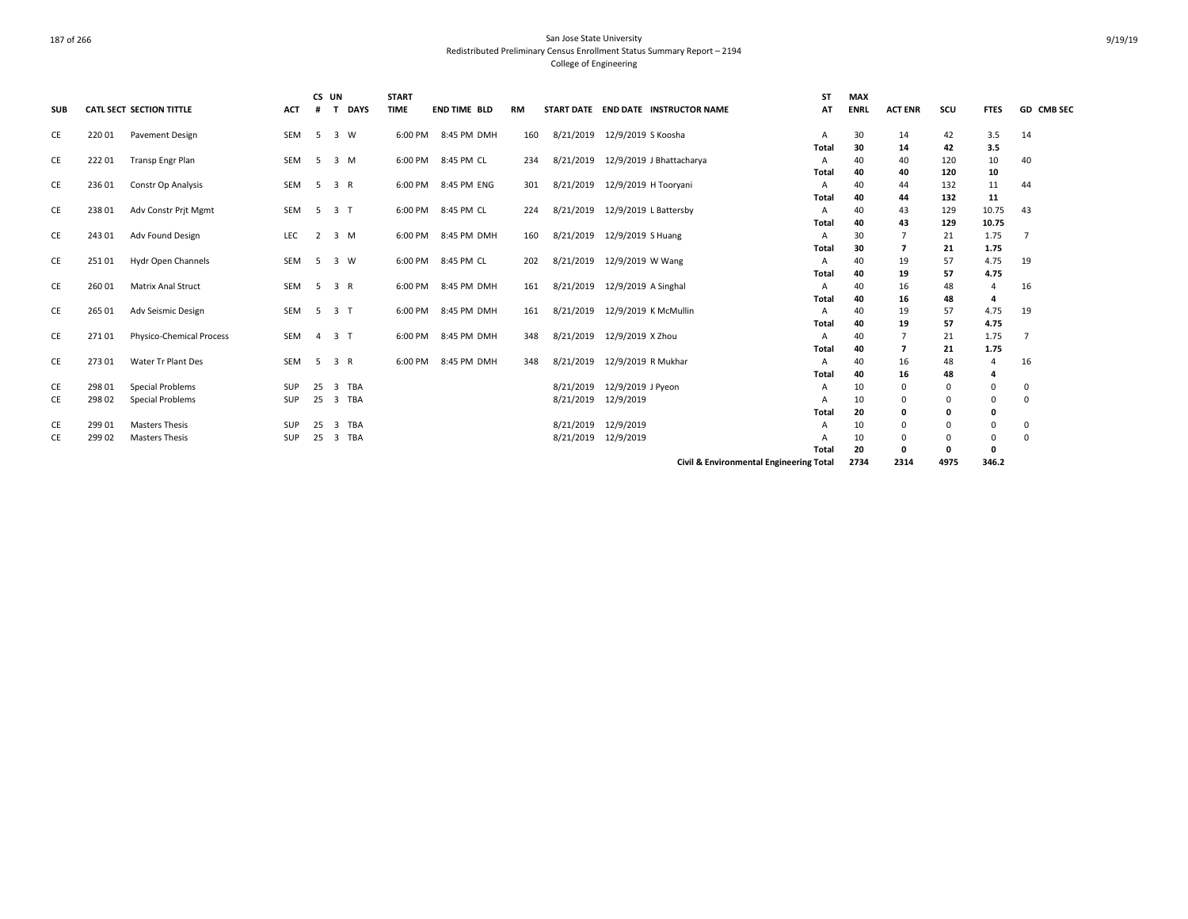San Jose State University
Redistributed Preliminary Census Enrollment Status Summary Report – 2194
College of Engineering

| SUB | CATL SECT | SECTION TITTLE | ACT | CS # | UN T | DAYS | START TIME | END TIME | BLD | RM | START DATE | END DATE | INSTRUCTOR NAME | ST AT | MAX ENRL | ACT ENR | SCU | FTES | GD | CMB SEC |
|---|---|---|---|---|---|---|---|---|---|---|---|---|---|---|---|---|---|---|---|---|
| CE | 220 01 | Pavement Design | SEM | 5 | 3 | W | 6:00 PM | 8:45 PM | DMH | 160 | 8/21/2019 | 12/9/2019 | S Koosha | A | 30 | 14 | 42 | 3.5 | 14 | |
| | | | | | | | | | | | | | | **Total** | **30** | **14** | **42** | **3.5** | | |
| CE | 222 01 | Transp Engr Plan | SEM | 5 | 3 | M | 6:00 PM | 8:45 PM | CL | 234 | 8/21/2019 | 12/9/2019 | J Bhattacharya | A | 40 | 40 | 120 | 10 | 40 | |
| | | | | | | | | | | | | | | **Total** | **40** | **40** | **120** | **10** | | |
| CE | 236 01 | Constr Op Analysis | SEM | 5 | 3 | R | 6:00 PM | 8:45 PM | ENG | 301 | 8/21/2019 | 12/9/2019 | H Tooryani | A | 40 | 44 | 132 | 11 | 44 | |
| | | | | | | | | | | | | | | **Total** | **40** | **44** | **132** | **11** | | |
| CE | 238 01 | Adv Constr Prjt Mgmt | SEM | 5 | 3 | T | 6:00 PM | 8:45 PM | CL | 224 | 8/21/2019 | 12/9/2019 | L Battersby | A | 40 | 43 | 129 | 10.75 | 43 | |
| | | | | | | | | | | | | | | **Total** | **40** | **43** | **129** | **10.75** | | |
| CE | 243 01 | Adv Found Design | LEC | 2 | 3 | M | 6:00 PM | 8:45 PM | DMH | 160 | 8/21/2019 | 12/9/2019 | S Huang | A | 30 | 7 | 21 | 1.75 | 7 | |
| | | | | | | | | | | | | | | **Total** | **30** | **7** | **21** | **1.75** | | |
| CE | 251 01 | Hydr Open Channels | SEM | 5 | 3 | W | 6:00 PM | 8:45 PM | CL | 202 | 8/21/2019 | 12/9/2019 | W Wang | A | 40 | 19 | 57 | 4.75 | 19 | |
| | | | | | | | | | | | | | | **Total** | **40** | **19** | **57** | **4.75** | | |
| CE | 260 01 | Matrix Anal Struct | SEM | 5 | 3 | R | 6:00 PM | 8:45 PM | DMH | 161 | 8/21/2019 | 12/9/2019 | A Singhal | A | 40 | 16 | 48 | 4 | 16 | |
| | | | | | | | | | | | | | | **Total** | **40** | **16** | **48** | **4** | | |
| CE | 265 01 | Adv Seismic Design | SEM | 5 | 3 | T | 6:00 PM | 8:45 PM | DMH | 161 | 8/21/2019 | 12/9/2019 | K McMullin | A | 40 | 19 | 57 | 4.75 | 19 | |
| | | | | | | | | | | | | | | **Total** | **40** | **19** | **57** | **4.75** | | |
| CE | 271 01 | Physico-Chemical Process | SEM | 4 | 3 | T | 6:00 PM | 8:45 PM | DMH | 348 | 8/21/2019 | 12/9/2019 | X Zhou | A | 40 | 7 | 21 | 1.75 | 7 | |
| | | | | | | | | | | | | | | **Total** | **40** | **7** | **21** | **1.75** | | |
| CE | 273 01 | Water Tr Plant Des | SEM | 5 | 3 | R | 6:00 PM | 8:45 PM | DMH | 348 | 8/21/2019 | 12/9/2019 | R Mukhar | A | 40 | 16 | 48 | 4 | 16 | |
| | | | | | | | | | | | | | | **Total** | **40** | **16** | **48** | **4** | | |
| CE | 298 01 | Special Problems | SUP | 25 | 3 | TBA | | | | | 8/21/2019 | 12/9/2019 | J Pyeon | A | 10 | 0 | 0 | 0 | 0 | |
| CE | 298 02 | Special Problems | SUP | 25 | 3 | TBA | | | | | 8/21/2019 | 12/9/2019 | | A | 10 | 0 | 0 | 0 | 0 | |
| | | | | | | | | | | | | | | **Total** | **20** | **0** | **0** | **0** | | |
| CE | 299 01 | Masters Thesis | SUP | 25 | 3 | TBA | | | | | 8/21/2019 | 12/9/2019 | | A | 10 | 0 | 0 | 0 | 0 | |
| CE | 299 02 | Masters Thesis | SUP | 25 | 3 | TBA | | | | | 8/21/2019 | 12/9/2019 | | A | 10 | 0 | 0 | 0 | 0 | |
| | | | | | | | | | | | | | | **Total** | **20** | **0** | **0** | **0** | | |
| | | | | | | | | | | | | | **Civil & Environmental Engineering Total** | | **2734** | **2314** | **4975** | **346.2** | | |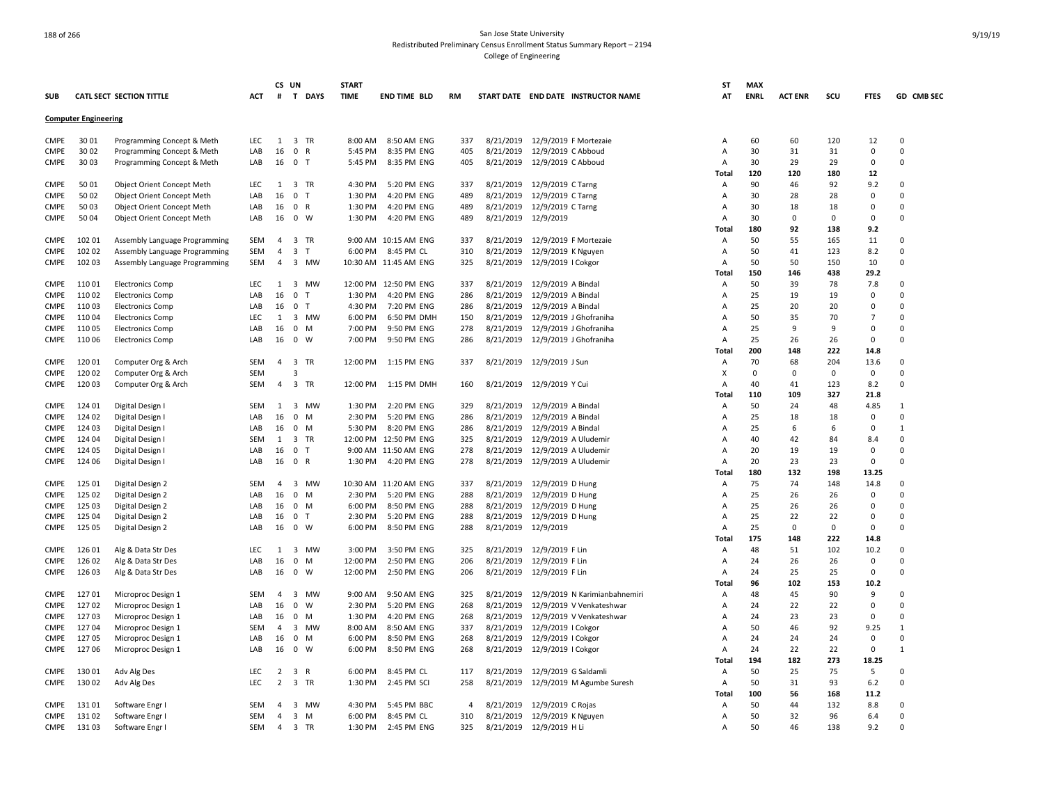San Jose State University
Redistributed Preliminary Census Enrollment Status Summary Report – 2194
College of Engineering

| SUB | CATL | SECT | SECTION TITTLE | ACT | CS # | UN T | DAYS | START TIME | END TIME | BLD | RM | START DATE | END DATE | INSTRUCTOR NAME | ST AT | MAX ENRL | ACT ENR | SCU | FTES | GD | CMB SEC |
|---|---|---|---|---|---|---|---|---|---|---|---|---|---|---|---|---|---|---|---|---|---|
| **Computer Engineering** | | | | | | | | | | | | | | | | | | | | | |
| CMPE | 30 | 01 | Programming Concept & Meth | LEC | 1 | 3 | TR | 8:00 AM | 8:50 AM | ENG | 337 | 8/21/2019 | 12/9/2019 | F Mortezaie | A | 60 | 60 | 120 | 12 | 0 | |
| CMPE | 30 | 02 | Programming Concept & Meth | LAB | 16 | 0 | R | 5:45 PM | 8:35 PM | ENG | 405 | 8/21/2019 | 12/9/2019 | C Abboud | A | 30 | 31 | 31 | 0 | 0 | |
| CMPE | 30 | 03 | Programming Concept & Meth | LAB | 16 | 0 | T | 5:45 PM | 8:35 PM | ENG | 405 | 8/21/2019 | 12/9/2019 | C Abboud | A | 30 | 29 | 29 | 0 | 0 | |
| | | | | | | | | | | | | | | | Total | 120 | 120 | 180 | 12 | | |
| CMPE | 50 | 01 | Object Orient Concept Meth | LEC | 1 | 3 | TR | 4:30 PM | 5:20 PM | ENG | 337 | 8/21/2019 | 12/9/2019 | C Tarng | A | 90 | 46 | 92 | 9.2 | 0 | |
| CMPE | 50 | 02 | Object Orient Concept Meth | LAB | 16 | 0 | T | 1:30 PM | 4:20 PM | ENG | 489 | 8/21/2019 | 12/9/2019 | C Tarng | A | 30 | 28 | 28 | 0 | 0 | |
| CMPE | 50 | 03 | Object Orient Concept Meth | LAB | 16 | 0 | R | 1:30 PM | 4:20 PM | ENG | 489 | 8/21/2019 | 12/9/2019 | C Tarng | A | 30 | 18 | 18 | 0 | 0 | |
| CMPE | 50 | 04 | Object Orient Concept Meth | LAB | 16 | 0 | W | 1:30 PM | 4:20 PM | ENG | 489 | 8/21/2019 | 12/9/2019 | | A | 30 | 0 | 0 | 0 | 0 | |
| | | | | | | | | | | | | | | | Total | 180 | 92 | 138 | 9.2 | | |
| CMPE | 102 | 01 | Assembly Language Programming | SEM | 4 | 3 | TR | 9:00 AM | 10:15 AM | ENG | 337 | 8/21/2019 | 12/9/2019 | F Mortezaie | A | 50 | 55 | 165 | 11 | 0 | |
| CMPE | 102 | 02 | Assembly Language Programming | SEM | 4 | 3 | T | 6:00 PM | 8:45 PM | CL | 310 | 8/21/2019 | 12/9/2019 | K Nguyen | A | 50 | 41 | 123 | 8.2 | 0 | |
| CMPE | 102 | 03 | Assembly Language Programming | SEM | 4 | 3 | MW | 10:30 AM | 11:45 AM | ENG | 325 | 8/21/2019 | 12/9/2019 | I Cokgor | A | 50 | 50 | 150 | 10 | 0 | |
| | | | | | | | | | | | | | | | Total | 150 | 146 | 438 | 29.2 | | |
| CMPE | 110 | 01 | Electronics Comp | LEC | 1 | 3 | MW | 12:00 PM | 12:50 PM | ENG | 337 | 8/21/2019 | 12/9/2019 | A Bindal | A | 50 | 39 | 78 | 7.8 | 0 | |
| CMPE | 110 | 02 | Electronics Comp | LAB | 16 | 0 | T | 1:30 PM | 4:20 PM | ENG | 286 | 8/21/2019 | 12/9/2019 | A Bindal | A | 25 | 19 | 19 | 0 | 0 | |
| CMPE | 110 | 03 | Electronics Comp | LAB | 16 | 0 | T | 4:30 PM | 7:20 PM | ENG | 286 | 8/21/2019 | 12/9/2019 | A Bindal | A | 25 | 20 | 20 | 0 | 0 | |
| CMPE | 110 | 04 | Electronics Comp | LEC | 1 | 3 | MW | 6:00 PM | 6:50 PM | DMH | 150 | 8/21/2019 | 12/9/2019 | J Ghofraniha | A | 50 | 35 | 70 | 7 | 0 | |
| CMPE | 110 | 05 | Electronics Comp | LAB | 16 | 0 | M | 7:00 PM | 9:50 PM | ENG | 278 | 8/21/2019 | 12/9/2019 | J Ghofraniha | A | 25 | 9 | 9 | 0 | 0 | |
| CMPE | 110 | 06 | Electronics Comp | LAB | 16 | 0 | W | 7:00 PM | 9:50 PM | ENG | 286 | 8/21/2019 | 12/9/2019 | J Ghofraniha | A | 25 | 26 | 26 | 0 | 0 | |
| | | | | | | | | | | | | | | | Total | 200 | 148 | 222 | 14.8 | | |
| CMPE | 120 | 01 | Computer Org & Arch | SEM | 4 | 3 | TR | 12:00 PM | 1:15 PM | ENG | 337 | 8/21/2019 | 12/9/2019 | J Sun | A | 70 | 68 | 204 | 13.6 | 0 | |
| CMPE | 120 | 02 | Computer Org & Arch | SEM | | 3 | | | | | | | | | X | 0 | 0 | 0 | 0 | 0 | |
| CMPE | 120 | 03 | Computer Org & Arch | SEM | 4 | 3 | TR | 12:00 PM | 1:15 PM | DMH | 160 | 8/21/2019 | 12/9/2019 | Y Cui | A | 40 | 41 | 123 | 8.2 | 0 | |
| | | | | | | | | | | | | | | | Total | 110 | 109 | 327 | 21.8 | | |
| CMPE | 124 | 01 | Digital Design I | SEM | 1 | 3 | MW | 1:30 PM | 2:20 PM | ENG | 329 | 8/21/2019 | 12/9/2019 | A Bindal | A | 50 | 24 | 48 | 4.85 | 1 | |
| CMPE | 124 | 02 | Digital Design I | LAB | 16 | 0 | M | 2:30 PM | 5:20 PM | ENG | 286 | 8/21/2019 | 12/9/2019 | A Bindal | A | 25 | 18 | 18 | 0 | 0 | |
| CMPE | 124 | 03 | Digital Design I | LAB | 16 | 0 | M | 5:30 PM | 8:20 PM | ENG | 286 | 8/21/2019 | 12/9/2019 | A Bindal | A | 25 | 6 | 6 | 0 | 1 | |
| CMPE | 124 | 04 | Digital Design I | SEM | 1 | 3 | TR | 12:00 PM | 12:50 PM | ENG | 325 | 8/21/2019 | 12/9/2019 | A Uludemir | A | 40 | 42 | 84 | 8.4 | 0 | |
| CMPE | 124 | 05 | Digital Design I | LAB | 16 | 0 | T | 9:00 AM | 11:50 AM | ENG | 278 | 8/21/2019 | 12/9/2019 | A Uludemir | A | 20 | 19 | 19 | 0 | 0 | |
| CMPE | 124 | 06 | Digital Design I | LAB | 16 | 0 | R | 1:30 PM | 4:20 PM | ENG | 278 | 8/21/2019 | 12/9/2019 | A Uludemir | A | 20 | 23 | 23 | 0 | 0 | |
| | | | | | | | | | | | | | | | Total | 180 | 132 | 198 | 13.25 | | |
| CMPE | 125 | 01 | Digital Design 2 | SEM | 4 | 3 | MW | 10:30 AM | 11:20 AM | ENG | 337 | 8/21/2019 | 12/9/2019 | D Hung | A | 75 | 74 | 148 | 14.8 | 0 | |
| CMPE | 125 | 02 | Digital Design 2 | LAB | 16 | 0 | M | 2:30 PM | 5:20 PM | ENG | 288 | 8/21/2019 | 12/9/2019 | D Hung | A | 25 | 26 | 26 | 0 | 0 | |
| CMPE | 125 | 03 | Digital Design 2 | LAB | 16 | 0 | M | 6:00 PM | 8:50 PM | ENG | 288 | 8/21/2019 | 12/9/2019 | D Hung | A | 25 | 26 | 26 | 0 | 0 | |
| CMPE | 125 | 04 | Digital Design 2 | LAB | 16 | 0 | T | 2:30 PM | 5:20 PM | ENG | 288 | 8/21/2019 | 12/9/2019 | D Hung | A | 25 | 22 | 22 | 0 | 0 | |
| CMPE | 125 | 05 | Digital Design 2 | LAB | 16 | 0 | W | 6:00 PM | 8:50 PM | ENG | 288 | 8/21/2019 | 12/9/2019 | | A | 25 | 0 | 0 | 0 | 0 | |
| | | | | | | | | | | | | | | | Total | 175 | 148 | 222 | 14.8 | | |
| CMPE | 126 | 01 | Alg & Data Str Des | LEC | 1 | 3 | MW | 3:00 PM | 3:50 PM | ENG | 325 | 8/21/2019 | 12/9/2019 | F Lin | A | 48 | 51 | 102 | 10.2 | 0 | |
| CMPE | 126 | 02 | Alg & Data Str Des | LAB | 16 | 0 | M | 12:00 PM | 2:50 PM | ENG | 206 | 8/21/2019 | 12/9/2019 | F Lin | A | 24 | 26 | 26 | 0 | 0 | |
| CMPE | 126 | 03 | Alg & Data Str Des | LAB | 16 | 0 | W | 12:00 PM | 2:50 PM | ENG | 206 | 8/21/2019 | 12/9/2019 | F Lin | A | 24 | 25 | 25 | 0 | 0 | |
| | | | | | | | | | | | | | | | Total | 96 | 102 | 153 | 10.2 | | |
| CMPE | 127 | 01 | Microproc Design 1 | SEM | 4 | 3 | MW | 9:00 AM | 9:50 AM | ENG | 325 | 8/21/2019 | 12/9/2019 | N Karimianbahnemiri | A | 48 | 45 | 90 | 9 | 0 | |
| CMPE | 127 | 02 | Microproc Design 1 | LAB | 16 | 0 | W | 2:30 PM | 5:20 PM | ENG | 268 | 8/21/2019 | 12/9/2019 | V Venkateshwar | A | 24 | 22 | 22 | 0 | 0 | |
| CMPE | 127 | 03 | Microproc Design 1 | LAB | 16 | 0 | M | 1:30 PM | 4:20 PM | ENG | 268 | 8/21/2019 | 12/9/2019 | V Venkateshwar | A | 24 | 23 | 23 | 0 | 0 | |
| CMPE | 127 | 04 | Microproc Design 1 | SEM | 4 | 3 | MW | 8:00 AM | 8:50 AM | ENG | 337 | 8/21/2019 | 12/9/2019 | I Cokgor | A | 50 | 46 | 92 | 9.25 | 1 | |
| CMPE | 127 | 05 | Microproc Design 1 | LAB | 16 | 0 | M | 6:00 PM | 8:50 PM | ENG | 268 | 8/21/2019 | 12/9/2019 | I Cokgor | A | 24 | 24 | 24 | 0 | 0 | |
| CMPE | 127 | 06 | Microproc Design 1 | LAB | 16 | 0 | W | 6:00 PM | 8:50 PM | ENG | 268 | 8/21/2019 | 12/9/2019 | I Cokgor | A | 24 | 22 | 22 | 0 | 1 | |
| | | | | | | | | | | | | | | | Total | 194 | 182 | 273 | 18.25 | | |
| CMPE | 130 | 01 | Adv Alg Des | LEC | 2 | 3 | R | 6:00 PM | 8:45 PM | CL | 117 | 8/21/2019 | 12/9/2019 | G Saldamli | A | 50 | 25 | 75 | 5 | 0 | |
| CMPE | 130 | 02 | Adv Alg Des | LEC | 2 | 3 | TR | 1:30 PM | 2:45 PM | SCI | 258 | 8/21/2019 | 12/9/2019 | M Agumbe Suresh | A | 50 | 31 | 93 | 6.2 | 0 | |
| | | | | | | | | | | | | | | | Total | 100 | 56 | 168 | 11.2 | | |
| CMPE | 131 | 01 | Software Engr I | SEM | 4 | 3 | MW | 4:30 PM | 5:45 PM | BBC | 4 | 8/21/2019 | 12/9/2019 | C Rojas | A | 50 | 44 | 132 | 8.8 | 0 | |
| CMPE | 131 | 02 | Software Engr I | SEM | 4 | 3 | M | 6:00 PM | 8:45 PM | CL | 310 | 8/21/2019 | 12/9/2019 | K Nguyen | A | 50 | 32 | 96 | 6.4 | 0 | |
| CMPE | 131 | 03 | Software Engr I | SEM | 4 | 3 | TR | 1:30 PM | 2:45 PM | ENG | 325 | 8/21/2019 | 12/9/2019 | H Li | A | 50 | 46 | 138 | 9.2 | 0 | |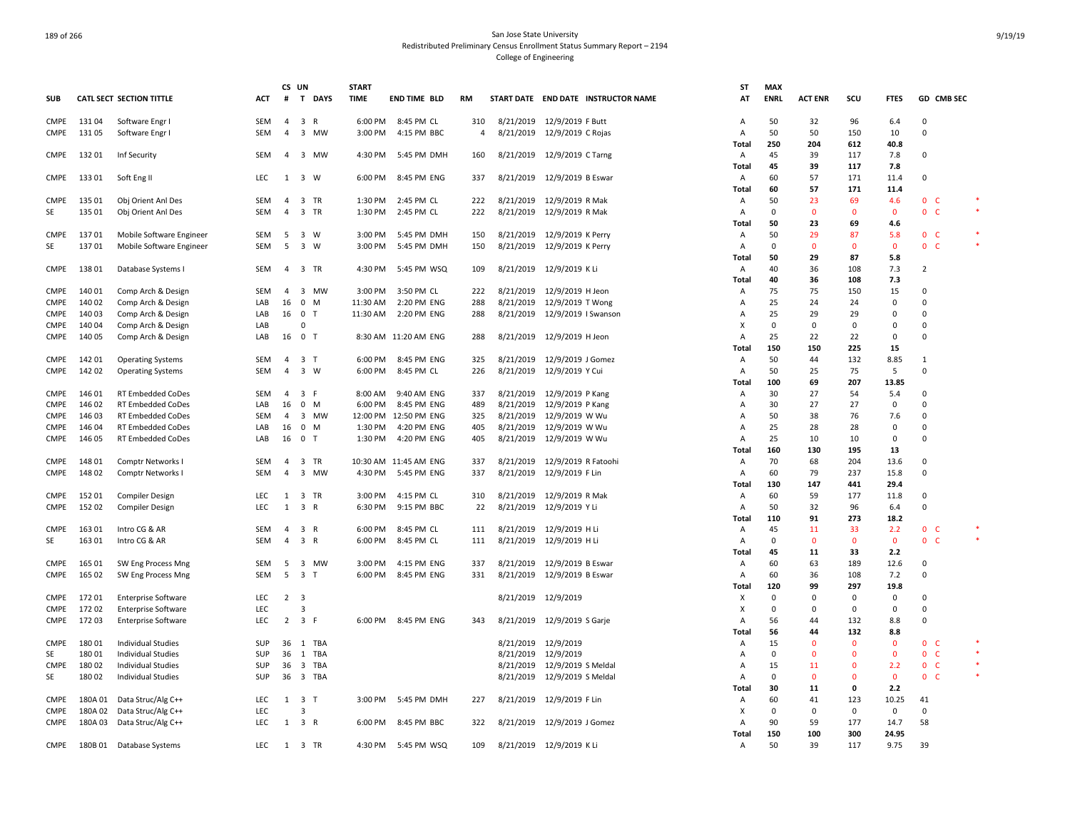San Jose State University
Redistributed Preliminary Census Enrollment Status Summary Report – 2194
College of Engineering

| SUB | CATL SECT | SECTION TITTLE | ACT | CS # | UN T | DAYS | START TIME | END TIME | BLD | RM | START DATE | END DATE | INSTRUCTOR NAME | ST AT | MAX ENRL | ACT ENR | SCU | FTES | GD | CMB SEC | |
|---|---|---|---|---|---|---|---|---|---|---|---|---|---|---|---|---|---|---|---|---|---|
| CMPE | 131 04 | Software Engr I | SEM | 4 | 3 | R | 6:00 PM | 8:45 PM | CL | 310 | 8/21/2019 | 12/9/2019 | F Butt | A | 50 | 32 | 96 | 6.4 | 0 | | |
| CMPE | 131 05 | Software Engr I | SEM | 4 | 3 | MW | 3:00 PM | 4:15 PM | BBC | 4 | 8/21/2019 | 12/9/2019 | C Rojas | A | 50 | 50 | 150 | 10 | 0 | | |
| | | | | | | | | | | | | | | Total | 250 | 204 | 612 | 40.8 | | | |
| CMPE | 132 01 | Inf Security | SEM | 4 | 3 | MW | 4:30 PM | 5:45 PM | DMH | 160 | 8/21/2019 | 12/9/2019 | C Tarng | A | 45 | 39 | 117 | 7.8 | 0 | | |
| | | | | | | | | | | | | | | Total | 45 | 39 | 117 | 7.8 | | | |
| CMPE | 133 01 | Soft Eng II | LEC | 1 | 3 | W | 6:00 PM | 8:45 PM | ENG | 337 | 8/21/2019 | 12/9/2019 | B Eswar | A | 60 | 57 | 171 | 11.4 | 0 | | |
| | | | | | | | | | | | | | | Total | 60 | 57 | 171 | 11.4 | | | |
| CMPE | 135 01 | Obj Orient Anl Des | SEM | 4 | 3 | TR | 1:30 PM | 2:45 PM | CL | 222 | 8/21/2019 | 12/9/2019 | R Mak | A | 50 | 23 | 69 | 4.6 | 0 | C | * |
| SE | 135 01 | Obj Orient Anl Des | SEM | 4 | 3 | TR | 1:30 PM | 2:45 PM | CL | 222 | 8/21/2019 | 12/9/2019 | R Mak | A | 0 | 0 | 0 | 0 | 0 | C | * |
| | | | | | | | | | | | | | | Total | 50 | 23 | 69 | 4.6 | | | |
| CMPE | 137 01 | Mobile Software Engineer | SEM | 5 | 3 | W | 3:00 PM | 5:45 PM | DMH | 150 | 8/21/2019 | 12/9/2019 | K Perry | A | 50 | 29 | 87 | 5.8 | 0 | C | * |
| SE | 137 01 | Mobile Software Engineer | SEM | 5 | 3 | W | 3:00 PM | 5:45 PM | DMH | 150 | 8/21/2019 | 12/9/2019 | K Perry | A | 0 | 0 | 0 | 0 | 0 | C | * |
| | | | | | | | | | | | | | | Total | 50 | 29 | 87 | 5.8 | | | |
| CMPE | 138 01 | Database Systems I | SEM | 4 | 3 | TR | 4:30 PM | 5:45 PM | WSQ | 109 | 8/21/2019 | 12/9/2019 | K Li | A | 40 | 36 | 108 | 7.3 | 2 | | |
| | | | | | | | | | | | | | | Total | 40 | 36 | 108 | 7.3 | | | |
| CMPE | 140 01 | Comp Arch & Design | SEM | 4 | 3 | MW | 3:00 PM | 3:50 PM | CL | 222 | 8/21/2019 | 12/9/2019 | H Jeon | A | 75 | 75 | 150 | 15 | 0 | | |
| CMPE | 140 02 | Comp Arch & Design | LAB | 16 | 0 | M | 11:30 AM | 2:20 PM | ENG | 288 | 8/21/2019 | 12/9/2019 | T Wong | A | 25 | 24 | 24 | 0 | 0 | | |
| CMPE | 140 03 | Comp Arch & Design | LAB | 16 | 0 | T | 11:30 AM | 2:20 PM | ENG | 288 | 8/21/2019 | 12/9/2019 | I Swanson | A | 25 | 29 | 29 | 0 | 0 | | |
| CMPE | 140 04 | Comp Arch & Design | LAB | | 0 | | | | | | | | | X | 0 | 0 | 0 | 0 | 0 | | |
| CMPE | 140 05 | Comp Arch & Design | LAB | 16 | 0 | T | 8:30 AM | 11:20 AM | ENG | 288 | 8/21/2019 | 12/9/2019 | H Jeon | A | 25 | 22 | 22 | 0 | 0 | | |
| | | | | | | | | | | | | | | Total | 150 | 150 | 225 | 15 | | | |
| CMPE | 142 01 | Operating Systems | SEM | 4 | 3 | T | 6:00 PM | 8:45 PM | ENG | 325 | 8/21/2019 | 12/9/2019 | J Gomez | A | 50 | 44 | 132 | 8.85 | 1 | | |
| CMPE | 142 02 | Operating Systems | SEM | 4 | 3 | W | 6:00 PM | 8:45 PM | CL | 226 | 8/21/2019 | 12/9/2019 | Y Cui | A | 50 | 25 | 75 | 5 | 0 | | |
| | | | | | | | | | | | | | | Total | 100 | 69 | 207 | 13.85 | | | |
| CMPE | 146 01 | RT Embedded CoDes | SEM | 4 | 3 | F | 8:00 AM | 9:40 AM | ENG | 337 | 8/21/2019 | 12/9/2019 | P Kang | A | 30 | 27 | 54 | 5.4 | 0 | | |
| CMPE | 146 02 | RT Embedded CoDes | LAB | 16 | 0 | M | 6:00 PM | 8:45 PM | ENG | 489 | 8/21/2019 | 12/9/2019 | P Kang | A | 30 | 27 | 27 | 0 | 0 | | |
| CMPE | 146 03 | RT Embedded CoDes | SEM | 4 | 3 | MW | 12:00 PM | 12:50 PM | ENG | 325 | 8/21/2019 | 12/9/2019 | W Wu | A | 50 | 38 | 76 | 7.6 | 0 | | |
| CMPE | 146 04 | RT Embedded CoDes | LAB | 16 | 0 | M | 1:30 PM | 4:20 PM | ENG | 405 | 8/21/2019 | 12/9/2019 | W Wu | A | 25 | 28 | 28 | 0 | 0 | | |
| CMPE | 146 05 | RT Embedded CoDes | LAB | 16 | 0 | T | 1:30 PM | 4:20 PM | ENG | 405 | 8/21/2019 | 12/9/2019 | W Wu | A | 25 | 10 | 10 | 0 | 0 | | |
| | | | | | | | | | | | | | | Total | 160 | 130 | 195 | 13 | | | |
| CMPE | 148 01 | Comptr Networks I | SEM | 4 | 3 | TR | 10:30 AM | 11:45 AM | ENG | 337 | 8/21/2019 | 12/9/2019 | R Fatoohi | A | 70 | 68 | 204 | 13.6 | 0 | | |
| CMPE | 148 02 | Comptr Networks I | SEM | 4 | 3 | MW | 4:30 PM | 5:45 PM | ENG | 337 | 8/21/2019 | 12/9/2019 | F Lin | A | 60 | 79 | 237 | 15.8 | 0 | | |
| | | | | | | | | | | | | | | Total | 130 | 147 | 441 | 29.4 | | | |
| CMPE | 152 01 | Compiler Design | LEC | 1 | 3 | TR | 3:00 PM | 4:15 PM | CL | 310 | 8/21/2019 | 12/9/2019 | R Mak | A | 60 | 59 | 177 | 11.8 | 0 | | |
| CMPE | 152 02 | Compiler Design | LEC | 1 | 3 | R | 6:30 PM | 9:15 PM | BBC | 22 | 8/21/2019 | 12/9/2019 | Y Li | A | 50 | 32 | 96 | 6.4 | 0 | | |
| | | | | | | | | | | | | | | Total | 110 | 91 | 273 | 18.2 | | | |
| CMPE | 163 01 | Intro CG & AR | SEM | 4 | 3 | R | 6:00 PM | 8:45 PM | CL | 111 | 8/21/2019 | 12/9/2019 | H Li | A | 45 | 11 | 33 | 2.2 | 0 | C | * |
| SE | 163 01 | Intro CG & AR | SEM | 4 | 3 | R | 6:00 PM | 8:45 PM | CL | 111 | 8/21/2019 | 12/9/2019 | H Li | A | 0 | 0 | 0 | 0 | 0 | C | * |
| | | | | | | | | | | | | | | Total | 45 | 11 | 33 | 2.2 | | | |
| CMPE | 165 01 | SW Eng Process Mng | SEM | 5 | 3 | MW | 3:00 PM | 4:15 PM | ENG | 337 | 8/21/2019 | 12/9/2019 | B Eswar | A | 60 | 63 | 189 | 12.6 | 0 | | |
| CMPE | 165 02 | SW Eng Process Mng | SEM | 5 | 3 | T | 6:00 PM | 8:45 PM | ENG | 331 | 8/21/2019 | 12/9/2019 | B Eswar | A | 60 | 36 | 108 | 7.2 | 0 | | |
| | | | | | | | | | | | | | | Total | 120 | 99 | 297 | 19.8 | | | |
| CMPE | 172 01 | Enterprise Software | LEC | 2 | 3 | | | | | | 8/21/2019 | 12/9/2019 | | X | 0 | 0 | 0 | 0 | 0 | | |
| CMPE | 172 02 | Enterprise Software | LEC | | 3 | | | | | | | | | X | 0 | 0 | 0 | 0 | 0 | | |
| CMPE | 172 03 | Enterprise Software | LEC | 2 | 3 | F | 6:00 PM | 8:45 PM | ENG | 343 | 8/21/2019 | 12/9/2019 | S Garje | A | 56 | 44 | 132 | 8.8 | 0 | | |
| | | | | | | | | | | | | | | Total | 56 | 44 | 132 | 8.8 | | | |
| CMPE | 180 01 | Individual Studies | SUP | 36 | 1 | TBA | | | | | 8/21/2019 | 12/9/2019 | | A | 15 | 0 | 0 | 0 | 0 | C | * |
| SE | 180 01 | Individual Studies | SUP | 36 | 1 | TBA | | | | | 8/21/2019 | 12/9/2019 | | A | 0 | 0 | 0 | 0 | 0 | C | * |
| CMPE | 180 02 | Individual Studies | SUP | 36 | 3 | TBA | | | | | 8/21/2019 | 12/9/2019 | S Meldal | A | 15 | 11 | 0 | 2.2 | 0 | C | * |
| SE | 180 02 | Individual Studies | SUP | 36 | 3 | TBA | | | | | 8/21/2019 | 12/9/2019 | S Meldal | A | 0 | 0 | 0 | 0 | 0 | C | * |
| | | | | | | | | | | | | | | Total | 30 | 11 | 0 | 2.2 | | | |
| CMPE | 180A 01 | Data Struc/Alg C++ | LEC | 1 | 3 | T | 3:00 PM | 5:45 PM | DMH | 227 | 8/21/2019 | 12/9/2019 | F Lin | A | 60 | 41 | 123 | 10.25 | 41 | | |
| CMPE | 180A 02 | Data Struc/Alg C++ | LEC | | 3 | | | | | | | | | X | 0 | 0 | 0 | 0 | 0 | | |
| CMPE | 180A 03 | Data Struc/Alg C++ | LEC | 1 | 3 | R | 6:00 PM | 8:45 PM | BBC | 322 | 8/21/2019 | 12/9/2019 | J Gomez | A | 90 | 59 | 177 | 14.7 | 58 | | |
| | | | | | | | | | | | | | | Total | 150 | 100 | 300 | 24.95 | | | |
| CMPE | 180B 01 | Database Systems | LEC | 1 | 3 | TR | 4:30 PM | 5:45 PM | WSQ | 109 | 8/21/2019 | 12/9/2019 | K Li | A | 50 | 39 | 117 | 9.75 | 39 | | |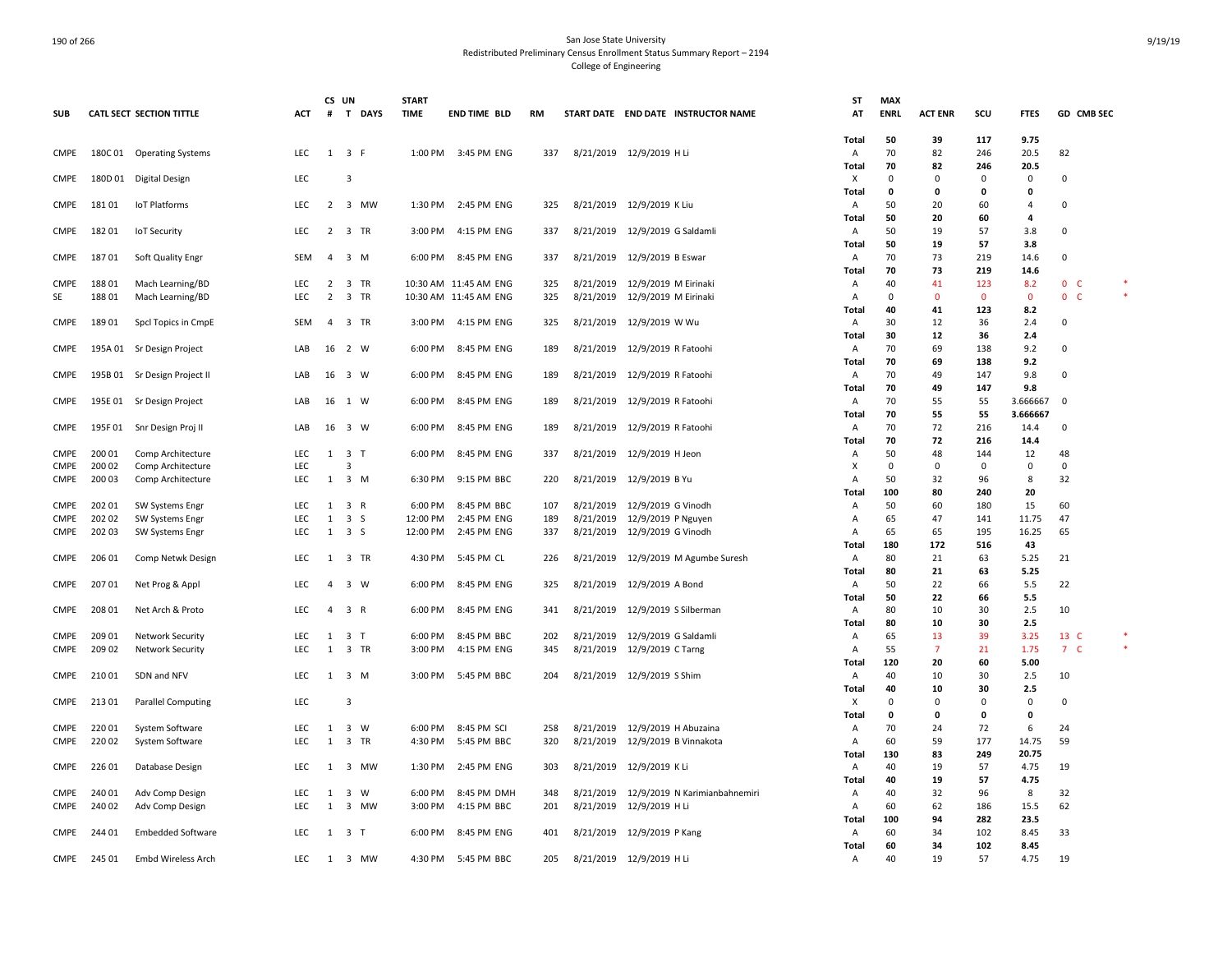San Jose State University
Redistributed Preliminary Census Enrollment Status Summary Report – 2194
College of Engineering

| SUB | CATL SECT | SECTION TITTLE | ACT | CS # | UN T | DAYS | START TIME | END TIME | BLD | RM | START DATE | END DATE | INSTRUCTOR NAME | ST AT | MAX ENRL | ACT ENR | SCU | FTES | GD | CMB SEC | |
|---|---|---|---|---|---|---|---|---|---|---|---|---|---|---|---|---|---|---|---|---|---|
| | | | | | | | | | | | | | | **Total** | **50** | **39** | **117** | **9.75** | | | |
| CMPE | 180C 01 | Operating Systems | LEC | 1 | 3 | F | 1:00 PM | 3:45 PM | ENG | 337 | 8/21/2019 | 12/9/2019 | H Li | A | 70 | 82 | 246 | 20.5 | 82 | | |
| | | | | | | | | | | | | | | **Total** | **70** | **82** | **246** | **20.5** | | | |
| CMPE | 180D 01 | Digital Design | LEC | | 3 | | | | | | | | | X | 0 | 0 | 0 | 0 | 0 | | |
| | | | | | | | | | | | | | | **Total** | **0** | **0** | **0** | **0** | | | |
| CMPE | 181 01 | IoT Platforms | LEC | 2 | 3 | MW | 1:30 PM | 2:45 PM | ENG | 325 | 8/21/2019 | 12/9/2019 | K Liu | A | 50 | 20 | 60 | 4 | 0 | | |
| | | | | | | | | | | | | | | **Total** | **50** | **20** | **60** | **4** | | | |
| CMPE | 182 01 | IoT Security | LEC | 2 | 3 | TR | 3:00 PM | 4:15 PM | ENG | 337 | 8/21/2019 | 12/9/2019 | G Saldamli | A | 50 | 19 | 57 | 3.8 | 0 | | |
| | | | | | | | | | | | | | | **Total** | **50** | **19** | **57** | **3.8** | | | |
| CMPE | 187 01 | Soft Quality Engr | SEM | 4 | 3 | M | 6:00 PM | 8:45 PM | ENG | 337 | 8/21/2019 | 12/9/2019 | B Eswar | A | 70 | 73 | 219 | 14.6 | 0 | | |
| | | | | | | | | | | | | | | **Total** | **70** | **73** | **219** | **14.6** | | | |
| CMPE | 188 01 | Mach Learning/BD | LEC | 2 | 3 | TR | 10:30 AM | 11:45 AM | ENG | 325 | 8/21/2019 | 12/9/2019 | M Eirinaki | A | 40 | 41 | 123 | 8.2 | 0 | C | * |
| SE | 188 01 | Mach Learning/BD | LEC | 2 | 3 | TR | 10:30 AM | 11:45 AM | ENG | 325 | 8/21/2019 | 12/9/2019 | M Eirinaki | A | 0 | 0 | 0 | 0 | 0 | C | * |
| | | | | | | | | | | | | | | **Total** | **40** | **41** | **123** | **8.2** | | | |
| CMPE | 189 01 | Spcl Topics in CmpE | SEM | 4 | 3 | TR | 3:00 PM | 4:15 PM | ENG | 325 | 8/21/2019 | 12/9/2019 | W Wu | A | 30 | 12 | 36 | 2.4 | 0 | | |
| | | | | | | | | | | | | | | **Total** | **30** | **12** | **36** | **2.4** | | | |
| CMPE | 195A 01 | Sr Design Project | LAB | 16 | 2 | W | 6:00 PM | 8:45 PM | ENG | 189 | 8/21/2019 | 12/9/2019 | R Fatoohi | A | 70 | 69 | 138 | 9.2 | 0 | | |
| | | | | | | | | | | | | | | **Total** | **70** | **69** | **138** | **9.2** | | | |
| CMPE | 195B 01 | Sr Design Project II | LAB | 16 | 3 | W | 6:00 PM | 8:45 PM | ENG | 189 | 8/21/2019 | 12/9/2019 | R Fatoohi | A | 70 | 49 | 147 | 9.8 | 0 | | |
| | | | | | | | | | | | | | | **Total** | **70** | **49** | **147** | **9.8** | | | |
| CMPE | 195E 01 | Sr Design Project | LAB | 16 | 1 | W | 6:00 PM | 8:45 PM | ENG | 189 | 8/21/2019 | 12/9/2019 | R Fatoohi | A | 70 | 55 | 55 | 3.666667 | 0 | | |
| | | | | | | | | | | | | | | **Total** | **70** | **55** | **55** | **3.666667** | | | |
| CMPE | 195F 01 | Snr Design Proj II | LAB | 16 | 3 | W | 6:00 PM | 8:45 PM | ENG | 189 | 8/21/2019 | 12/9/2019 | R Fatoohi | A | 70 | 72 | 216 | 14.4 | 0 | | |
| | | | | | | | | | | | | | | **Total** | **70** | **72** | **216** | **14.4** | | | |
| CMPE | 200 01 | Comp Architecture | LEC | 1 | 3 | T | 6:00 PM | 8:45 PM | ENG | 337 | 8/21/2019 | 12/9/2019 | H Jeon | A | 50 | 48 | 144 | 12 | 48 | | |
| CMPE | 200 02 | Comp Architecture | LEC | | 3 | | | | | | | | | X | 0 | 0 | 0 | 0 | 0 | | |
| CMPE | 200 03 | Comp Architecture | LEC | 1 | 3 | M | 6:30 PM | 9:15 PM | BBC | 220 | 8/21/2019 | 12/9/2019 | B Yu | A | 50 | 32 | 96 | 8 | 32 | | |
| | | | | | | | | | | | | | | **Total** | **100** | **80** | **240** | **20** | | | |
| CMPE | 202 01 | SW Systems Engr | LEC | 1 | 3 | R | 6:00 PM | 8:45 PM | BBC | 107 | 8/21/2019 | 12/9/2019 | G Vinodh | A | 50 | 60 | 180 | 15 | 60 | | |
| CMPE | 202 02 | SW Systems Engr | LEC | 1 | 3 | S | 12:00 PM | 2:45 PM | ENG | 189 | 8/21/2019 | 12/9/2019 | P Nguyen | A | 65 | 47 | 141 | 11.75 | 47 | | |
| CMPE | 202 03 | SW Systems Engr | LEC | 1 | 3 | S | 12:00 PM | 2:45 PM | ENG | 337 | 8/21/2019 | 12/9/2019 | G Vinodh | A | 65 | 65 | 195 | 16.25 | 65 | | |
| | | | | | | | | | | | | | | **Total** | **180** | **172** | **516** | **43** | | | |
| CMPE | 206 01 | Comp Netwk Design | LEC | 1 | 3 | TR | 4:30 PM | 5:45 PM | CL | 226 | 8/21/2019 | 12/9/2019 | M Agumbe Suresh | A | 80 | 21 | 63 | 5.25 | 21 | | |
| | | | | | | | | | | | | | | **Total** | **80** | **21** | **63** | **5.25** | | | |
| CMPE | 207 01 | Net Prog & Appl | LEC | 4 | 3 | W | 6:00 PM | 8:45 PM | ENG | 325 | 8/21/2019 | 12/9/2019 | A Bond | A | 50 | 22 | 66 | 5.5 | 22 | | |
| | | | | | | | | | | | | | | **Total** | **50** | **22** | **66** | **5.5** | | | |
| CMPE | 208 01 | Net Arch & Proto | LEC | 4 | 3 | R | 6:00 PM | 8:45 PM | ENG | 341 | 8/21/2019 | 12/9/2019 | S Silberman | A | 80 | 10 | 30 | 2.5 | 10 | | |
| | | | | | | | | | | | | | | **Total** | **80** | **10** | **30** | **2.5** | | | |
| CMPE | 209 01 | Network Security | LEC | 1 | 3 | T | 6:00 PM | 8:45 PM | BBC | 202 | 8/21/2019 | 12/9/2019 | G Saldamli | A | 65 | 13 | 39 | 3.25 | 13 | C | * |
| CMPE | 209 02 | Network Security | LEC | 1 | 3 | TR | 3:00 PM | 4:15 PM | ENG | 345 | 8/21/2019 | 12/9/2019 | C Tarng | A | 55 | 7 | 21 | 1.75 | 7 | C | * |
| | | | | | | | | | | | | | | **Total** | **120** | **20** | **60** | **5.00** | | | |
| CMPE | 210 01 | SDN and NFV | LEC | 1 | 3 | M | 3:00 PM | 5:45 PM | BBC | 204 | 8/21/2019 | 12/9/2019 | S Shim | A | 40 | 10 | 30 | 2.5 | 10 | | |
| | | | | | | | | | | | | | | **Total** | **40** | **10** | **30** | **2.5** | | | |
| CMPE | 213 01 | Parallel Computing | LEC | | 3 | | | | | | | | | X | 0 | 0 | 0 | 0 | 0 | | |
| | | | | | | | | | | | | | | **Total** | **0** | **0** | **0** | **0** | | | |
| CMPE | 220 01 | System Software | LEC | 1 | 3 | W | 6:00 PM | 8:45 PM | SCI | 258 | 8/21/2019 | 12/9/2019 | H Abuzaina | A | 70 | 24 | 72 | 6 | 24 | | |
| CMPE | 220 02 | System Software | LEC | 1 | 3 | TR | 4:30 PM | 5:45 PM | BBC | 320 | 8/21/2019 | 12/9/2019 | B Vinnakota | A | 60 | 59 | 177 | 14.75 | 59 | | |
| | | | | | | | | | | | | | | **Total** | **130** | **83** | **249** | **20.75** | | | |
| CMPE | 226 01 | Database Design | LEC | 1 | 3 | MW | 1:30 PM | 2:45 PM | ENG | 303 | 8/21/2019 | 12/9/2019 | K Li | A | 40 | 19 | 57 | 4.75 | 19 | | |
| | | | | | | | | | | | | | | **Total** | **40** | **19** | **57** | **4.75** | | | |
| CMPE | 240 01 | Adv Comp Design | LEC | 1 | 3 | W | 6:00 PM | 8:45 PM | DMH | 348 | 8/21/2019 | 12/9/2019 | N Karimianbahnemiri | A | 40 | 32 | 96 | 8 | 32 | | |
| CMPE | 240 02 | Adv Comp Design | LEC | 1 | 3 | MW | 3:00 PM | 4:15 PM | BBC | 201 | 8/21/2019 | 12/9/2019 | H Li | A | 60 | 62 | 186 | 15.5 | 62 | | |
| | | | | | | | | | | | | | | **Total** | **100** | **94** | **282** | **23.5** | | | |
| CMPE | 244 01 | Embedded Software | LEC | 1 | 3 | T | 6:00 PM | 8:45 PM | ENG | 401 | 8/21/2019 | 12/9/2019 | P Kang | A | 60 | 34 | 102 | 8.45 | 33 | | |
| | | | | | | | | | | | | | | **Total** | **60** | **34** | **102** | **8.45** | | | |
| CMPE | 245 01 | Embd Wireless Arch | LEC | 1 | 3 | MW | 4:30 PM | 5:45 PM | BBC | 205 | 8/21/2019 | 12/9/2019 | H Li | A | 40 | 19 | 57 | 4.75 | 19 | | |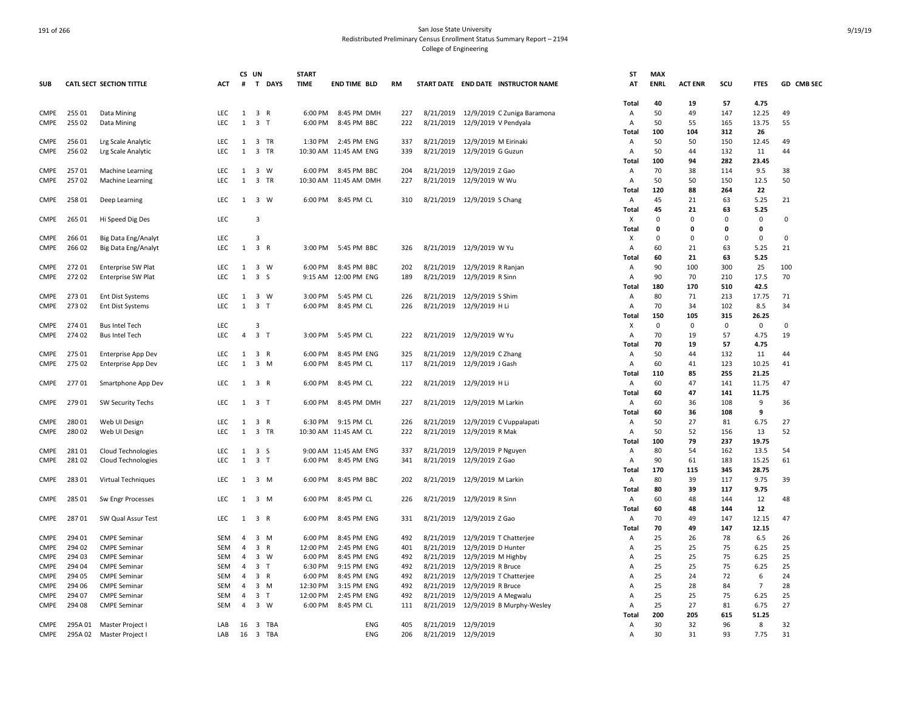San Jose State University
Redistributed Preliminary Census Enrollment Status Summary Report – 2194
College of Engineering

| SUB | CATL SECT | SECTION TITTLE | ACT | CS # | UN T | DAYS | START TIME | END TIME | BLD | RM | START DATE | END DATE | INSTRUCTOR NAME | ST AT | MAX ENRL | ACT ENR | SCU | FTES | GD | CMB SEC |
|---|---|---|---|---|---|---|---|---|---|---|---|---|---|---|---|---|---|---|---|---|
| | | | | | | | | | | | | | | Total | 40 | 19 | 57 | 4.75 | | |
| CMPE | 255 01 | Data Mining | LEC | 1 | 3 | R | 6:00 PM | 8:45 PM | DMH | 227 | 8/21/2019 | 12/9/2019 | C Zuniga Baramona | A | 50 | 49 | 147 | 12.25 | 49 | |
| CMPE | 255 02 | Data Mining | LEC | 1 | 3 | T | 6:00 PM | 8:45 PM | BBC | 222 | 8/21/2019 | 12/9/2019 | V Pendyala | A | 50 | 55 | 165 | 13.75 | 55 | |
| | | | | | | | | | | | | | | Total | 100 | 104 | 312 | 26 | | |
| CMPE | 256 01 | Lrg Scale Analytic | LEC | 1 | 3 | TR | 1:30 PM | 2:45 PM | ENG | 337 | 8/21/2019 | 12/9/2019 | M Eirinaki | A | 50 | 50 | 150 | 12.45 | 49 | |
| CMPE | 256 02 | Lrg Scale Analytic | LEC | 1 | 3 | TR | 10:30 AM | 11:45 AM | ENG | 339 | 8/21/2019 | 12/9/2019 | G Guzun | A | 50 | 44 | 132 | 11 | 44 | |
| | | | | | | | | | | | | | | Total | 100 | 94 | 282 | 23.45 | | |
| CMPE | 257 01 | Machine Learning | LEC | 1 | 3 | W | 6:00 PM | 8:45 PM | BBC | 204 | 8/21/2019 | 12/9/2019 | Z Gao | A | 70 | 38 | 114 | 9.5 | 38 | |
| CMPE | 257 02 | Machine Learning | LEC | 1 | 3 | TR | 10:30 AM | 11:45 AM | DMH | 227 | 8/21/2019 | 12/9/2019 | W Wu | A | 50 | 50 | 150 | 12.5 | 50 | |
| | | | | | | | | | | | | | | Total | 120 | 88 | 264 | 22 | | |
| CMPE | 258 01 | Deep Learning | LEC | 1 | 3 | W | 6:00 PM | 8:45 PM | CL | 310 | 8/21/2019 | 12/9/2019 | S Chang | A | 45 | 21 | 63 | 5.25 | 21 | |
| | | | | | | | | | | | | | | Total | 45 | 21 | 63 | 5.25 | | |
| CMPE | 265 01 | Hi Speed Dig Des | LEC | | 3 | | | | | | | | | X | 0 | 0 | 0 | 0 | 0 | |
| | | | | | | | | | | | | | | Total | 0 | 0 | 0 | 0 | | |
| CMPE | 266 01 | Big Data Eng/Analyt | LEC | | 3 | | | | | | | | | X | 0 | 0 | 0 | 0 | 0 | |
| CMPE | 266 02 | Big Data Eng/Analyt | LEC | 1 | 3 | R | 3:00 PM | 5:45 PM | BBC | 326 | 8/21/2019 | 12/9/2019 | W Yu | A | 60 | 21 | 63 | 5.25 | 21 | |
| | | | | | | | | | | | | | | Total | 60 | 21 | 63 | 5.25 | | |
| CMPE | 272 01 | Enterprise SW Plat | LEC | 1 | 3 | W | 6:00 PM | 8:45 PM | BBC | 202 | 8/21/2019 | 12/9/2019 | R Ranjan | A | 90 | 100 | 300 | 25 | 100 | |
| CMPE | 272 02 | Enterprise SW Plat | LEC | 1 | 3 | S | 9:15 AM | 12:00 PM | ENG | 189 | 8/21/2019 | 12/9/2019 | R Sinn | A | 90 | 70 | 210 | 17.5 | 70 | |
| | | | | | | | | | | | | | | Total | 180 | 170 | 510 | 42.5 | | |
| CMPE | 273 01 | Ent Dist Systems | LEC | 1 | 3 | W | 3:00 PM | 5:45 PM | CL | 226 | 8/21/2019 | 12/9/2019 | S Shim | A | 80 | 71 | 213 | 17.75 | 71 | |
| CMPE | 273 02 | Ent Dist Systems | LEC | 1 | 3 | T | 6:00 PM | 8:45 PM | CL | 226 | 8/21/2019 | 12/9/2019 | H Li | A | 70 | 34 | 102 | 8.5 | 34 | |
| | | | | | | | | | | | | | | Total | 150 | 105 | 315 | 26.25 | | |
| CMPE | 274 01 | Bus Intel Tech | LEC | | 3 | | | | | | | | | X | 0 | 0 | 0 | 0 | 0 | |
| CMPE | 274 02 | Bus Intel Tech | LEC | 4 | 3 | T | 3:00 PM | 5:45 PM | CL | 222 | 8/21/2019 | 12/9/2019 | W Yu | A | 70 | 19 | 57 | 4.75 | 19 | |
| | | | | | | | | | | | | | | Total | 70 | 19 | 57 | 4.75 | | |
| CMPE | 275 01 | Enterprise App Dev | LEC | 1 | 3 | R | 6:00 PM | 8:45 PM | ENG | 325 | 8/21/2019 | 12/9/2019 | C Zhang | A | 50 | 44 | 132 | 11 | 44 | |
| CMPE | 275 02 | Enterprise App Dev | LEC | 1 | 3 | M | 6:00 PM | 8:45 PM | CL | 117 | 8/21/2019 | 12/9/2019 | J Gash | A | 60 | 41 | 123 | 10.25 | 41 | |
| | | | | | | | | | | | | | | Total | 110 | 85 | 255 | 21.25 | | |
| CMPE | 277 01 | Smartphone App Dev | LEC | 1 | 3 | R | 6:00 PM | 8:45 PM | CL | 222 | 8/21/2019 | 12/9/2019 | H Li | A | 60 | 47 | 141 | 11.75 | 47 | |
| | | | | | | | | | | | | | | Total | 60 | 47 | 141 | 11.75 | | |
| CMPE | 279 01 | SW Security Techs | LEC | 1 | 3 | T | 6:00 PM | 8:45 PM | DMH | 227 | 8/21/2019 | 12/9/2019 | M Larkin | A | 60 | 36 | 108 | 9 | 36 | |
| | | | | | | | | | | | | | | Total | 60 | 36 | 108 | 9 | | |
| CMPE | 280 01 | Web UI Design | LEC | 1 | 3 | R | 6:30 PM | 9:15 PM | CL | 226 | 8/21/2019 | 12/9/2019 | C Vuppalapati | A | 50 | 27 | 81 | 6.75 | 27 | |
| CMPE | 280 02 | Web UI Design | LEC | 1 | 3 | TR | 10:30 AM | 11:45 AM | CL | 222 | 8/21/2019 | 12/9/2019 | R Mak | A | 50 | 52 | 156 | 13 | 52 | |
| | | | | | | | | | | | | | | Total | 100 | 79 | 237 | 19.75 | | |
| CMPE | 281 01 | Cloud Technologies | LEC | 1 | 3 | S | 9:00 AM | 11:45 AM | ENG | 337 | 8/21/2019 | 12/9/2019 | P Nguyen | A | 80 | 54 | 162 | 13.5 | 54 | |
| CMPE | 281 02 | Cloud Technologies | LEC | 1 | 3 | T | 6:00 PM | 8:45 PM | ENG | 341 | 8/21/2019 | 12/9/2019 | Z Gao | A | 90 | 61 | 183 | 15.25 | 61 | |
| | | | | | | | | | | | | | | Total | 170 | 115 | 345 | 28.75 | | |
| CMPE | 283 01 | Virtual Techniques | LEC | 1 | 3 | M | 6:00 PM | 8:45 PM | BBC | 202 | 8/21/2019 | 12/9/2019 | M Larkin | A | 80 | 39 | 117 | 9.75 | 39 | |
| | | | | | | | | | | | | | | Total | 80 | 39 | 117 | 9.75 | | |
| CMPE | 285 01 | Sw Engr Processes | LEC | 1 | 3 | M | 6:00 PM | 8:45 PM | CL | 226 | 8/21/2019 | 12/9/2019 | R Sinn | A | 60 | 48 | 144 | 12 | 48 | |
| | | | | | | | | | | | | | | Total | 60 | 48 | 144 | 12 | | |
| CMPE | 287 01 | SW Qual Assur Test | LEC | 1 | 3 | R | 6:00 PM | 8:45 PM | ENG | 331 | 8/21/2019 | 12/9/2019 | Z Gao | A | 70 | 49 | 147 | 12.15 | 47 | |
| | | | | | | | | | | | | | | Total | 70 | 49 | 147 | 12.15 | | |
| CMPE | 294 01 | CMPE Seminar | SEM | 4 | 3 | M | 6:00 PM | 8:45 PM | ENG | 492 | 8/21/2019 | 12/9/2019 | T Chatterjee | A | 25 | 26 | 78 | 6.5 | 26 | |
| CMPE | 294 02 | CMPE Seminar | SEM | 4 | 3 | R | 12:00 PM | 2:45 PM | ENG | 401 | 8/21/2019 | 12/9/2019 | D Hunter | A | 25 | 25 | 75 | 6.25 | 25 | |
| CMPE | 294 03 | CMPE Seminar | SEM | 4 | 3 | W | 6:00 PM | 8:45 PM | ENG | 492 | 8/21/2019 | 12/9/2019 | M Highby | A | 25 | 25 | 75 | 6.25 | 25 | |
| CMPE | 294 04 | CMPE Seminar | SEM | 4 | 3 | T | 6:30 PM | 9:15 PM | ENG | 492 | 8/21/2019 | 12/9/2019 | R Bruce | A | 25 | 25 | 75 | 6.25 | 25 | |
| CMPE | 294 05 | CMPE Seminar | SEM | 4 | 3 | R | 6:00 PM | 8:45 PM | ENG | 492 | 8/21/2019 | 12/9/2019 | T Chatterjee | A | 25 | 24 | 72 | 6 | 24 | |
| CMPE | 294 06 | CMPE Seminar | SEM | 4 | 3 | M | 12:30 PM | 3:15 PM | ENG | 492 | 8/21/2019 | 12/9/2019 | R Bruce | A | 25 | 28 | 84 | 7 | 28 | |
| CMPE | 294 07 | CMPE Seminar | SEM | 4 | 3 | T | 12:00 PM | 2:45 PM | ENG | 492 | 8/21/2019 | 12/9/2019 | A Megwalu | A | 25 | 25 | 75 | 6.25 | 25 | |
| CMPE | 294 08 | CMPE Seminar | SEM | 4 | 3 | W | 6:00 PM | 8:45 PM | CL | 111 | 8/21/2019 | 12/9/2019 | B Murphy-Wesley | A | 25 | 27 | 81 | 6.75 | 27 | |
| | | | | | | | | | | | | | | Total | 200 | 205 | 615 | 51.25 | | |
| CMPE | 295A 01 | Master Project I | LAB | 16 | 3 | TBA | | | ENG | 405 | 8/21/2019 | 12/9/2019 | | A | 30 | 32 | 96 | 8 | 32 | |
| CMPE | 295A 02 | Master Project I | LAB | 16 | 3 | TBA | | | ENG | 206 | 8/21/2019 | 12/9/2019 | | A | 30 | 31 | 93 | 7.75 | 31 | |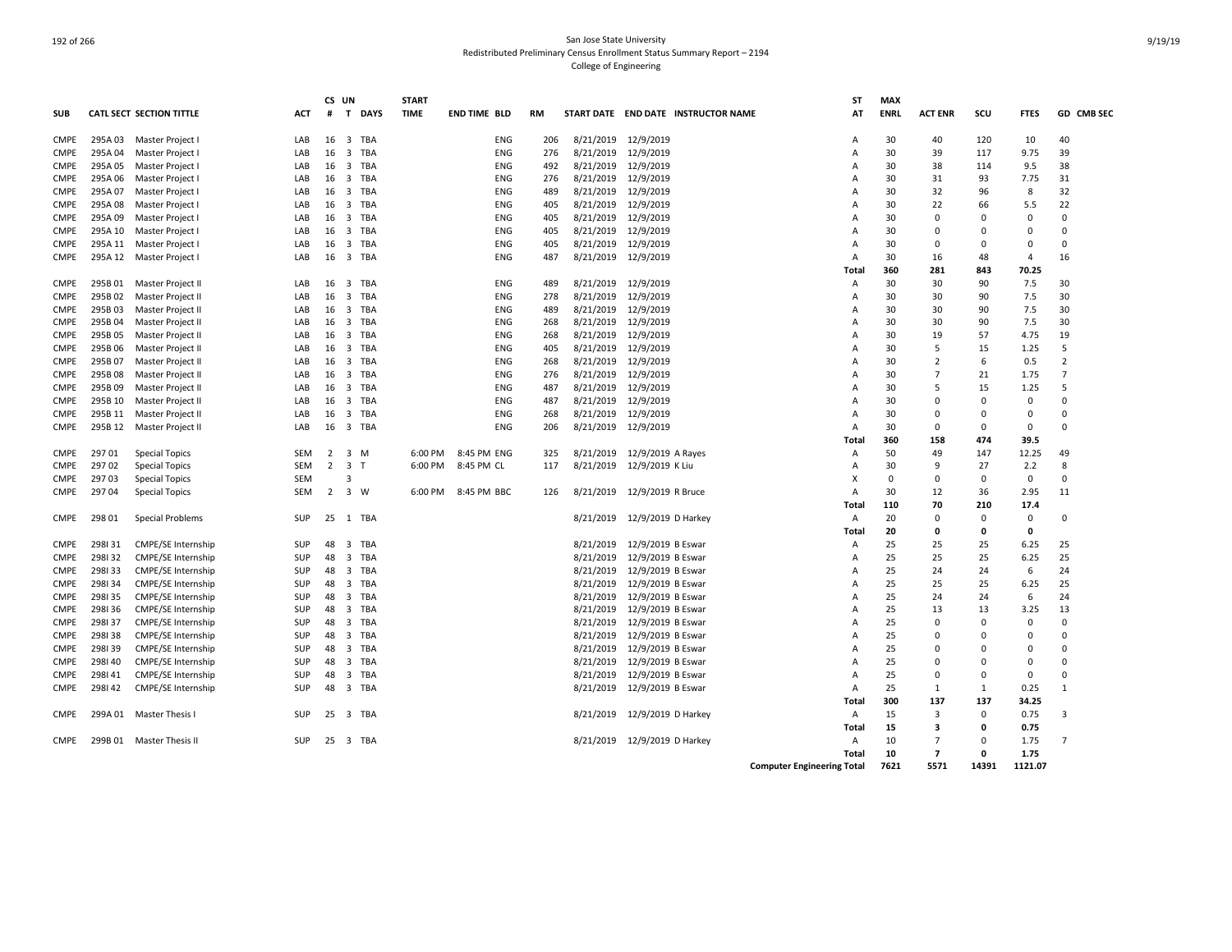San Jose State University
Redistributed Preliminary Census Enrollment Status Summary Report – 2194
College of Engineering

| SUB | CATL SECT | SECTION TITTLE | ACT | CS # | UN T | DAYS | START TIME | END TIME | BLD | RM | START DATE | END DATE | INSTRUCTOR NAME | ST AT | MAX ENRL | ACT ENR | SCU | FTES | GD | CMB SEC |
|---|---|---|---|---|---|---|---|---|---|---|---|---|---|---|---|---|---|---|---|---|
| CMPE | 295A 03 | Master Project I | LAB | 16 | 3 | TBA | | | ENG | 206 | 8/21/2019 | 12/9/2019 | | A | 30 | 40 | 120 | 10 | 40 | |
| CMPE | 295A 04 | Master Project I | LAB | 16 | 3 | TBA | | | ENG | 276 | 8/21/2019 | 12/9/2019 | | A | 30 | 39 | 117 | 9.75 | 39 | |
| CMPE | 295A 05 | Master Project I | LAB | 16 | 3 | TBA | | | ENG | 492 | 8/21/2019 | 12/9/2019 | | A | 30 | 38 | 114 | 9.5 | 38 | |
| CMPE | 295A 06 | Master Project I | LAB | 16 | 3 | TBA | | | ENG | 276 | 8/21/2019 | 12/9/2019 | | A | 30 | 31 | 93 | 7.75 | 31 | |
| CMPE | 295A 07 | Master Project I | LAB | 16 | 3 | TBA | | | ENG | 489 | 8/21/2019 | 12/9/2019 | | A | 30 | 32 | 96 | 8 | 32 | |
| CMPE | 295A 08 | Master Project I | LAB | 16 | 3 | TBA | | | ENG | 405 | 8/21/2019 | 12/9/2019 | | A | 30 | 22 | 66 | 5.5 | 22 | |
| CMPE | 295A 09 | Master Project I | LAB | 16 | 3 | TBA | | | ENG | 405 | 8/21/2019 | 12/9/2019 | | A | 30 | 0 | 0 | 0 | 0 | |
| CMPE | 295A 10 | Master Project I | LAB | 16 | 3 | TBA | | | ENG | 405 | 8/21/2019 | 12/9/2019 | | A | 30 | 0 | 0 | 0 | 0 | |
| CMPE | 295A 11 | Master Project I | LAB | 16 | 3 | TBA | | | ENG | 405 | 8/21/2019 | 12/9/2019 | | A | 30 | 0 | 0 | 0 | 0 | |
| CMPE | 295A 12 | Master Project I | LAB | 16 | 3 | TBA | | | ENG | 487 | 8/21/2019 | 12/9/2019 | | A | 30 | 16 | 48 | 4 | 16 | |
| | | | | | | | | | | | | | | **Total** | **360** | **281** | **843** | **70.25** | | |
| CMPE | 295B 01 | Master Project II | LAB | 16 | 3 | TBA | | | ENG | 489 | 8/21/2019 | 12/9/2019 | | A | 30 | 30 | 90 | 7.5 | 30 | |
| CMPE | 295B 02 | Master Project II | LAB | 16 | 3 | TBA | | | ENG | 278 | 8/21/2019 | 12/9/2019 | | A | 30 | 30 | 90 | 7.5 | 30 | |
| CMPE | 295B 03 | Master Project II | LAB | 16 | 3 | TBA | | | ENG | 489 | 8/21/2019 | 12/9/2019 | | A | 30 | 30 | 90 | 7.5 | 30 | |
| CMPE | 295B 04 | Master Project II | LAB | 16 | 3 | TBA | | | ENG | 268 | 8/21/2019 | 12/9/2019 | | A | 30 | 30 | 90 | 7.5 | 30 | |
| CMPE | 295B 05 | Master Project II | LAB | 16 | 3 | TBA | | | ENG | 268 | 8/21/2019 | 12/9/2019 | | A | 30 | 19 | 57 | 4.75 | 19 | |
| CMPE | 295B 06 | Master Project II | LAB | 16 | 3 | TBA | | | ENG | 405 | 8/21/2019 | 12/9/2019 | | A | 30 | 5 | 15 | 1.25 | 5 | |
| CMPE | 295B 07 | Master Project II | LAB | 16 | 3 | TBA | | | ENG | 268 | 8/21/2019 | 12/9/2019 | | A | 30 | 2 | 6 | 0.5 | 2 | |
| CMPE | 295B 08 | Master Project II | LAB | 16 | 3 | TBA | | | ENG | 276 | 8/21/2019 | 12/9/2019 | | A | 30 | 7 | 21 | 1.75 | 7 | |
| CMPE | 295B 09 | Master Project II | LAB | 16 | 3 | TBA | | | ENG | 487 | 8/21/2019 | 12/9/2019 | | A | 30 | 5 | 15 | 1.25 | 5 | |
| CMPE | 295B 10 | Master Project II | LAB | 16 | 3 | TBA | | | ENG | 487 | 8/21/2019 | 12/9/2019 | | A | 30 | 0 | 0 | 0 | 0 | |
| CMPE | 295B 11 | Master Project II | LAB | 16 | 3 | TBA | | | ENG | 268 | 8/21/2019 | 12/9/2019 | | A | 30 | 0 | 0 | 0 | 0 | |
| CMPE | 295B 12 | Master Project II | LAB | 16 | 3 | TBA | | | ENG | 206 | 8/21/2019 | 12/9/2019 | | A | 30 | 0 | 0 | 0 | 0 | |
| | | | | | | | | | | | | | | **Total** | **360** | **158** | **474** | **39.5** | | |
| CMPE | 297 01 | Special Topics | SEM | 2 | 3 | M | 6:00 PM | 8:45 PM | ENG | 325 | 8/21/2019 | 12/9/2019 | A Rayes | A | 50 | 49 | 147 | 12.25 | 49 | |
| CMPE | 297 02 | Special Topics | SEM | 2 | 3 | T | 6:00 PM | 8:45 PM | CL | 117 | 8/21/2019 | 12/9/2019 | K Liu | A | 30 | 9 | 27 | 2.2 | 8 | |
| CMPE | 297 03 | Special Topics | SEM | | 3 | | | | | | | | | X | 0 | 0 | 0 | 0 | 0 | |
| CMPE | 297 04 | Special Topics | SEM | 2 | 3 | W | 6:00 PM | 8:45 PM | BBC | 126 | 8/21/2019 | 12/9/2019 | R Bruce | A | 30 | 12 | 36 | 2.95 | 11 | |
| | | | | | | | | | | | | | | **Total** | **110** | **70** | **210** | **17.4** | | |
| CMPE | 298 01 | Special Problems | SUP | 25 | 1 | TBA | | | | | 8/21/2019 | 12/9/2019 | D Harkey | A | 20 | 0 | 0 | 0 | 0 | |
| | | | | | | | | | | | | | | **Total** | **20** | **0** | **0** | **0** | | |
| CMPE | 298I 31 | CMPE/SE Internship | SUP | 48 | 3 | TBA | | | | | 8/21/2019 | 12/9/2019 | B Eswar | A | 25 | 25 | 25 | 6.25 | 25 | |
| CMPE | 298I 32 | CMPE/SE Internship | SUP | 48 | 3 | TBA | | | | | 8/21/2019 | 12/9/2019 | B Eswar | A | 25 | 25 | 25 | 6.25 | 25 | |
| CMPE | 298I 33 | CMPE/SE Internship | SUP | 48 | 3 | TBA | | | | | 8/21/2019 | 12/9/2019 | B Eswar | A | 25 | 24 | 24 | 6 | 24 | |
| CMPE | 298I 34 | CMPE/SE Internship | SUP | 48 | 3 | TBA | | | | | 8/21/2019 | 12/9/2019 | B Eswar | A | 25 | 25 | 25 | 6.25 | 25 | |
| CMPE | 298I 35 | CMPE/SE Internship | SUP | 48 | 3 | TBA | | | | | 8/21/2019 | 12/9/2019 | B Eswar | A | 25 | 24 | 24 | 6 | 24 | |
| CMPE | 298I 36 | CMPE/SE Internship | SUP | 48 | 3 | TBA | | | | | 8/21/2019 | 12/9/2019 | B Eswar | A | 25 | 13 | 13 | 3.25 | 13 | |
| CMPE | 298I 37 | CMPE/SE Internship | SUP | 48 | 3 | TBA | | | | | 8/21/2019 | 12/9/2019 | B Eswar | A | 25 | 0 | 0 | 0 | 0 | |
| CMPE | 298I 38 | CMPE/SE Internship | SUP | 48 | 3 | TBA | | | | | 8/21/2019 | 12/9/2019 | B Eswar | A | 25 | 0 | 0 | 0 | 0 | |
| CMPE | 298I 39 | CMPE/SE Internship | SUP | 48 | 3 | TBA | | | | | 8/21/2019 | 12/9/2019 | B Eswar | A | 25 | 0 | 0 | 0 | 0 | |
| CMPE | 298I 40 | CMPE/SE Internship | SUP | 48 | 3 | TBA | | | | | 8/21/2019 | 12/9/2019 | B Eswar | A | 25 | 0 | 0 | 0 | 0 | |
| CMPE | 298I 41 | CMPE/SE Internship | SUP | 48 | 3 | TBA | | | | | 8/21/2019 | 12/9/2019 | B Eswar | A | 25 | 0 | 0 | 0 | 0 | |
| CMPE | 298I 42 | CMPE/SE Internship | SUP | 48 | 3 | TBA | | | | | 8/21/2019 | 12/9/2019 | B Eswar | A | 25 | 1 | 1 | 0.25 | 1 | |
| | | | | | | | | | | | | | | **Total** | **300** | **137** | **137** | **34.25** | | |
| CMPE | 299A 01 | Master Thesis I | SUP | 25 | 3 | TBA | | | | | 8/21/2019 | 12/9/2019 | D Harkey | A | 15 | 3 | 0 | 0.75 | 3 | |
| | | | | | | | | | | | | | | **Total** | **15** | **3** | **0** | **0.75** | | |
| CMPE | 299B 01 | Master Thesis II | SUP | 25 | 3 | TBA | | | | | 8/21/2019 | 12/9/2019 | D Harkey | A | 10 | 7 | 0 | 1.75 | 7 | |
| | | | | | | | | | | | | | | **Total** | **10** | **7** | **0** | **1.75** | | |
| | | | | | | | | | | | | | | **Computer Engineering Total** | **7621** | **5571** | **14391** | **1121.07** | | |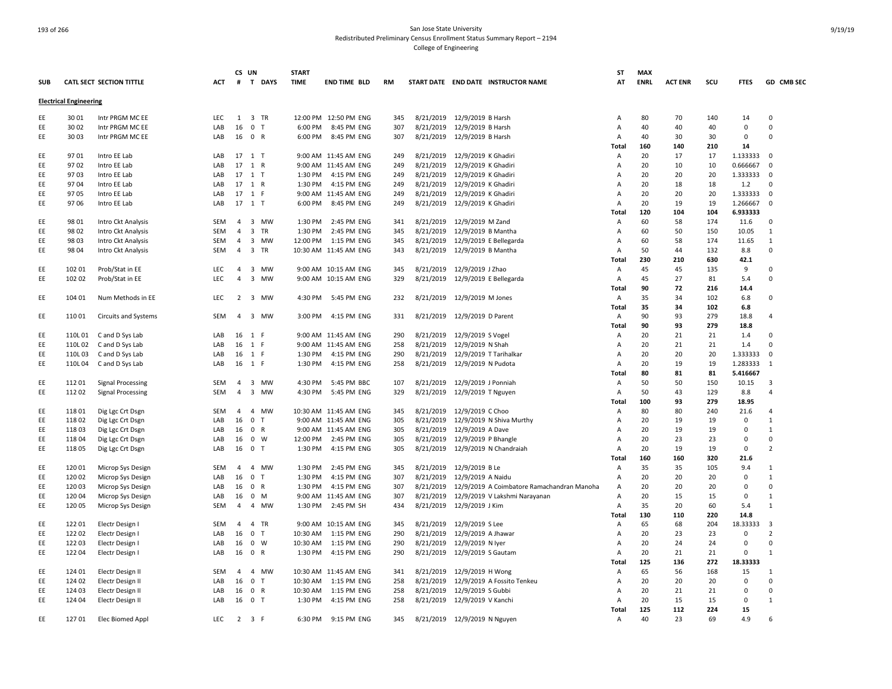San Jose State University
Redistributed Preliminary Census Enrollment Status Summary Report – 2194
College of Engineering

| SUB | CATL SECT | SECTION TITTLE | ACT | CS # | UN T | DAYS | START TIME | END TIME | BLD | RM | START DATE | END DATE | INSTRUCTOR NAME | ST AT | MAX ENRL | ACT ENR | SCU | FTES | GD | CMB SEC |
|---|---|---|---|---|---|---|---|---|---|---|---|---|---|---|---|---|---|---|---|---|
| **Electrical Engineering** | | | | | | | | | | | | | | | | | | | | |
| EE | 30 01 | Intr PRGM MC EE | LEC | 1 | 3 | TR | 12:00 PM | 12:50 PM | ENG | 345 | 8/21/2019 | 12/9/2019 | B Harsh | A | 80 | 70 | 140 | 14 | 0 | |
| EE | 30 02 | Intr PRGM MC EE | LAB | 16 | 0 | T | 6:00 PM | 8:45 PM | ENG | 307 | 8/21/2019 | 12/9/2019 | B Harsh | A | 40 | 40 | 40 | 0 | 0 | |
| EE | 30 03 | Intr PRGM MC EE | LAB | 16 | 0 | R | 6:00 PM | 8:45 PM | ENG | 307 | 8/21/2019 | 12/9/2019 | B Harsh | A | 40 | 30 | 30 | 0 | 0 | |
| | | | | | | | | | | | | | | Total | 160 | 140 | 210 | 14 | | |
| EE | 97 01 | Intro EE Lab | LAB | 17 | 1 | T | 9:00 AM | 11:45 AM | ENG | 249 | 8/21/2019 | 12/9/2019 | K Ghadiri | A | 20 | 17 | 17 | 1.133333 | 0 | |
| EE | 97 02 | Intro EE Lab | LAB | 17 | 1 | R | 9:00 AM | 11:45 AM | ENG | 249 | 8/21/2019 | 12/9/2019 | K Ghadiri | A | 20 | 10 | 10 | 0.666667 | 0 | |
| EE | 97 03 | Intro EE Lab | LAB | 17 | 1 | T | 1:30 PM | 4:15 PM | ENG | 249 | 8/21/2019 | 12/9/2019 | K Ghadiri | A | 20 | 20 | 20 | 1.333333 | 0 | |
| EE | 97 04 | Intro EE Lab | LAB | 17 | 1 | R | 1:30 PM | 4:15 PM | ENG | 249 | 8/21/2019 | 12/9/2019 | K Ghadiri | A | 20 | 18 | 18 | 1.2 | 0 | |
| EE | 97 05 | Intro EE Lab | LAB | 17 | 1 | F | 9:00 AM | 11:45 AM | ENG | 249 | 8/21/2019 | 12/9/2019 | K Ghadiri | A | 20 | 20 | 20 | 1.333333 | 0 | |
| EE | 97 06 | Intro EE Lab | LAB | 17 | 1 | T | 6:00 PM | 8:45 PM | ENG | 249 | 8/21/2019 | 12/9/2019 | K Ghadiri | A | 20 | 19 | 19 | 1.266667 | 0 | |
| | | | | | | | | | | | | | | Total | 120 | 104 | 104 | 6.933333 | | |
| EE | 98 01 | Intro Ckt Analysis | SEM | 4 | 3 | MW | 1:30 PM | 2:45 PM | ENG | 341 | 8/21/2019 | 12/9/2019 | M Zand | A | 60 | 58 | 174 | 11.6 | 0 | |
| EE | 98 02 | Intro Ckt Analysis | SEM | 4 | 3 | TR | 1:30 PM | 2:45 PM | ENG | 345 | 8/21/2019 | 12/9/2019 | B Mantha | A | 60 | 50 | 150 | 10.05 | 1 | |
| EE | 98 03 | Intro Ckt Analysis | SEM | 4 | 3 | MW | 12:00 PM | 1:15 PM | ENG | 345 | 8/21/2019 | 12/9/2019 | E Bellegarda | A | 60 | 58 | 174 | 11.65 | 1 | |
| EE | 98 04 | Intro Ckt Analysis | SEM | 4 | 3 | TR | 10:30 AM | 11:45 AM | ENG | 343 | 8/21/2019 | 12/9/2019 | B Mantha | A | 50 | 44 | 132 | 8.8 | 0 | |
| | | | | | | | | | | | | | | Total | 230 | 210 | 630 | 42.1 | | |
| EE | 102 01 | Prob/Stat in EE | LEC | 4 | 3 | MW | 9:00 AM | 10:15 AM | ENG | 345 | 8/21/2019 | 12/9/2019 | J Zhao | A | 45 | 45 | 135 | 9 | 0 | |
| EE | 102 02 | Prob/Stat in EE | LEC | 4 | 3 | MW | 9:00 AM | 10:15 AM | ENG | 329 | 8/21/2019 | 12/9/2019 | E Bellegarda | A | 45 | 27 | 81 | 5.4 | 0 | |
| | | | | | | | | | | | | | | Total | 90 | 72 | 216 | 14.4 | | |
| EE | 104 01 | Num Methods in EE | LEC | 2 | 3 | MW | 4:30 PM | 5:45 PM | ENG | 232 | 8/21/2019 | 12/9/2019 | M Jones | A | 35 | 34 | 102 | 6.8 | 0 | |
| | | | | | | | | | | | | | | Total | 35 | 34 | 102 | 6.8 | | |
| EE | 110 01 | Circuits and Systems | SEM | 4 | 3 | MW | 3:00 PM | 4:15 PM | ENG | 331 | 8/21/2019 | 12/9/2019 | D Parent | A | 90 | 93 | 279 | 18.8 | 4 | |
| | | | | | | | | | | | | | | Total | 90 | 93 | 279 | 18.8 | | |
| EE | 110L 01 | C and D Sys Lab | LAB | 16 | 1 | F | 9:00 AM | 11:45 AM | ENG | 290 | 8/21/2019 | 12/9/2019 | S Vogel | A | 20 | 21 | 21 | 1.4 | 0 | |
| EE | 110L 02 | C and D Sys Lab | LAB | 16 | 1 | F | 9:00 AM | 11:45 AM | ENG | 258 | 8/21/2019 | 12/9/2019 | N Shah | A | 20 | 21 | 21 | 1.4 | 0 | |
| EE | 110L 03 | C and D Sys Lab | LAB | 16 | 1 | F | 1:30 PM | 4:15 PM | ENG | 290 | 8/21/2019 | 12/9/2019 | T Tarihalkar | A | 20 | 20 | 20 | 1.333333 | 0 | |
| EE | 110L 04 | C and D Sys Lab | LAB | 16 | 1 | F | 1:30 PM | 4:15 PM | ENG | 258 | 8/21/2019 | 12/9/2019 | N Pudota | A | 20 | 19 | 19 | 1.283333 | 1 | |
| | | | | | | | | | | | | | | Total | 80 | 81 | 81 | 5.416667 | | |
| EE | 112 01 | Signal Processing | SEM | 4 | 3 | MW | 4:30 PM | 5:45 PM | BBC | 107 | 8/21/2019 | 12/9/2019 | J Ponniah | A | 50 | 50 | 150 | 10.15 | 3 | |
| EE | 112 02 | Signal Processing | SEM | 4 | 3 | MW | 4:30 PM | 5:45 PM | ENG | 329 | 8/21/2019 | 12/9/2019 | T Nguyen | A | 50 | 43 | 129 | 8.8 | 4 | |
| | | | | | | | | | | | | | | Total | 100 | 93 | 279 | 18.95 | | |
| EE | 118 01 | Dig Lgc Crt Dsgn | SEM | 4 | 4 | MW | 10:30 AM | 11:45 AM | ENG | 345 | 8/21/2019 | 12/9/2019 | C Choo | A | 80 | 80 | 240 | 21.6 | 4 | |
| EE | 118 02 | Dig Lgc Crt Dsgn | LAB | 16 | 0 | T | 9:00 AM | 11:45 AM | ENG | 305 | 8/21/2019 | 12/9/2019 | N Shiva Murthy | A | 20 | 19 | 19 | 0 | 1 | |
| EE | 118 03 | Dig Lgc Crt Dsgn | LAB | 16 | 0 | R | 9:00 AM | 11:45 AM | ENG | 305 | 8/21/2019 | 12/9/2019 | A Dave | A | 20 | 19 | 19 | 0 | 1 | |
| EE | 118 04 | Dig Lgc Crt Dsgn | LAB | 16 | 0 | W | 12:00 PM | 2:45 PM | ENG | 305 | 8/21/2019 | 12/9/2019 | P Bhangle | A | 20 | 23 | 23 | 0 | 0 | |
| EE | 118 05 | Dig Lgc Crt Dsgn | LAB | 16 | 0 | T | 1:30 PM | 4:15 PM | ENG | 305 | 8/21/2019 | 12/9/2019 | N Chandraiah | A | 20 | 19 | 19 | 0 | 2 | |
| | | | | | | | | | | | | | | Total | 160 | 160 | 320 | 21.6 | | |
| EE | 120 01 | Microp Sys Design | SEM | 4 | 4 | MW | 1:30 PM | 2:45 PM | ENG | 345 | 8/21/2019 | 12/9/2019 | B Le | A | 35 | 35 | 105 | 9.4 | 1 | |
| EE | 120 02 | Microp Sys Design | LAB | 16 | 0 | T | 1:30 PM | 4:15 PM | ENG | 307 | 8/21/2019 | 12/9/2019 | A Naidu | A | 20 | 20 | 20 | 0 | 1 | |
| EE | 120 03 | Microp Sys Design | LAB | 16 | 0 | R | 1:30 PM | 4:15 PM | ENG | 307 | 8/21/2019 | 12/9/2019 | A Coimbatore Ramachandran Manoha | A | 20 | 20 | 20 | 0 | 0 | |
| EE | 120 04 | Microp Sys Design | LAB | 16 | 0 | M | 9:00 AM | 11:45 AM | ENG | 307 | 8/21/2019 | 12/9/2019 | V Lakshmi Narayanan | A | 20 | 15 | 15 | 0 | 1 | |
| EE | 120 05 | Microp Sys Design | SEM | 4 | 4 | MW | 1:30 PM | 2:45 PM | SH | 434 | 8/21/2019 | 12/9/2019 | J Kim | A | 35 | 20 | 60 | 5.4 | 1 | |
| | | | | | | | | | | | | | | Total | 130 | 110 | 220 | 14.8 | | |
| EE | 122 01 | Electr Design I | SEM | 4 | 4 | TR | 9:00 AM | 10:15 AM | ENG | 345 | 8/21/2019 | 12/9/2019 | S Lee | A | 65 | 68 | 204 | 18.33333 | 3 | |
| EE | 122 02 | Electr Design I | LAB | 16 | 0 | T | 10:30 AM | 1:15 PM | ENG | 290 | 8/21/2019 | 12/9/2019 | A Jhawar | A | 20 | 23 | 23 | 0 | 2 | |
| EE | 122 03 | Electr Design I | LAB | 16 | 0 | W | 10:30 AM | 1:15 PM | ENG | 290 | 8/21/2019 | 12/9/2019 | N Iyer | A | 20 | 24 | 24 | 0 | 0 | |
| EE | 122 04 | Electr Design I | LAB | 16 | 0 | R | 1:30 PM | 4:15 PM | ENG | 290 | 8/21/2019 | 12/9/2019 | S Gautam | A | 20 | 21 | 21 | 0 | 1 | |
| | | | | | | | | | | | | | | Total | 125 | 136 | 272 | 18.33333 | | |
| EE | 124 01 | Electr Design II | SEM | 4 | 4 | MW | 10:30 AM | 11:45 AM | ENG | 341 | 8/21/2019 | 12/9/2019 | H Wong | A | 65 | 56 | 168 | 15 | 1 | |
| EE | 124 02 | Electr Design II | LAB | 16 | 0 | T | 10:30 AM | 1:15 PM | ENG | 258 | 8/21/2019 | 12/9/2019 | A Fossito Tenkeu | A | 20 | 20 | 20 | 0 | 0 | |
| EE | 124 03 | Electr Design II | LAB | 16 | 0 | R | 10:30 AM | 1:15 PM | ENG | 258 | 8/21/2019 | 12/9/2019 | S Gubbi | A | 20 | 21 | 21 | 0 | 0 | |
| EE | 124 04 | Electr Design II | LAB | 16 | 0 | T | 1:30 PM | 4:15 PM | ENG | 258 | 8/21/2019 | 12/9/2019 | V Kanchi | A | 20 | 15 | 15 | 0 | 1 | |
| | | | | | | | | | | | | | | Total | 125 | 112 | 224 | 15 | | |
| EE | 127 01 | Elec Biomed Appl | LEC | 2 | 3 | F | 6:30 PM | 9:15 PM | ENG | 345 | 8/21/2019 | 12/9/2019 | N Nguyen | A | 40 | 23 | 69 | 4.9 | 6 | |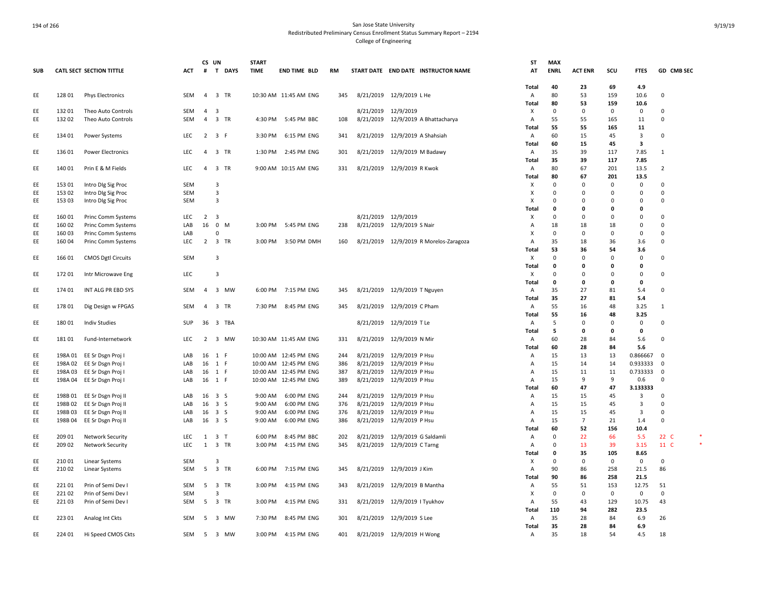San Jose State University

Redistributed Preliminary Census Enrollment Status Summary Report – 2194

College of Engineering

| SUB | CATL | SECT | SECTION TITTLE | ACT | CS # | UN T | DAYS | START TIME | END TIME | BLD | RM | START DATE | END DATE | INSTRUCTOR NAME | ST AT | MAX ENRL | ACT ENR | SCU | FTES | GD | CMB SEC |
|---|---|---|---|---|---|---|---|---|---|---|---|---|---|---|---|---|---|---|---|---|---|
| | | | | | | | | | | | | | | | Total | 40 | 23 | 69 | 4.9 | | |
| EE | 128 | 01 | Phys Electronics | SEM | 4 | 3 | TR | 10:30 AM | 11:45 AM | ENG | 345 | 8/21/2019 | 12/9/2019 | L He | A | 80 | 53 | 159 | 10.6 | 0 | |
| | | | | | | | | | | | | | | | Total | 80 | 53 | 159 | 10.6 | | |
| EE | 132 | 01 | Theo Auto Controls | SEM | 4 | 3 | | | | | | 8/21/2019 | 12/9/2019 | | X | 0 | 0 | 0 | 0 | 0 | |
| EE | 132 | 02 | Theo Auto Controls | SEM | 4 | 3 | TR | 4:30 PM | 5:45 PM | BBC | 108 | 8/21/2019 | 12/9/2019 | A Bhattacharya | A | 55 | 55 | 165 | 11 | 0 | |
| | | | | | | | | | | | | | | | Total | 55 | 55 | 165 | 11 | | |
| EE | 134 | 01 | Power Systems | LEC | 2 | 3 | F | 3:30 PM | 6:15 PM | ENG | 341 | 8/21/2019 | 12/9/2019 | A Shahsiah | A | 60 | 15 | 45 | 3 | 0 | |
| | | | | | | | | | | | | | | | Total | 60 | 15 | 45 | 3 | | |
| EE | 136 | 01 | Power Electronics | LEC | 4 | 3 | TR | 1:30 PM | 2:45 PM | ENG | 301 | 8/21/2019 | 12/9/2019 | M Badawy | A | 35 | 39 | 117 | 7.85 | 1 | |
| | | | | | | | | | | | | | | | Total | 35 | 39 | 117 | 7.85 | | |
| EE | 140 | 01 | Prin E & M Fields | LEC | 4 | 3 | TR | 9:00 AM | 10:15 AM | ENG | 331 | 8/21/2019 | 12/9/2019 | R Kwok | A | 80 | 67 | 201 | 13.5 | 2 | |
| | | | | | | | | | | | | | | | Total | 80 | 67 | 201 | 13.5 | | |
| EE | 153 | 01 | Intro Dlg Sig Proc | SEM | | 3 | | | | | | | | | X | 0 | 0 | 0 | 0 | 0 | |
| EE | 153 | 02 | Intro Dlg Sig Proc | SEM | | 3 | | | | | | | | | X | 0 | 0 | 0 | 0 | 0 | |
| EE | 153 | 03 | Intro Dlg Sig Proc | SEM | | 3 | | | | | | | | | X | 0 | 0 | 0 | 0 | 0 | |
| | | | | | | | | | | | | | | | Total | 0 | 0 | 0 | 0 | | |
| EE | 160 | 01 | Princ Comm Systems | LEC | 2 | 3 | | | | | | 8/21/2019 | 12/9/2019 | | X | 0 | 0 | 0 | 0 | 0 | |
| EE | 160 | 02 | Princ Comm Systems | LAB | 16 | 0 | M | 3:00 PM | 5:45 PM | ENG | 238 | 8/21/2019 | 12/9/2019 | S Nair | A | 18 | 18 | 18 | 0 | 0 | |
| EE | 160 | 03 | Princ Comm Systems | LAB | | 0 | | | | | | | | | X | 0 | 0 | 0 | 0 | 0 | |
| EE | 160 | 04 | Princ Comm Systems | LEC | 2 | 3 | TR | 3:00 PM | 3:50 PM | DMH | 160 | 8/21/2019 | 12/9/2019 | R Morelos-Zaragoza | A | 35 | 18 | 36 | 3.6 | 0 | |
| | | | | | | | | | | | | | | | Total | 53 | 36 | 54 | 3.6 | | |
| EE | 166 | 01 | CMOS Dgtl Circuits | SEM | | 3 | | | | | | | | | X | 0 | 0 | 0 | 0 | 0 | |
| | | | | | | | | | | | | | | | Total | 0 | 0 | 0 | 0 | | |
| EE | 172 | 01 | Intr Microwave Eng | LEC | | 3 | | | | | | | | | X | 0 | 0 | 0 | 0 | 0 | |
| | | | | | | | | | | | | | | | Total | 0 | 0 | 0 | 0 | | |
| EE | 174 | 01 | INT ALG PR EBD SYS | SEM | 4 | 3 | MW | 6:00 PM | 7:15 PM | ENG | 345 | 8/21/2019 | 12/9/2019 | T Nguyen | A | 35 | 27 | 81 | 5.4 | 0 | |
| | | | | | | | | | | | | | | | Total | 35 | 27 | 81 | 5.4 | | |
| EE | 178 | 01 | Dig Design w FPGAS | SEM | 4 | 3 | TR | 7:30 PM | 8:45 PM | ENG | 345 | 8/21/2019 | 12/9/2019 | C Pham | A | 55 | 16 | 48 | 3.25 | 1 | |
| | | | | | | | | | | | | | | | Total | 55 | 16 | 48 | 3.25 | | |
| EE | 180 | 01 | Indiv Studies | SUP | 36 | 3 | TBA | | | | | 8/21/2019 | 12/9/2019 | T Le | A | 5 | 0 | 0 | 0 | 0 | |
| | | | | | | | | | | | | | | | Total | 5 | 0 | 0 | 0 | | |
| EE | 181 | 01 | Fund-Internetwork | LEC | 2 | 3 | MW | 10:30 AM | 11:45 AM | ENG | 331 | 8/21/2019 | 12/9/2019 | N Mir | A | 60 | 28 | 84 | 5.6 | 0 | |
| | | | | | | | | | | | | | | | Total | 60 | 28 | 84 | 5.6 | | |
| EE | 198A | 01 | EE Sr Dsgn Proj I | LAB | 16 | 1 | F | 10:00 AM | 12:45 PM | ENG | 244 | 8/21/2019 | 12/9/2019 | P Hsu | A | 15 | 13 | 13 | 0.866667 | 0 | |
| EE | 198A | 02 | EE Sr Dsgn Proj I | LAB | 16 | 1 | F | 10:00 AM | 12:45 PM | ENG | 386 | 8/21/2019 | 12/9/2019 | P Hsu | A | 15 | 14 | 14 | 0.933333 | 0 | |
| EE | 198A | 03 | EE Sr Dsgn Proj I | LAB | 16 | 1 | F | 10:00 AM | 12:45 PM | ENG | 387 | 8/21/2019 | 12/9/2019 | P Hsu | A | 15 | 11 | 11 | 0.733333 | 0 | |
| EE | 198A | 04 | EE Sr Dsgn Proj I | LAB | 16 | 1 | F | 10:00 AM | 12:45 PM | ENG | 389 | 8/21/2019 | 12/9/2019 | P Hsu | A | 15 | 9 | 9 | 0.6 | 0 | |
| | | | | | | | | | | | | | | | Total | 60 | 47 | 47 | 3.133333 | | |
| EE | 198B | 01 | EE Sr Dsgn Proj II | LAB | 16 | 3 | S | 9:00 AM | 6:00 PM | ENG | 244 | 8/21/2019 | 12/9/2019 | P Hsu | A | 15 | 15 | 45 | 3 | 0 | |
| EE | 198B | 02 | EE Sr Dsgn Proj II | LAB | 16 | 3 | S | 9:00 AM | 6:00 PM | ENG | 376 | 8/21/2019 | 12/9/2019 | P Hsu | A | 15 | 15 | 45 | 3 | 0 | |
| EE | 198B | 03 | EE Sr Dsgn Proj II | LAB | 16 | 3 | S | 9:00 AM | 6:00 PM | ENG | 376 | 8/21/2019 | 12/9/2019 | P Hsu | A | 15 | 15 | 45 | 3 | 0 | |
| EE | 198B | 04 | EE Sr Dsgn Proj II | LAB | 16 | 3 | S | 9:00 AM | 6:00 PM | ENG | 386 | 8/21/2019 | 12/9/2019 | P Hsu | A | 15 | 7 | 21 | 1.4 | 0 | |
| | | | | | | | | | | | | | | | Total | 60 | 52 | 156 | 10.4 | | |
| EE | 209 | 01 | Network Security | LEC | 1 | 3 | T | 6:00 PM | 8:45 PM | BBC | 202 | 8/21/2019 | 12/9/2019 | G Saldamli | A | 0 | 22 | 66 | 5.5 | 22 | C * |
| EE | 209 | 02 | Network Security | LEC | 1 | 3 | TR | 3:00 PM | 4:15 PM | ENG | 345 | 8/21/2019 | 12/9/2019 | C Tarng | A | 0 | 13 | 39 | 3.15 | 11 | C * |
| | | | | | | | | | | | | | | | Total | 0 | 35 | 105 | 8.65 | | |
| EE | 210 | 01 | Linear Systems | SEM | | 3 | | | | | | | | | X | 0 | 0 | 0 | 0 | 0 | |
| EE | 210 | 02 | Linear Systems | SEM | 5 | 3 | TR | 6:00 PM | 7:15 PM | ENG | 345 | 8/21/2019 | 12/9/2019 | J Kim | A | 90 | 86 | 258 | 21.5 | 86 | |
| | | | | | | | | | | | | | | | Total | 90 | 86 | 258 | 21.5 | | |
| EE | 221 | 01 | Prin of Semi Dev I | SEM | 5 | 3 | TR | 3:00 PM | 4:15 PM | ENG | 343 | 8/21/2019 | 12/9/2019 | B Mantha | A | 55 | 51 | 153 | 12.75 | 51 | |
| EE | 221 | 02 | Prin of Semi Dev I | SEM | | 3 | | | | | | | | | X | 0 | 0 | 0 | 0 | 0 | |
| EE | 221 | 03 | Prin of Semi Dev I | SEM | 5 | 3 | TR | 3:00 PM | 4:15 PM | ENG | 331 | 8/21/2019 | 12/9/2019 | I Tyukhov | A | 55 | 43 | 129 | 10.75 | 43 | |
| | | | | | | | | | | | | | | | Total | 110 | 94 | 282 | 23.5 | | |
| EE | 223 | 01 | Analog Int Ckts | SEM | 5 | 3 | MW | 7:30 PM | 8:45 PM | ENG | 301 | 8/21/2019 | 12/9/2019 | S Lee | A | 35 | 28 | 84 | 6.9 | 26 | |
| | | | | | | | | | | | | | | | Total | 35 | 28 | 84 | 6.9 | | |
| EE | 224 | 01 | Hi Speed CMOS Ckts | SEM | 5 | 3 | MW | 3:00 PM | 4:15 PM | ENG | 401 | 8/21/2019 | 12/9/2019 | H Wong | A | 35 | 18 | 54 | 4.5 | 18 | |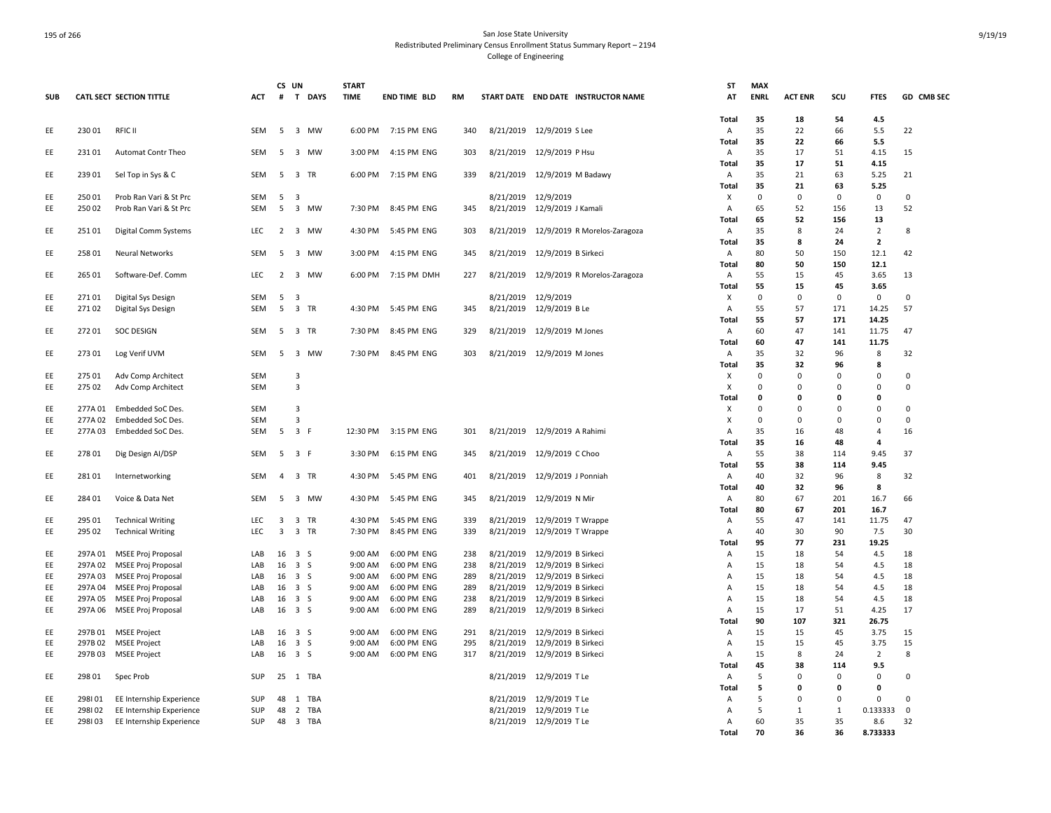San Jose State University
Redistributed Preliminary Census Enrollment Status Summary Report – 2194
College of Engineering

| SUB | CATL | SECT | SECTION TITTLE | ACT | CS # | UN T | DAYS | START TIME | END TIME | BLD | RM | START DATE | END DATE | INSTRUCTOR NAME | ST AT | MAX ENRL | ACT ENR | SCU | FTES | GD | CMB SEC |
|---|---|---|---|---|---|---|---|---|---|---|---|---|---|---|---|---|---|---|---|---|---|
| | | | | | | | | | | | | | | | Total | 35 | 18 | 54 | 4.5 | | |
| EE | 230 | 01 | RFIC II | SEM | 5 | 3 | MW | 6:00 PM | 7:15 PM | ENG | 340 | 8/21/2019 | 12/9/2019 | S Lee | A | 35 | 22 | 66 | 5.5 | 22 | |
| | | | | | | | | | | | | | | | Total | 35 | 22 | 66 | 5.5 | | |
| EE | 231 | 01 | Automat Contr Theo | SEM | 5 | 3 | MW | 3:00 PM | 4:15 PM | ENG | 303 | 8/21/2019 | 12/9/2019 | P Hsu | A | 35 | 17 | 51 | 4.15 | 15 | |
| | | | | | | | | | | | | | | | Total | 35 | 17 | 51 | 4.15 | | |
| EE | 239 | 01 | Sel Top in Sys & C | SEM | 5 | 3 | TR | 6:00 PM | 7:15 PM | ENG | 339 | 8/21/2019 | 12/9/2019 | M Badawy | A | 35 | 21 | 63 | 5.25 | 21 | |
| | | | | | | | | | | | | | | | Total | 35 | 21 | 63 | 5.25 | | |
| EE | 250 | 01 | Prob Ran Vari & St Prc | SEM | 5 | 3 | | | | | | 8/21/2019 | 12/9/2019 | | X | 0 | 0 | 0 | 0 | 0 | |
| EE | 250 | 02 | Prob Ran Vari & St Prc | SEM | 5 | 3 | MW | 7:30 PM | 8:45 PM | ENG | 345 | 8/21/2019 | 12/9/2019 | J Kamali | A | 65 | 52 | 156 | 13 | 52 | |
| | | | | | | | | | | | | | | | Total | 65 | 52 | 156 | 13 | | |
| EE | 251 | 01 | Digital Comm Systems | LEC | 2 | 3 | MW | 4:30 PM | 5:45 PM | ENG | 303 | 8/21/2019 | 12/9/2019 | R Morelos-Zaragoza | A | 35 | 8 | 24 | 2 | 8 | |
| | | | | | | | | | | | | | | | Total | 35 | 8 | 24 | 2 | | |
| EE | 258 | 01 | Neural Networks | SEM | 5 | 3 | MW | 3:00 PM | 4:15 PM | ENG | 345 | 8/21/2019 | 12/9/2019 | B Sirkeci | A | 80 | 50 | 150 | 12.1 | 42 | |
| | | | | | | | | | | | | | | | Total | 80 | 50 | 150 | 12.1 | | |
| EE | 265 | 01 | Software-Def. Comm | LEC | 2 | 3 | MW | 6:00 PM | 7:15 PM | DMH | 227 | 8/21/2019 | 12/9/2019 | R Morelos-Zaragoza | A | 55 | 15 | 45 | 3.65 | 13 | |
| | | | | | | | | | | | | | | | Total | 55 | 15 | 45 | 3.65 | | |
| EE | 271 | 01 | Digital Sys Design | SEM | 5 | 3 | | | | | | 8/21/2019 | 12/9/2019 | | X | 0 | 0 | 0 | 0 | 0 | |
| EE | 271 | 02 | Digital Sys Design | SEM | 5 | 3 | TR | 4:30 PM | 5:45 PM | ENG | 345 | 8/21/2019 | 12/9/2019 | B Le | A | 55 | 57 | 171 | 14.25 | 57 | |
| | | | | | | | | | | | | | | | Total | 55 | 57 | 171 | 14.25 | | |
| EE | 272 | 01 | SOC DESIGN | SEM | 5 | 3 | TR | 7:30 PM | 8:45 PM | ENG | 329 | 8/21/2019 | 12/9/2019 | M Jones | A | 60 | 47 | 141 | 11.75 | 47 | |
| | | | | | | | | | | | | | | | Total | 60 | 47 | 141 | 11.75 | | |
| EE | 273 | 01 | Log Verif UVM | SEM | 5 | 3 | MW | 7:30 PM | 8:45 PM | ENG | 303 | 8/21/2019 | 12/9/2019 | M Jones | A | 35 | 32 | 96 | 8 | 32 | |
| | | | | | | | | | | | | | | | Total | 35 | 32 | 96 | 8 | | |
| EE | 275 | 01 | Adv Comp Architect | SEM | | 3 | | | | | | | | | X | 0 | 0 | 0 | 0 | 0 | |
| EE | 275 | 02 | Adv Comp Architect | SEM | | 3 | | | | | | | | | X | 0 | 0 | 0 | 0 | 0 | |
| | | | | | | | | | | | | | | | Total | 0 | 0 | 0 | 0 | | |
| EE | 277A | 01 | Embedded SoC Des. | SEM | | 3 | | | | | | | | | X | 0 | 0 | 0 | 0 | 0 | |
| EE | 277A | 02 | Embedded SoC Des. | SEM | | 3 | | | | | | | | | X | 0 | 0 | 0 | 0 | 0 | |
| EE | 277A | 03 | Embedded SoC Des. | SEM | 5 | 3 | F | 12:30 PM | 3:15 PM | ENG | 301 | 8/21/2019 | 12/9/2019 | A Rahimi | A | 35 | 16 | 48 | 4 | 16 | |
| | | | | | | | | | | | | | | | Total | 35 | 16 | 48 | 4 | | |
| EE | 278 | 01 | Dig Design AI/DSP | SEM | 5 | 3 | F | 3:30 PM | 6:15 PM | ENG | 345 | 8/21/2019 | 12/9/2019 | C Choo | A | 55 | 38 | 114 | 9.45 | 37 | |
| | | | | | | | | | | | | | | | Total | 55 | 38 | 114 | 9.45 | | |
| EE | 281 | 01 | Internetworking | SEM | 4 | 3 | TR | 4:30 PM | 5:45 PM | ENG | 401 | 8/21/2019 | 12/9/2019 | J Ponniah | A | 40 | 32 | 96 | 8 | 32 | |
| | | | | | | | | | | | | | | | Total | 40 | 32 | 96 | 8 | | |
| EE | 284 | 01 | Voice & Data Net | SEM | 5 | 3 | MW | 4:30 PM | 5:45 PM | ENG | 345 | 8/21/2019 | 12/9/2019 | N Mir | A | 80 | 67 | 201 | 16.7 | 66 | |
| | | | | | | | | | | | | | | | Total | 80 | 67 | 201 | 16.7 | | |
| EE | 295 | 01 | Technical Writing | LEC | 3 | 3 | TR | 4:30 PM | 5:45 PM | ENG | 339 | 8/21/2019 | 12/9/2019 | T Wrappe | A | 55 | 47 | 141 | 11.75 | 47 | |
| EE | 295 | 02 | Technical Writing | LEC | 3 | 3 | TR | 7:30 PM | 8:45 PM | ENG | 339 | 8/21/2019 | 12/9/2019 | T Wrappe | A | 40 | 30 | 90 | 7.5 | 30 | |
| | | | | | | | | | | | | | | | Total | 95 | 77 | 231 | 19.25 | | |
| EE | 297A | 01 | MSEE Proj Proposal | LAB | 16 | 3 | S | 9:00 AM | 6:00 PM | ENG | 238 | 8/21/2019 | 12/9/2019 | B Sirkeci | A | 15 | 18 | 54 | 4.5 | 18 | |
| EE | 297A | 02 | MSEE Proj Proposal | LAB | 16 | 3 | S | 9:00 AM | 6:00 PM | ENG | 238 | 8/21/2019 | 12/9/2019 | B Sirkeci | A | 15 | 18 | 54 | 4.5 | 18 | |
| EE | 297A | 03 | MSEE Proj Proposal | LAB | 16 | 3 | S | 9:00 AM | 6:00 PM | ENG | 289 | 8/21/2019 | 12/9/2019 | B Sirkeci | A | 15 | 18 | 54 | 4.5 | 18 | |
| EE | 297A | 04 | MSEE Proj Proposal | LAB | 16 | 3 | S | 9:00 AM | 6:00 PM | ENG | 289 | 8/21/2019 | 12/9/2019 | B Sirkeci | A | 15 | 18 | 54 | 4.5 | 18 | |
| EE | 297A | 05 | MSEE Proj Proposal | LAB | 16 | 3 | S | 9:00 AM | 6:00 PM | ENG | 238 | 8/21/2019 | 12/9/2019 | B Sirkeci | A | 15 | 18 | 54 | 4.5 | 18 | |
| EE | 297A | 06 | MSEE Proj Proposal | LAB | 16 | 3 | S | 9:00 AM | 6:00 PM | ENG | 289 | 8/21/2019 | 12/9/2019 | B Sirkeci | A | 15 | 17 | 51 | 4.25 | 17 | |
| | | | | | | | | | | | | | | | Total | 90 | 107 | 321 | 26.75 | | |
| EE | 297B | 01 | MSEE Project | LAB | 16 | 3 | S | 9:00 AM | 6:00 PM | ENG | 291 | 8/21/2019 | 12/9/2019 | B Sirkeci | A | 15 | 15 | 45 | 3.75 | 15 | |
| EE | 297B | 02 | MSEE Project | LAB | 16 | 3 | S | 9:00 AM | 6:00 PM | ENG | 295 | 8/21/2019 | 12/9/2019 | B Sirkeci | A | 15 | 15 | 45 | 3.75 | 15 | |
| EE | 297B | 03 | MSEE Project | LAB | 16 | 3 | S | 9:00 AM | 6:00 PM | ENG | 317 | 8/21/2019 | 12/9/2019 | B Sirkeci | A | 15 | 8 | 24 | 2 | 8 | |
| | | | | | | | | | | | | | | | Total | 45 | 38 | 114 | 9.5 | | |
| EE | 298 | 01 | Spec Prob | SUP | 25 | 1 | TBA | | | | | 8/21/2019 | 12/9/2019 | T Le | A | 5 | 0 | 0 | 0 | 0 | |
| | | | | | | | | | | | | | | | Total | 5 | 0 | 0 | 0 | | |
| EE | 298I | 01 | EE Internship Experience | SUP | 48 | 1 | TBA | | | | | 8/21/2019 | 12/9/2019 | T Le | A | 5 | 0 | 0 | 0 | 0 | |
| EE | 298I | 02 | EE Internship Experience | SUP | 48 | 2 | TBA | | | | | 8/21/2019 | 12/9/2019 | T Le | A | 5 | 1 | 1 | 0.133333 | 0 | |
| EE | 298I | 03 | EE Internship Experience | SUP | 48 | 3 | TBA | | | | | 8/21/2019 | 12/9/2019 | T Le | A | 60 | 35 | 35 | 8.6 | 32 | |
| | | | | | | | | | | | | | | | Total | 70 | 36 | 36 | 8.733333 | | |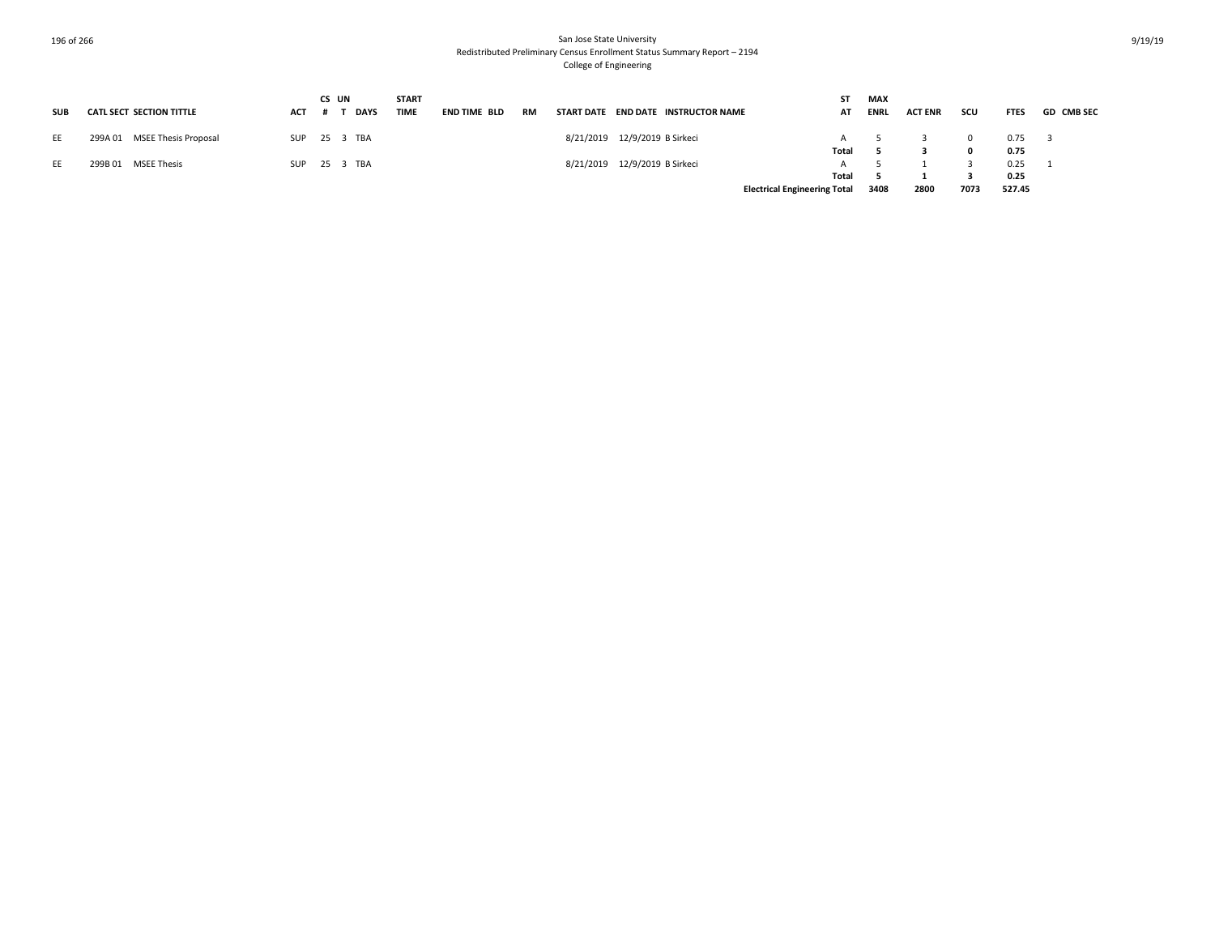San Jose State University
Redistributed Preliminary Census Enrollment Status Summary Report – 2194
College of Engineering

| SUB | CATL | SECT | SECTION TITTLE | ACT | CS # | UN T | DAYS | START TIME | END TIME | BLD | RM | START DATE | END DATE | INSTRUCTOR NAME | ST AT | MAX ENRL | ACT ENR | SCU | FTES | GD | CMB SEC |
|---|---|---|---|---|---|---|---|---|---|---|---|---|---|---|---|---|---|---|---|---|---|
| EE | 299A | 01 | MSEE Thesis Proposal | SUP | 25 | 3 | TBA | | | | | 8/21/2019 | 12/9/2019 | B Sirkeci | A | 5 | 3 | 0 | 0.75 | 3 | |
| | | | | | | | | | | | | | | | **Total** | **5** | **3** | **0** | **0.75** | | |
| EE | 299B | 01 | MSEE Thesis | SUP | 25 | 3 | TBA | | | | | 8/21/2019 | 12/9/2019 | B Sirkeci | A | 5 | 1 | 3 | 0.25 | 1 | |
| | | | | | | | | | | | | | | | **Total** | **5** | **1** | **3** | **0.25** | | |
| | | | | | | | | | | | | | | **Electrical Engineering Total** | | **3408** | **2800** | **7073** | **527.45** | | |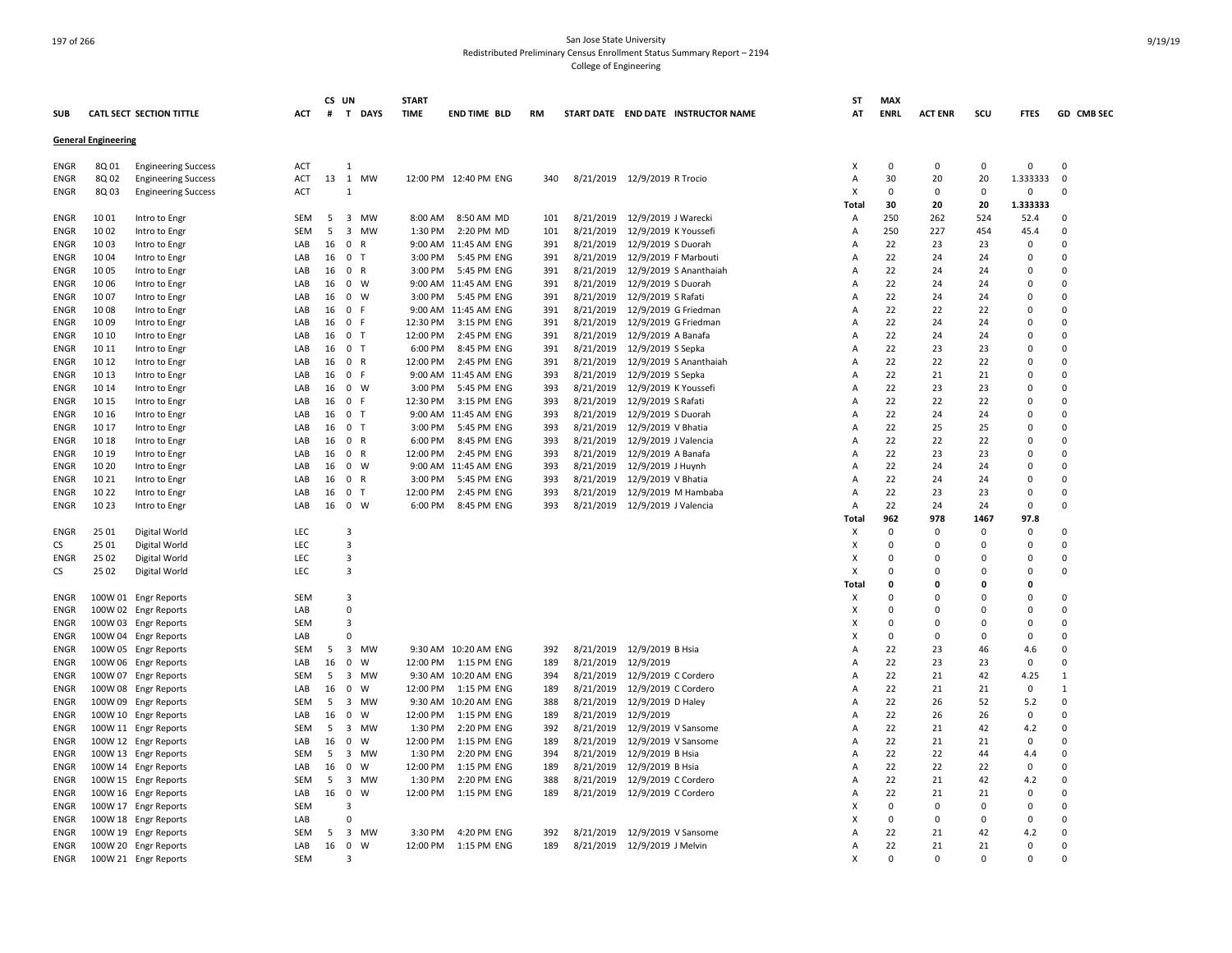San Jose State University

Redistributed Preliminary Census Enrollment Status Summary Report – 2194

College of Engineering

| SUB | CATL SECT | SECTION TITTLE | ACT | CS # | UN T | DAYS | START TIME | END TIME | BLD | RM | START DATE | END DATE | INSTRUCTOR NAME | ST AT | MAX ENRL | ACT ENR | SCU | FTES | GD | CMB SEC |
|---|---|---|---|---|---|---|---|---|---|---|---|---|---|---|---|---|---|---|---|---|
| **General Engineering** | | | | | | | | | | | | | | | | | | | | |
| ENGR | 8Q 01 | Engineering Success | ACT | | 1 | | | | | | | | | X | 0 | 0 | 0 | 0 | 0 | |
| ENGR | 8Q 02 | Engineering Success | ACT | 13 | 1 | MW | 12:00 PM | 12:40 PM | ENG | 340 | 8/21/2019 | 12/9/2019 | R Trocio | A | 30 | 20 | 20 | 1.333333 | 0 | |
| ENGR | 8Q 03 | Engineering Success | ACT | | 1 | | | | | | | | | X | 0 | 0 | 0 | 0 | 0 | |
| | | | | | | | | | | | | | | **Total** | **30** | **20** | **20** | **1.333333** | | |
| ENGR | 10 01 | Intro to Engr | SEM | 5 | 3 | MW | 8:00 AM | 8:50 AM | MD | 101 | 8/21/2019 | 12/9/2019 | J Warecki | A | 250 | 262 | 524 | 52.4 | 0 | |
| ENGR | 10 02 | Intro to Engr | SEM | 5 | 3 | MW | 1:30 PM | 2:20 PM | MD | 101 | 8/21/2019 | 12/9/2019 | K Youssefi | A | 250 | 227 | 454 | 45.4 | 0 | |
| ENGR | 10 03 | Intro to Engr | LAB | 16 | 0 | R | 9:00 AM | 11:45 AM | ENG | 391 | 8/21/2019 | 12/9/2019 | S Duorah | A | 22 | 23 | 23 | 0 | 0 | |
| ENGR | 10 04 | Intro to Engr | LAB | 16 | 0 | T | 3:00 PM | 5:45 PM | ENG | 391 | 8/21/2019 | 12/9/2019 | F Marbouti | A | 22 | 24 | 24 | 0 | 0 | |
| ENGR | 10 05 | Intro to Engr | LAB | 16 | 0 | R | 3:00 PM | 5:45 PM | ENG | 391 | 8/21/2019 | 12/9/2019 | S Ananthaiah | A | 22 | 24 | 24 | 0 | 0 | |
| ENGR | 10 06 | Intro to Engr | LAB | 16 | 0 | W | 9:00 AM | 11:45 AM | ENG | 391 | 8/21/2019 | 12/9/2019 | S Duorah | A | 22 | 24 | 24 | 0 | 0 | |
| ENGR | 10 07 | Intro to Engr | LAB | 16 | 0 | W | 3:00 PM | 5:45 PM | ENG | 391 | 8/21/2019 | 12/9/2019 | S Rafati | A | 22 | 24 | 24 | 0 | 0 | |
| ENGR | 10 08 | Intro to Engr | LAB | 16 | 0 | F | 9:00 AM | 11:45 AM | ENG | 391 | 8/21/2019 | 12/9/2019 | G Friedman | A | 22 | 22 | 22 | 0 | 0 | |
| ENGR | 10 09 | Intro to Engr | LAB | 16 | 0 | F | 12:30 PM | 3:15 PM | ENG | 391 | 8/21/2019 | 12/9/2019 | G Friedman | A | 22 | 24 | 24 | 0 | 0 | |
| ENGR | 10 10 | Intro to Engr | LAB | 16 | 0 | T | 12:00 PM | 2:45 PM | ENG | 391 | 8/21/2019 | 12/9/2019 | A Banafa | A | 22 | 24 | 24 | 0 | 0 | |
| ENGR | 10 11 | Intro to Engr | LAB | 16 | 0 | T | 6:00 PM | 8:45 PM | ENG | 391 | 8/21/2019 | 12/9/2019 | S Sepka | A | 22 | 23 | 23 | 0 | 0 | |
| ENGR | 10 12 | Intro to Engr | LAB | 16 | 0 | R | 12:00 PM | 2:45 PM | ENG | 391 | 8/21/2019 | 12/9/2019 | S Ananthaiah | A | 22 | 22 | 22 | 0 | 0 | |
| ENGR | 10 13 | Intro to Engr | LAB | 16 | 0 | F | 9:00 AM | 11:45 AM | ENG | 393 | 8/21/2019 | 12/9/2019 | S Sepka | A | 22 | 21 | 21 | 0 | 0 | |
| ENGR | 10 14 | Intro to Engr | LAB | 16 | 0 | W | 3:00 PM | 5:45 PM | ENG | 393 | 8/21/2019 | 12/9/2019 | K Youssefi | A | 22 | 23 | 23 | 0 | 0 | |
| ENGR | 10 15 | Intro to Engr | LAB | 16 | 0 | F | 12:30 PM | 3:15 PM | ENG | 393 | 8/21/2019 | 12/9/2019 | S Rafati | A | 22 | 22 | 22 | 0 | 0 | |
| ENGR | 10 16 | Intro to Engr | LAB | 16 | 0 | T | 9:00 AM | 11:45 AM | ENG | 393 | 8/21/2019 | 12/9/2019 | S Duorah | A | 22 | 24 | 24 | 0 | 0 | |
| ENGR | 10 17 | Intro to Engr | LAB | 16 | 0 | T | 3:00 PM | 5:45 PM | ENG | 393 | 8/21/2019 | 12/9/2019 | V Bhatia | A | 22 | 25 | 25 | 0 | 0 | |
| ENGR | 10 18 | Intro to Engr | LAB | 16 | 0 | R | 6:00 PM | 8:45 PM | ENG | 393 | 8/21/2019 | 12/9/2019 | J Valencia | A | 22 | 22 | 22 | 0 | 0 | |
| ENGR | 10 19 | Intro to Engr | LAB | 16 | 0 | R | 12:00 PM | 2:45 PM | ENG | 393 | 8/21/2019 | 12/9/2019 | A Banafa | A | 22 | 23 | 23 | 0 | 0 | |
| ENGR | 10 20 | Intro to Engr | LAB | 16 | 0 | W | 9:00 AM | 11:45 AM | ENG | 393 | 8/21/2019 | 12/9/2019 | J Huynh | A | 22 | 24 | 24 | 0 | 0 | |
| ENGR | 10 21 | Intro to Engr | LAB | 16 | 0 | R | 3:00 PM | 5:45 PM | ENG | 393 | 8/21/2019 | 12/9/2019 | V Bhatia | A | 22 | 24 | 24 | 0 | 0 | |
| ENGR | 10 22 | Intro to Engr | LAB | 16 | 0 | T | 12:00 PM | 2:45 PM | ENG | 393 | 8/21/2019 | 12/9/2019 | M Hambaba | A | 22 | 23 | 23 | 0 | 0 | |
| ENGR | 10 23 | Intro to Engr | LAB | 16 | 0 | W | 6:00 PM | 8:45 PM | ENG | 393 | 8/21/2019 | 12/9/2019 | J Valencia | A | 22 | 24 | 24 | 0 | 0 | |
| | | | | | | | | | | | | | | **Total** | **962** | **978** | **1467** | **97.8** | | |
| ENGR | 25 01 | Digital World | LEC | | 3 | | | | | | | | | X | 0 | 0 | 0 | 0 | 0 | |
| CS | 25 01 | Digital World | LEC | | 3 | | | | | | | | | X | 0 | 0 | 0 | 0 | 0 | |
| ENGR | 25 02 | Digital World | LEC | | 3 | | | | | | | | | X | 0 | 0 | 0 | 0 | 0 | |
| CS | 25 02 | Digital World | LEC | | 3 | | | | | | | | | X | 0 | 0 | 0 | 0 | 0 | |
| | | | | | | | | | | | | | | **Total** | **0** | **0** | **0** | **0** | | |
| ENGR | 100W 01 | Engr Reports | SEM | | 3 | | | | | | | | | X | 0 | 0 | 0 | 0 | 0 | |
| ENGR | 100W 02 | Engr Reports | LAB | | 0 | | | | | | | | | X | 0 | 0 | 0 | 0 | 0 | |
| ENGR | 100W 03 | Engr Reports | SEM | | 3 | | | | | | | | | X | 0 | 0 | 0 | 0 | 0 | |
| ENGR | 100W 04 | Engr Reports | LAB | | 0 | | | | | | | | | X | 0 | 0 | 0 | 0 | 0 | |
| ENGR | 100W 05 | Engr Reports | SEM | 5 | 3 | MW | 9:30 AM | 10:20 AM | ENG | 392 | 8/21/2019 | 12/9/2019 | B Hsia | A | 22 | 23 | 46 | 4.6 | 0 | |
| ENGR | 100W 06 | Engr Reports | LAB | 16 | 0 | W | 12:00 PM | 1:15 PM | ENG | 189 | 8/21/2019 | 12/9/2019 | | A | 22 | 23 | 23 | 0 | 0 | |
| ENGR | 100W 07 | Engr Reports | SEM | 5 | 3 | MW | 9:30 AM | 10:20 AM | ENG | 394 | 8/21/2019 | 12/9/2019 | C Cordero | A | 22 | 21 | 42 | 4.25 | 1 | |
| ENGR | 100W 08 | Engr Reports | LAB | 16 | 0 | W | 12:00 PM | 1:15 PM | ENG | 189 | 8/21/2019 | 12/9/2019 | C Cordero | A | 22 | 21 | 21 | 0 | 1 | |
| ENGR | 100W 09 | Engr Reports | SEM | 5 | 3 | MW | 9:30 AM | 10:20 AM | ENG | 388 | 8/21/2019 | 12/9/2019 | D Haley | A | 22 | 26 | 52 | 5.2 | 0 | |
| ENGR | 100W 10 | Engr Reports | LAB | 16 | 0 | W | 12:00 PM | 1:15 PM | ENG | 189 | 8/21/2019 | 12/9/2019 | | A | 22 | 26 | 26 | 0 | 0 | |
| ENGR | 100W 11 | Engr Reports | SEM | 5 | 3 | MW | 1:30 PM | 2:20 PM | ENG | 392 | 8/21/2019 | 12/9/2019 | V Sansome | A | 22 | 21 | 42 | 4.2 | 0 | |
| ENGR | 100W 12 | Engr Reports | LAB | 16 | 0 | W | 12:00 PM | 1:15 PM | ENG | 189 | 8/21/2019 | 12/9/2019 | V Sansome | A | 22 | 21 | 21 | 0 | 0 | |
| ENGR | 100W 13 | Engr Reports | SEM | 5 | 3 | MW | 1:30 PM | 2:20 PM | ENG | 394 | 8/21/2019 | 12/9/2019 | B Hsia | A | 22 | 22 | 44 | 4.4 | 0 | |
| ENGR | 100W 14 | Engr Reports | LAB | 16 | 0 | W | 12:00 PM | 1:15 PM | ENG | 189 | 8/21/2019 | 12/9/2019 | B Hsia | A | 22 | 22 | 22 | 0 | 0 | |
| ENGR | 100W 15 | Engr Reports | SEM | 5 | 3 | MW | 1:30 PM | 2:20 PM | ENG | 388 | 8/21/2019 | 12/9/2019 | C Cordero | A | 22 | 21 | 42 | 4.2 | 0 | |
| ENGR | 100W 16 | Engr Reports | LAB | 16 | 0 | W | 12:00 PM | 1:15 PM | ENG | 189 | 8/21/2019 | 12/9/2019 | C Cordero | A | 22 | 21 | 21 | 0 | 0 | |
| ENGR | 100W 17 | Engr Reports | SEM | | 3 | | | | | | | | | X | 0 | 0 | 0 | 0 | 0 | |
| ENGR | 100W 18 | Engr Reports | LAB | | 0 | | | | | | | | | X | 0 | 0 | 0 | 0 | 0 | |
| ENGR | 100W 19 | Engr Reports | SEM | 5 | 3 | MW | 3:30 PM | 4:20 PM | ENG | 392 | 8/21/2019 | 12/9/2019 | V Sansome | A | 22 | 21 | 42 | 4.2 | 0 | |
| ENGR | 100W 20 | Engr Reports | LAB | 16 | 0 | W | 12:00 PM | 1:15 PM | ENG | 189 | 8/21/2019 | 12/9/2019 | J Melvin | A | 22 | 21 | 21 | 0 | 0 | |
| ENGR | 100W 21 | Engr Reports | SEM | | 3 | | | | | | | | | X | 0 | 0 | 0 | 0 | 0 | |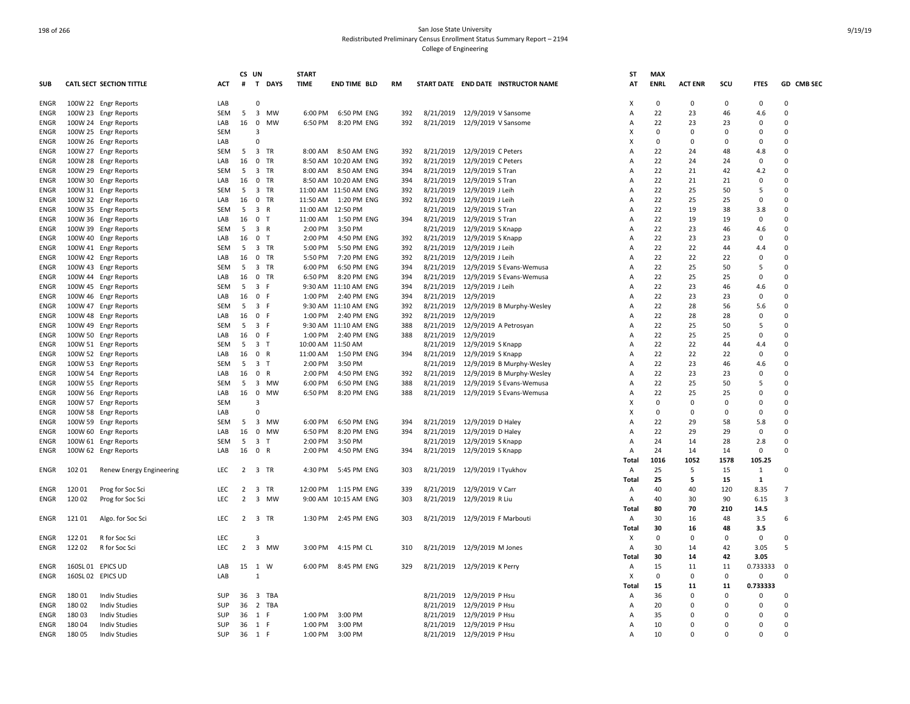San Jose State University
Redistributed Preliminary Census Enrollment Status Summary Report – 2194
College of Engineering

| SUB | CATL SECT | SECTION TITTLE | ACT | CS # | UN T | DAYS | START TIME | END TIME | BLD | RM | START DATE | END DATE | INSTRUCTOR NAME | ST AT | MAX ENRL | ACT ENR | SCU | FTES | GD | CMB SEC |
|---|---|---|---|---|---|---|---|---|---|---|---|---|---|---|---|---|---|---|---|---|
| ENGR | 100W 22 | Engr Reports | LAB | | 0 | | | | | | | | | X | 0 | 0 | 0 | 0 | 0 | |
| ENGR | 100W 23 | Engr Reports | SEM | 5 | 3 | MW | 6:00 PM | 6:50 PM | ENG | 392 | 8/21/2019 | 12/9/2019 | V Sansome | A | 22 | 23 | 46 | 4.6 | 0 | |
| ENGR | 100W 24 | Engr Reports | LAB | 16 | 0 | MW | 6:50 PM | 8:20 PM | ENG | 392 | 8/21/2019 | 12/9/2019 | V Sansome | A | 22 | 23 | 23 | 0 | 0 | |
| ENGR | 100W 25 | Engr Reports | SEM | | 3 | | | | | | | | | X | 0 | 0 | 0 | 0 | 0 | |
| ENGR | 100W 26 | Engr Reports | LAB | | 0 | | | | | | | | | X | 0 | 0 | 0 | 0 | 0 | |
| ENGR | 100W 27 | Engr Reports | SEM | 5 | 3 | TR | 8:00 AM | 8:50 AM | ENG | 392 | 8/21/2019 | 12/9/2019 | C Peters | A | 22 | 24 | 48 | 4.8 | 0 | |
| ENGR | 100W 28 | Engr Reports | LAB | 16 | 0 | TR | 8:50 AM | 10:20 AM | ENG | 392 | 8/21/2019 | 12/9/2019 | C Peters | A | 22 | 24 | 24 | 0 | 0 | |
| ENGR | 100W 29 | Engr Reports | SEM | 5 | 3 | TR | 8:00 AM | 8:50 AM | ENG | 394 | 8/21/2019 | 12/9/2019 | S Tran | A | 22 | 21 | 42 | 4.2 | 0 | |
| ENGR | 100W 30 | Engr Reports | LAB | 16 | 0 | TR | 8:50 AM | 10:20 AM | ENG | 394 | 8/21/2019 | 12/9/2019 | S Tran | A | 22 | 21 | 21 | 0 | 0 | |
| ENGR | 100W 31 | Engr Reports | SEM | 5 | 3 | TR | 11:00 AM | 11:50 AM | ENG | 392 | 8/21/2019 | 12/9/2019 | J Leih | A | 22 | 25 | 50 | 5 | 0 | |
| ENGR | 100W 32 | Engr Reports | LAB | 16 | 0 | TR | 11:50 AM | 1:20 PM | ENG | 392 | 8/21/2019 | 12/9/2019 | J Leih | A | 22 | 25 | 25 | 0 | 0 | |
| ENGR | 100W 35 | Engr Reports | SEM | 5 | 3 | R | 11:00 AM | 12:50 PM | | | 8/21/2019 | 12/9/2019 | S Tran | A | 22 | 19 | 38 | 3.8 | 0 | |
| ENGR | 100W 36 | Engr Reports | LAB | 16 | 0 | T | 11:00 AM | 1:50 PM | ENG | 394 | 8/21/2019 | 12/9/2019 | S Tran | A | 22 | 19 | 19 | 0 | 0 | |
| ENGR | 100W 39 | Engr Reports | SEM | 5 | 3 | R | 2:00 PM | 3:50 PM | | | 8/21/2019 | 12/9/2019 | S Knapp | A | 22 | 23 | 46 | 4.6 | 0 | |
| ENGR | 100W 40 | Engr Reports | LAB | 16 | 0 | T | 2:00 PM | 4:50 PM | ENG | 392 | 8/21/2019 | 12/9/2019 | S Knapp | A | 22 | 23 | 23 | 0 | 0 | |
| ENGR | 100W 41 | Engr Reports | SEM | 5 | 3 | TR | 5:00 PM | 5:50 PM | ENG | 392 | 8/21/2019 | 12/9/2019 | J Leih | A | 22 | 22 | 44 | 4.4 | 0 | |
| ENGR | 100W 42 | Engr Reports | LAB | 16 | 0 | TR | 5:50 PM | 7:20 PM | ENG | 392 | 8/21/2019 | 12/9/2019 | J Leih | A | 22 | 22 | 22 | 0 | 0 | |
| ENGR | 100W 43 | Engr Reports | SEM | 5 | 3 | TR | 6:00 PM | 6:50 PM | ENG | 394 | 8/21/2019 | 12/9/2019 | S Evans-Wemusa | A | 22 | 25 | 50 | 5 | 0 | |
| ENGR | 100W 44 | Engr Reports | LAB | 16 | 0 | TR | 6:50 PM | 8:20 PM | ENG | 394 | 8/21/2019 | 12/9/2019 | S Evans-Wemusa | A | 22 | 25 | 25 | 0 | 0 | |
| ENGR | 100W 45 | Engr Reports | SEM | 5 | 3 | F | 9:30 AM | 11:10 AM | ENG | 394 | 8/21/2019 | 12/9/2019 | J Leih | A | 22 | 23 | 46 | 4.6 | 0 | |
| ENGR | 100W 46 | Engr Reports | LAB | 16 | 0 | F | 1:00 PM | 2:40 PM | ENG | 394 | 8/21/2019 | 12/9/2019 | | A | 22 | 23 | 23 | 0 | 0 | |
| ENGR | 100W 47 | Engr Reports | SEM | 5 | 3 | F | 9:30 AM | 11:10 AM | ENG | 392 | 8/21/2019 | 12/9/2019 | B Murphy-Wesley | A | 22 | 28 | 56 | 5.6 | 0 | |
| ENGR | 100W 48 | Engr Reports | LAB | 16 | 0 | F | 1:00 PM | 2:40 PM | ENG | 392 | 8/21/2019 | 12/9/2019 | | A | 22 | 28 | 28 | 0 | 0 | |
| ENGR | 100W 49 | Engr Reports | SEM | 5 | 3 | F | 9:30 AM | 11:10 AM | ENG | 388 | 8/21/2019 | 12/9/2019 | A Petrosyan | A | 22 | 25 | 50 | 5 | 0 | |
| ENGR | 100W 50 | Engr Reports | LAB | 16 | 0 | F | 1:00 PM | 2:40 PM | ENG | 388 | 8/21/2019 | 12/9/2019 | | A | 22 | 25 | 25 | 0 | 0 | |
| ENGR | 100W 51 | Engr Reports | SEM | 5 | 3 | T | 10:00 AM | 11:50 AM | | | 8/21/2019 | 12/9/2019 | S Knapp | A | 22 | 22 | 44 | 4.4 | 0 | |
| ENGR | 100W 52 | Engr Reports | LAB | 16 | 0 | R | 11:00 AM | 1:50 PM | ENG | 394 | 8/21/2019 | 12/9/2019 | S Knapp | A | 22 | 22 | 22 | 0 | 0 | |
| ENGR | 100W 53 | Engr Reports | SEM | 5 | 3 | T | 2:00 PM | 3:50 PM | | | 8/21/2019 | 12/9/2019 | B Murphy-Wesley | A | 22 | 23 | 46 | 4.6 | 0 | |
| ENGR | 100W 54 | Engr Reports | LAB | 16 | 0 | R | 2:00 PM | 4:50 PM | ENG | 392 | 8/21/2019 | 12/9/2019 | B Murphy-Wesley | A | 22 | 23 | 23 | 0 | 0 | |
| ENGR | 100W 55 | Engr Reports | SEM | 5 | 3 | MW | 6:00 PM | 6:50 PM | ENG | 388 | 8/21/2019 | 12/9/2019 | S Evans-Wemusa | A | 22 | 25 | 50 | 5 | 0 | |
| ENGR | 100W 56 | Engr Reports | LAB | 16 | 0 | MW | 6:50 PM | 8:20 PM | ENG | 388 | 8/21/2019 | 12/9/2019 | S Evans-Wemusa | A | 22 | 25 | 25 | 0 | 0 | |
| ENGR | 100W 57 | Engr Reports | SEM | | 3 | | | | | | | | | X | 0 | 0 | 0 | 0 | 0 | |
| ENGR | 100W 58 | Engr Reports | LAB | | 0 | | | | | | | | | X | 0 | 0 | 0 | 0 | 0 | |
| ENGR | 100W 59 | Engr Reports | SEM | 5 | 3 | MW | 6:00 PM | 6:50 PM | ENG | 394 | 8/21/2019 | 12/9/2019 | D Haley | A | 22 | 29 | 58 | 5.8 | 0 | |
| ENGR | 100W 60 | Engr Reports | LAB | 16 | 0 | MW | 6:50 PM | 8:20 PM | ENG | 394 | 8/21/2019 | 12/9/2019 | D Haley | A | 22 | 29 | 29 | 0 | 0 | |
| ENGR | 100W 61 | Engr Reports | SEM | 5 | 3 | T | 2:00 PM | 3:50 PM | | | 8/21/2019 | 12/9/2019 | S Knapp | A | 24 | 14 | 28 | 2.8 | 0 | |
| ENGR | 100W 62 | Engr Reports | LAB | 16 | 0 | R | 2:00 PM | 4:50 PM | ENG | 394 | 8/21/2019 | 12/9/2019 | S Knapp | A | 24 | 14 | 14 | 0 | 0 | |
| | | | | | | | | | | | | | | **Total** | **1016** | **1052** | **1578** | **105.25** | | |
| ENGR | 102 01 | Renew Energy Engineering | LEC | 2 | 3 | TR | 4:30 PM | 5:45 PM | ENG | 303 | 8/21/2019 | 12/9/2019 | I Tyukhov | A | 25 | 5 | 15 | 1 | 0 | |
| | | | | | | | | | | | | | | **Total** | **25** | **5** | **15** | **1** | | |
| ENGR | 120 01 | Prog for Soc Sci | LEC | 2 | 3 | TR | 12:00 PM | 1:15 PM | ENG | 339 | 8/21/2019 | 12/9/2019 | V Carr | A | 40 | 40 | 120 | 8.35 | 7 | |
| ENGR | 120 02 | Prog for Soc Sci | LEC | 2 | 3 | MW | 9:00 AM | 10:15 AM | ENG | 303 | 8/21/2019 | 12/9/2019 | R Liu | A | 40 | 30 | 90 | 6.15 | 3 | |
| | | | | | | | | | | | | | | **Total** | **80** | **70** | **210** | **14.5** | | |
| ENGR | 121 01 | Algo. for Soc Sci | LEC | 2 | 3 | TR | 1:30 PM | 2:45 PM | ENG | 303 | 8/21/2019 | 12/9/2019 | F Marbouti | A | 30 | 16 | 48 | 3.5 | 6 | |
| | | | | | | | | | | | | | | **Total** | **30** | **16** | **48** | **3.5** | | |
| ENGR | 122 01 | R for Soc Sci | LEC | | 3 | | | | | | | | | X | 0 | 0 | 0 | 0 | 0 | |
| ENGR | 122 02 | R for Soc Sci | LEC | 2 | 3 | MW | 3:00 PM | 4:15 PM | CL | 310 | 8/21/2019 | 12/9/2019 | M Jones | A | 30 | 14 | 42 | 3.05 | 5 | |
| | | | | | | | | | | | | | | **Total** | **30** | **14** | **42** | **3.05** | | |
| ENGR | 160SL 01 | EPICS UD | LAB | 15 | 1 | W | 6:00 PM | 8:45 PM | ENG | 329 | 8/21/2019 | 12/9/2019 | K Perry | A | 15 | 11 | 11 | 0.733333 | 0 | |
| ENGR | 160SL 02 | EPICS UD | LAB | | 1 | | | | | | | | | X | 0 | 0 | 0 | 0 | 0 | |
| | | | | | | | | | | | | | | **Total** | **15** | **11** | **11** | **0.733333** | | |
| ENGR | 180 01 | Indiv Studies | SUP | 36 | 3 | TBA | | | | | 8/21/2019 | 12/9/2019 | P Hsu | A | 36 | 0 | 0 | 0 | 0 | |
| ENGR | 180 02 | Indiv Studies | SUP | 36 | 2 | TBA | | | | | 8/21/2019 | 12/9/2019 | P Hsu | A | 20 | 0 | 0 | 0 | 0 | |
| ENGR | 180 03 | Indiv Studies | SUP | 36 | 1 | F | 1:00 PM | 3:00 PM | | | 8/21/2019 | 12/9/2019 | P Hsu | A | 35 | 0 | 0 | 0 | 0 | |
| ENGR | 180 04 | Indiv Studies | SUP | 36 | 1 | F | 1:00 PM | 3:00 PM | | | 8/21/2019 | 12/9/2019 | P Hsu | A | 10 | 0 | 0 | 0 | 0 | |
| ENGR | 180 05 | Indiv Studies | SUP | 36 | 1 | F | 1:00 PM | 3:00 PM | | | 8/21/2019 | 12/9/2019 | P Hsu | A | 10 | 0 | 0 | 0 | 0 | |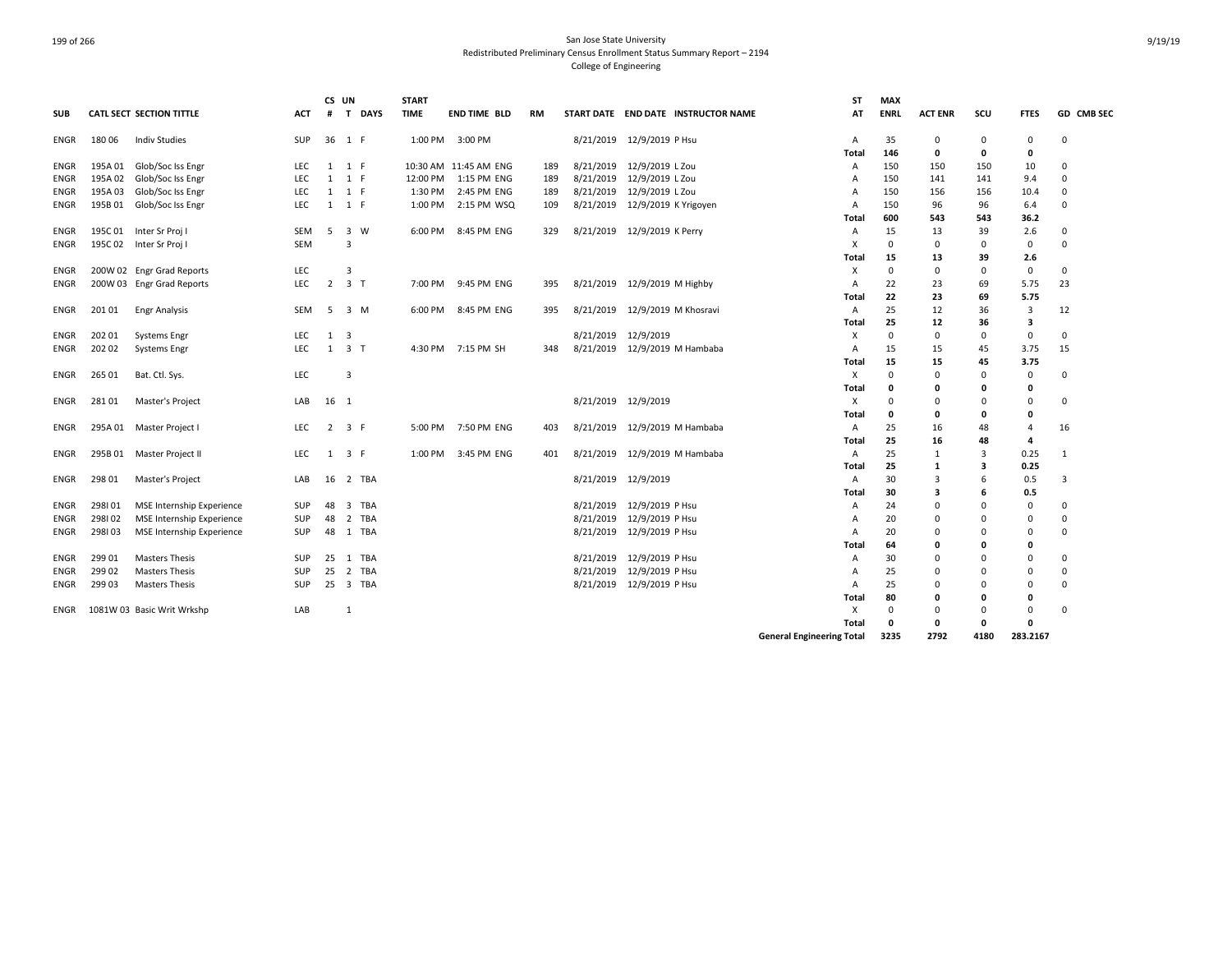# San Jose State University
## Redistributed Preliminary Census Enrollment Status Summary Report – 2194
### College of Engineering

| SUB | CATL SECT | SECTION TITTLE | ACT | CS # | UN T | DAYS | START TIME | END TIME | BLD | RM | START DATE | END DATE | INSTRUCTOR NAME | ST AT | MAX ENRL | ACT ENR | SCU | FTES | GD | CMB SEC |
|---|---|---|---|---|---|---|---|---|---|---|---|---|---|---|---|---|---|---|---|---|
| ENGR | 180 06 | Indiv Studies | SUP | 36 | 1 | F | 1:00 PM | 3:00 PM | | | 8/21/2019 | 12/9/2019 | P Hsu | A | 35 | 0 | 0 | 0 | 0 | |
| | | | | | | | | | | | | | | **Total** | **146** | **0** | **0** | **0** | | |
| ENGR | 195A 01 | Glob/Soc Iss Engr | LEC | 1 | 1 | F | 10:30 AM | 11:45 AM | ENG | 189 | 8/21/2019 | 12/9/2019 | L Zou | A | 150 | 150 | 150 | 10 | 0 | |
| ENGR | 195A 02 | Glob/Soc Iss Engr | LEC | 1 | 1 | F | 12:00 PM | 1:15 PM | ENG | 189 | 8/21/2019 | 12/9/2019 | L Zou | A | 150 | 141 | 141 | 9.4 | 0 | |
| ENGR | 195A 03 | Glob/Soc Iss Engr | LEC | 1 | 1 | F | 1:30 PM | 2:45 PM | ENG | 189 | 8/21/2019 | 12/9/2019 | L Zou | A | 150 | 156 | 156 | 10.4 | 0 | |
| ENGR | 195B 01 | Glob/Soc Iss Engr | LEC | 1 | 1 | F | 1:00 PM | 2:15 PM | WSQ | 109 | 8/21/2019 | 12/9/2019 | K Yrigoyen | A | 150 | 96 | 96 | 6.4 | 0 | |
| | | | | | | | | | | | | | | **Total** | **600** | **543** | **543** | **36.2** | | |
| ENGR | 195C 01 | Inter Sr Proj I | SEM | 5 | 3 | W | 6:00 PM | 8:45 PM | ENG | 329 | 8/21/2019 | 12/9/2019 | K Perry | A | 15 | 13 | 39 | 2.6 | 0 | |
| ENGR | 195C 02 | Inter Sr Proj I | SEM | | 3 | | | | | | | | | X | 0 | 0 | 0 | 0 | 0 | |
| | | | | | | | | | | | | | | **Total** | **15** | **13** | **39** | **2.6** | | |
| ENGR | 200W 02 | Engr Grad Reports | LEC | | 3 | | | | | | | | | X | 0 | 0 | 0 | 0 | 0 | |
| ENGR | 200W 03 | Engr Grad Reports | LEC | 2 | 3 | T | 7:00 PM | 9:45 PM | ENG | 395 | 8/21/2019 | 12/9/2019 | M Highby | A | 22 | 23 | 69 | 5.75 | 23 | |
| | | | | | | | | | | | | | | **Total** | **22** | **23** | **69** | **5.75** | | |
| ENGR | 201 01 | Engr Analysis | SEM | 5 | 3 | M | 6:00 PM | 8:45 PM | ENG | 395 | 8/21/2019 | 12/9/2019 | M Khosravi | A | 25 | 12 | 36 | 3 | 12 | |
| | | | | | | | | | | | | | | **Total** | **25** | **12** | **36** | **3** | | |
| ENGR | 202 01 | Systems Engr | LEC | 1 | 3 | | | | | | 8/21/2019 | 12/9/2019 | | X | 0 | 0 | 0 | 0 | 0 | |
| ENGR | 202 02 | Systems Engr | LEC | 1 | 3 | T | 4:30 PM | 7:15 PM | SH | 348 | 8/21/2019 | 12/9/2019 | M Hambaba | A | 15 | 15 | 45 | 3.75 | 15 | |
| | | | | | | | | | | | | | | **Total** | **15** | **15** | **45** | **3.75** | | |
| ENGR | 265 01 | Bat. Ctl. Sys. | LEC | | 3 | | | | | | | | | X | 0 | 0 | 0 | 0 | 0 | |
| | | | | | | | | | | | | | | **Total** | **0** | **0** | **0** | **0** | | |
| ENGR | 281 01 | Master's Project | LAB | 16 | 1 | | | | | | 8/21/2019 | 12/9/2019 | | X | 0 | 0 | 0 | 0 | 0 | |
| | | | | | | | | | | | | | | **Total** | **0** | **0** | **0** | **0** | | |
| ENGR | 295A 01 | Master Project I | LEC | 2 | 3 | F | 5:00 PM | 7:50 PM | ENG | 403 | 8/21/2019 | 12/9/2019 | M Hambaba | A | 25 | 16 | 48 | 4 | 16 | |
| | | | | | | | | | | | | | | **Total** | **25** | **16** | **48** | **4** | | |
| ENGR | 295B 01 | Master Project II | LEC | 1 | 3 | F | 1:00 PM | 3:45 PM | ENG | 401 | 8/21/2019 | 12/9/2019 | M Hambaba | A | 25 | 1 | 3 | 0.25 | 1 | |
| | | | | | | | | | | | | | | **Total** | **25** | **1** | **3** | **0.25** | | |
| ENGR | 298 01 | Master's Project | LAB | 16 | 2 | TBA | | | | | 8/21/2019 | 12/9/2019 | | A | 30 | 3 | 6 | 0.5 | 3 | |
| | | | | | | | | | | | | | | **Total** | **30** | **3** | **6** | **0.5** | | |
| ENGR | 298I 01 | MSE Internship Experience | SUP | 48 | 3 | TBA | | | | | 8/21/2019 | 12/9/2019 | P Hsu | A | 24 | 0 | 0 | 0 | 0 | |
| ENGR | 298I 02 | MSE Internship Experience | SUP | 48 | 2 | TBA | | | | | 8/21/2019 | 12/9/2019 | P Hsu | A | 20 | 0 | 0 | 0 | 0 | |
| ENGR | 298I 03 | MSE Internship Experience | SUP | 48 | 1 | TBA | | | | | 8/21/2019 | 12/9/2019 | P Hsu | A | 20 | 0 | 0 | 0 | 0 | |
| | | | | | | | | | | | | | | **Total** | **64** | **0** | **0** | **0** | | |
| ENGR | 299 01 | Masters Thesis | SUP | 25 | 1 | TBA | | | | | 8/21/2019 | 12/9/2019 | P Hsu | A | 30 | 0 | 0 | 0 | 0 | |
| ENGR | 299 02 | Masters Thesis | SUP | 25 | 2 | TBA | | | | | 8/21/2019 | 12/9/2019 | P Hsu | A | 25 | 0 | 0 | 0 | 0 | |
| ENGR | 299 03 | Masters Thesis | SUP | 25 | 3 | TBA | | | | | 8/21/2019 | 12/9/2019 | P Hsu | A | 25 | 0 | 0 | 0 | 0 | |
| | | | | | | | | | | | | | | **Total** | **80** | **0** | **0** | **0** | | |
| ENGR | 1081W 03 | Basic Writ Wrkshp | LAB | | 1 | | | | | | | | | X | 0 | 0 | 0 | 0 | 0 | |
| | | | | | | | | | | | | | | **Total** | **0** | **0** | **0** | **0** | | |
| | | | | | | | | | | | | | | **General Engineering Total** | **3235** | **2792** | **4180** | **283.2167** | | |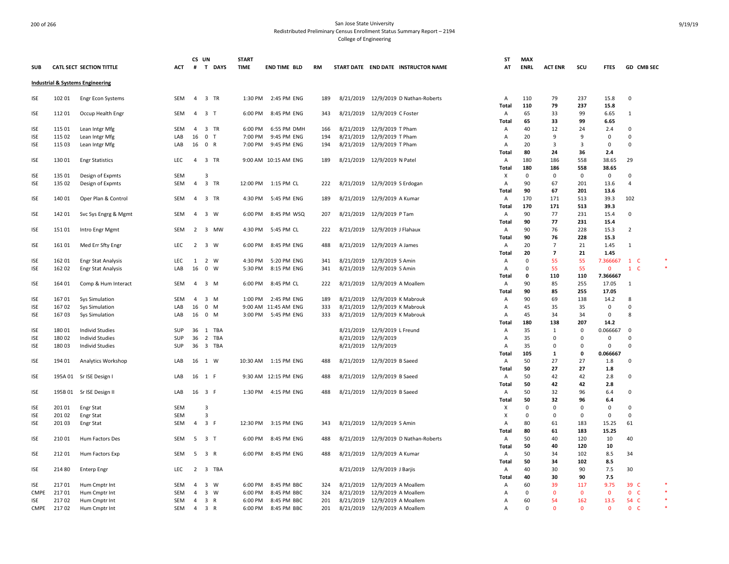San Jose State University
Redistributed Preliminary Census Enrollment Status Summary Report – 2194
College of Engineering

| SUB | CATL SECT | SECTION TITTLE | ACT | CS # | UN T | DAYS | START TIME | END TIME | BLD | RM | START DATE | END DATE | INSTRUCTOR NAME | ST AT | MAX ENRL | ACT ENR | SCU | FTES | GD | CMB SEC | |
|---|---|---|---|---|---|---|---|---|---|---|---|---|---|---|---|---|---|---|---|---|---|
| **Industrial & Systems Engineering** | | | | | | | | | | | | | | | | | | | | | |
| ISE | 102 01 | Engr Econ Systems | SEM | 4 | 3 | TR | 1:30 PM | 2:45 PM | ENG | 189 | 8/21/2019 | 12/9/2019 | D Nathan-Roberts | A | 110 | 79 | 237 | 15.8 | 0 | | |
| | | | | | | | | | | | | | | **Total** | **110** | **79** | **237** | **15.8** | | | |
| ISE | 112 01 | Occup Health Engr | SEM | 4 | 3 | T | 6:00 PM | 8:45 PM | ENG | 343 | 8/21/2019 | 12/9/2019 | C Foster | A | 65 | 33 | 99 | 6.65 | 1 | | |
| | | | | | | | | | | | | | | **Total** | **65** | **33** | **99** | **6.65** | | | |
| ISE | 115 01 | Lean Intgr Mfg | SEM | 4 | 3 | TR | 6:00 PM | 6:55 PM | DMH | 166 | 8/21/2019 | 12/9/2019 | T Pham | A | 40 | 12 | 24 | 2.4 | 0 | | |
| ISE | 115 02 | Lean Intgr Mfg | LAB | 16 | 0 | T | 7:00 PM | 9:45 PM | ENG | 194 | 8/21/2019 | 12/9/2019 | T Pham | A | 20 | 9 | 9 | 0 | 0 | | |
| ISE | 115 03 | Lean Intgr Mfg | LAB | 16 | 0 | R | 7:00 PM | 9:45 PM | ENG | 194 | 8/21/2019 | 12/9/2019 | T Pham | A | 20 | 3 | 3 | 0 | 0 | | |
| | | | | | | | | | | | | | | **Total** | **80** | **24** | **36** | **2.4** | | | |
| ISE | 130 01 | Engr Statistics | LEC | 4 | 3 | TR | 9:00 AM | 10:15 AM | ENG | 189 | 8/21/2019 | 12/9/2019 | N Patel | A | 180 | 186 | 558 | 38.65 | 29 | | |
| | | | | | | | | | | | | | | **Total** | **180** | **186** | **558** | **38.65** | | | |
| ISE | 135 01 | Design of Expmts | SEM | | 3 | | | | | | | | | X | 0 | 0 | 0 | 0 | 0 | | |
| ISE | 135 02 | Design of Expmts | SEM | 4 | 3 | TR | 12:00 PM | 1:15 PM | CL | 222 | 8/21/2019 | 12/9/2019 | S Erdogan | A | 90 | 67 | 201 | 13.6 | 4 | | |
| | | | | | | | | | | | | | | **Total** | **90** | **67** | **201** | **13.6** | | | |
| ISE | 140 01 | Oper Plan & Control | SEM | 4 | 3 | TR | 4:30 PM | 5:45 PM | ENG | 189 | 8/21/2019 | 12/9/2019 | A Kumar | A | 170 | 171 | 513 | 39.3 | 102 | | |
| | | | | | | | | | | | | | | **Total** | **170** | **171** | **513** | **39.3** | | | |
| ISE | 142 01 | Svc Sys Engrg & Mgmt | SEM | 4 | 3 | W | 6:00 PM | 8:45 PM | WSQ | 207 | 8/21/2019 | 12/9/2019 | P Tam | A | 90 | 77 | 231 | 15.4 | 0 | | |
| | | | | | | | | | | | | | | **Total** | **90** | **77** | **231** | **15.4** | | | |
| ISE | 151 01 | Intro Engr Mgmt | SEM | 2 | 3 | MW | 4:30 PM | 5:45 PM | CL | 222 | 8/21/2019 | 12/9/2019 | J Flahaux | A | 90 | 76 | 228 | 15.3 | 2 | | |
| | | | | | | | | | | | | | | **Total** | **90** | **76** | **228** | **15.3** | | | |
| ISE | 161 01 | Med Err Sfty Engr | LEC | 2 | 3 | W | 6:00 PM | 8:45 PM | ENG | 488 | 8/21/2019 | 12/9/2019 | A James | A | 20 | 7 | 21 | 1.45 | 1 | | |
| | | | | | | | | | | | | | | **Total** | **20** | **7** | **21** | **1.45** | | | |
| ISE | 162 01 | Engr Stat Analysis | LEC | 1 | 2 | W | 4:30 PM | 5:20 PM | ENG | 341 | 8/21/2019 | 12/9/2019 | S Amin | A | 0 | 55 | 55 | 7.366667 | 1 | C | * |
| ISE | 162 02 | Engr Stat Analysis | LAB | 16 | 0 | W | 5:30 PM | 8:15 PM | ENG | 341 | 8/21/2019 | 12/9/2019 | S Amin | A | 0 | 55 | 55 | 0 | 1 | C | * |
| | | | | | | | | | | | | | | **Total** | **0** | **110** | **110** | **7.366667** | | | |
| ISE | 164 01 | Comp & Hum Interact | SEM | 4 | 3 | M | 6:00 PM | 8:45 PM | CL | 222 | 8/21/2019 | 12/9/2019 | A Moallem | A | 90 | 85 | 255 | 17.05 | 1 | | |
| | | | | | | | | | | | | | | **Total** | **90** | **85** | **255** | **17.05** | | | |
| ISE | 167 01 | Sys Simulation | SEM | 4 | 3 | M | 1:00 PM | 2:45 PM | ENG | 189 | 8/21/2019 | 12/9/2019 | K Mabrouk | A | 90 | 69 | 138 | 14.2 | 8 | | |
| ISE | 167 02 | Sys Simulation | LAB | 16 | 0 | M | 9:00 AM | 11:45 AM | ENG | 333 | 8/21/2019 | 12/9/2019 | K Mabrouk | A | 45 | 35 | 35 | 0 | 0 | | |
| ISE | 167 03 | Sys Simulation | LAB | 16 | 0 | M | 3:00 PM | 5:45 PM | ENG | 333 | 8/21/2019 | 12/9/2019 | K Mabrouk | A | 45 | 34 | 34 | 0 | 8 | | |
| | | | | | | | | | | | | | | **Total** | **180** | **138** | **207** | **14.2** | | | |
| ISE | 180 01 | Individ Studies | SUP | 36 | 1 | TBA | | | | | 8/21/2019 | 12/9/2019 | L Freund | A | 35 | 1 | 0 | 0.066667 | 0 | | |
| ISE | 180 02 | Individ Studies | SUP | 36 | 2 | TBA | | | | | 8/21/2019 | 12/9/2019 | | A | 35 | 0 | 0 | 0 | 0 | | |
| ISE | 180 03 | Individ Studies | SUP | 36 | 3 | TBA | | | | | 8/21/2019 | 12/9/2019 | | A | 35 | 0 | 0 | 0 | 0 | | |
| | | | | | | | | | | | | | | **Total** | **105** | **1** | **0** | **0.066667** | | | |
| ISE | 194 01 | Analytics Workshop | LAB | 16 | 1 | W | 10:30 AM | 1:15 PM | ENG | 488 | 8/21/2019 | 12/9/2019 | B Saeed | A | 50 | 27 | 27 | 1.8 | 0 | | |
| | | | | | | | | | | | | | | **Total** | **50** | **27** | **27** | **1.8** | | | |
| ISE | 195A 01 | Sr ISE Design I | LAB | 16 | 1 | F | 9:30 AM | 12:15 PM | ENG | 488 | 8/21/2019 | 12/9/2019 | B Saeed | A | 50 | 42 | 42 | 2.8 | 0 | | |
| | | | | | | | | | | | | | | **Total** | **50** | **42** | **42** | **2.8** | | | |
| ISE | 195B 01 | Sr ISE Design II | LAB | 16 | 3 | F | 1:30 PM | 4:15 PM | ENG | 488 | 8/21/2019 | 12/9/2019 | B Saeed | A | 50 | 32 | 96 | 6.4 | 0 | | |
| | | | | | | | | | | | | | | **Total** | **50** | **32** | **96** | **6.4** | | | |
| ISE | 201 01 | Engr Stat | SEM | | 3 | | | | | | | | | X | 0 | 0 | 0 | 0 | 0 | | |
| ISE | 201 02 | Engr Stat | SEM | | 3 | | | | | | | | | X | 0 | 0 | 0 | 0 | 0 | | |
| ISE | 201 03 | Engr Stat | SEM | 4 | 3 | F | 12:30 PM | 3:15 PM | ENG | 343 | 8/21/2019 | 12/9/2019 | S Amin | A | 80 | 61 | 183 | 15.25 | 61 | | |
| | | | | | | | | | | | | | | **Total** | **80** | **61** | **183** | **15.25** | | | |
| ISE | 210 01 | Hum Factors Des | SEM | 5 | 3 | T | 6:00 PM | 8:45 PM | ENG | 488 | 8/21/2019 | 12/9/2019 | D Nathan-Roberts | A | 50 | 40 | 120 | 10 | 40 | | |
| | | | | | | | | | | | | | | **Total** | **50** | **40** | **120** | **10** | | | |
| ISE | 212 01 | Hum Factors Exp | SEM | 5 | 3 | R | 6:00 PM | 8:45 PM | ENG | 488 | 8/21/2019 | 12/9/2019 | A Kumar | A | 50 | 34 | 102 | 8.5 | 34 | | |
| | | | | | | | | | | | | | | **Total** | **50** | **34** | **102** | **8.5** | | | |
| ISE | 214 80 | Enterp Engr | LEC | 2 | 3 | TBA | | | | | 8/21/2019 | 12/9/2019 | J Barjis | A | 40 | 30 | 90 | 7.5 | 30 | | |
| | | | | | | | | | | | | | | **Total** | **40** | **30** | **90** | **7.5** | | | |
| ISE | 217 01 | Hum Cmptr Int | SEM | 4 | 3 | W | 6:00 PM | 8:45 PM | BBC | 324 | 8/21/2019 | 12/9/2019 | A Moallem | A | 60 | 39 | 117 | 9.75 | 39 | C | * |
| CMPE | 217 01 | Hum Cmptr Int | SEM | 4 | 3 | W | 6:00 PM | 8:45 PM | BBC | 324 | 8/21/2019 | 12/9/2019 | A Moallem | A | 0 | 0 | 0 | 0 | 0 | C | * |
| ISE | 217 02 | Hum Cmptr Int | SEM | 4 | 3 | R | 6:00 PM | 8:45 PM | BBC | 201 | 8/21/2019 | 12/9/2019 | A Moallem | A | 60 | 54 | 162 | 13.5 | 54 | C | * |
| CMPE | 217 02 | Hum Cmptr Int | SEM | 4 | 3 | R | 6:00 PM | 8:45 PM | BBC | 201 | 8/21/2019 | 12/9/2019 | A Moallem | A | 0 | 0 | 0 | 0 | 0 | C | * |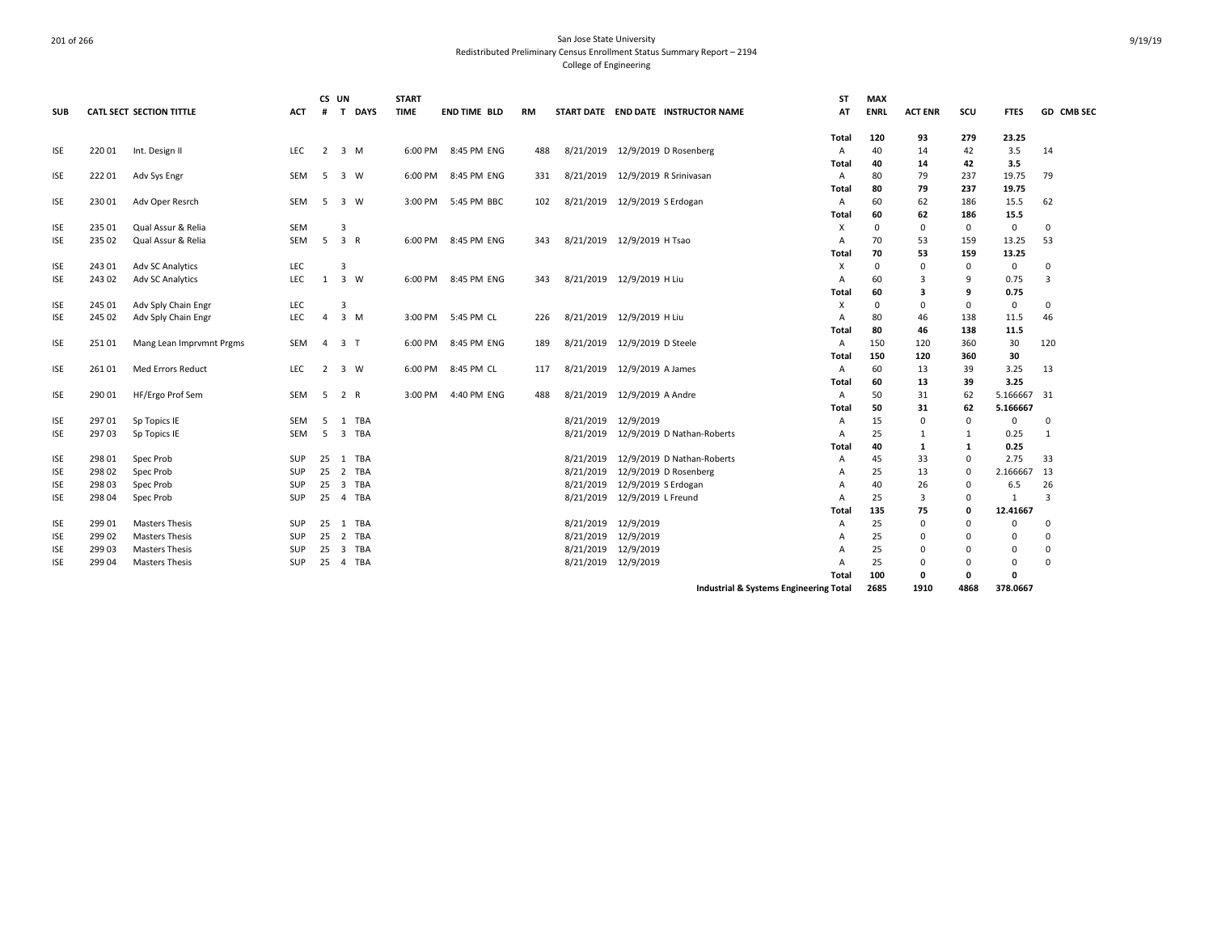San Jose State University
Redistributed Preliminary Census Enrollment Status Summary Report – 2194
College of Engineering

| SUB | CATL | SECT | SECTION TITTLE | ACT | CS # | UN T | DAYS | START TIME | END TIME | BLD | RM | START DATE | END DATE | INSTRUCTOR NAME | ST AT | MAX ENRL | ACT ENR | SCU | FTES | GD | CMB SEC |
|---|---|---|---|---|---|---|---|---|---|---|---|---|---|---|---|---|---|---|---|---|---|
| | | | | | | | | | | | | | | | **Total** | **120** | **93** | **279** | **23.25** | | |
| ISE | 220 | 01 | Int. Design II | LEC | 2 | 3 | M | 6:00 PM | 8:45 PM | ENG | 488 | 8/21/2019 | 12/9/2019 | D Rosenberg | A | 40 | 14 | 42 | 3.5 | 14 | |
| | | | | | | | | | | | | | | | **Total** | **40** | **14** | **42** | **3.5** | | |
| ISE | 222 | 01 | Adv Sys Engr | SEM | 5 | 3 | W | 6:00 PM | 8:45 PM | ENG | 331 | 8/21/2019 | 12/9/2019 | R Srinivasan | A | 80 | 79 | 237 | 19.75 | 79 | |
| | | | | | | | | | | | | | | | **Total** | **80** | **79** | **237** | **19.75** | | |
| ISE | 230 | 01 | Adv Oper Resrch | SEM | 5 | 3 | W | 3:00 PM | 5:45 PM | BBC | 102 | 8/21/2019 | 12/9/2019 | S Erdogan | A | 60 | 62 | 186 | 15.5 | 62 | |
| | | | | | | | | | | | | | | | **Total** | **60** | **62** | **186** | **15.5** | | |
| ISE | 235 | 01 | Qual Assur & Relia | SEM | | 3 | | | | | | | | | X | 0 | 0 | 0 | 0 | 0 | |
| ISE | 235 | 02 | Qual Assur & Relia | SEM | 5 | 3 | R | 6:00 PM | 8:45 PM | ENG | 343 | 8/21/2019 | 12/9/2019 | H Tsao | A | 70 | 53 | 159 | 13.25 | 53 | |
| | | | | | | | | | | | | | | | **Total** | **70** | **53** | **159** | **13.25** | | |
| ISE | 243 | 01 | Adv SC Analytics | LEC | | 3 | | | | | | | | | X | 0 | 0 | 0 | 0 | 0 | |
| ISE | 243 | 02 | Adv SC Analytics | LEC | 1 | 3 | W | 6:00 PM | 8:45 PM | ENG | 343 | 8/21/2019 | 12/9/2019 | H Liu | A | 60 | 3 | 9 | 0.75 | 3 | |
| | | | | | | | | | | | | | | | **Total** | **60** | **3** | **9** | **0.75** | | |
| ISE | 245 | 01 | Adv Sply Chain Engr | LEC | | 3 | | | | | | | | | X | 0 | 0 | 0 | 0 | 0 | |
| ISE | 245 | 02 | Adv Sply Chain Engr | LEC | 4 | 3 | M | 3:00 PM | 5:45 PM | CL | 226 | 8/21/2019 | 12/9/2019 | H Liu | A | 80 | 46 | 138 | 11.5 | 46 | |
| | | | | | | | | | | | | | | | **Total** | **80** | **46** | **138** | **11.5** | | |
| ISE | 251 | 01 | Mang Lean Imprvmnt Prgms | SEM | 4 | 3 | T | 6:00 PM | 8:45 PM | ENG | 189 | 8/21/2019 | 12/9/2019 | D Steele | A | 150 | 120 | 360 | 30 | 120 | |
| | | | | | | | | | | | | | | | **Total** | **150** | **120** | **360** | **30** | | |
| ISE | 261 | 01 | Med Errors Reduct | LEC | 2 | 3 | W | 6:00 PM | 8:45 PM | CL | 117 | 8/21/2019 | 12/9/2019 | A James | A | 60 | 13 | 39 | 3.25 | 13 | |
| | | | | | | | | | | | | | | | **Total** | **60** | **13** | **39** | **3.25** | | |
| ISE | 290 | 01 | HF/Ergo Prof Sem | SEM | 5 | 2 | R | 3:00 PM | 4:40 PM | ENG | 488 | 8/21/2019 | 12/9/2019 | A Andre | A | 50 | 31 | 62 | 5.166667 | 31 | |
| | | | | | | | | | | | | | | | **Total** | **50** | **31** | **62** | **5.166667** | | |
| ISE | 297 | 01 | Sp Topics IE | SEM | 5 | 1 | TBA | | | | | 8/21/2019 | 12/9/2019 | | A | 15 | 0 | 0 | 0 | 0 | |
| ISE | 297 | 03 | Sp Topics IE | SEM | 5 | 3 | TBA | | | | | 8/21/2019 | 12/9/2019 | D Nathan-Roberts | A | 25 | 1 | 1 | 0.25 | 1 | |
| | | | | | | | | | | | | | | | **Total** | **40** | **1** | **1** | **0.25** | | |
| ISE | 298 | 01 | Spec Prob | SUP | 25 | 1 | TBA | | | | | 8/21/2019 | 12/9/2019 | D Nathan-Roberts | A | 45 | 33 | 0 | 2.75 | 33 | |
| ISE | 298 | 02 | Spec Prob | SUP | 25 | 2 | TBA | | | | | 8/21/2019 | 12/9/2019 | D Rosenberg | A | 25 | 13 | 0 | 2.166667 | 13 | |
| ISE | 298 | 03 | Spec Prob | SUP | 25 | 3 | TBA | | | | | 8/21/2019 | 12/9/2019 | S Erdogan | A | 40 | 26 | 0 | 6.5 | 26 | |
| ISE | 298 | 04 | Spec Prob | SUP | 25 | 4 | TBA | | | | | 8/21/2019 | 12/9/2019 | L Freund | A | 25 | 3 | 0 | 1 | 3 | |
| | | | | | | | | | | | | | | | **Total** | **135** | **75** | **0** | **12.41667** | | |
| ISE | 299 | 01 | Masters Thesis | SUP | 25 | 1 | TBA | | | | | 8/21/2019 | 12/9/2019 | | A | 25 | 0 | 0 | 0 | 0 | |
| ISE | 299 | 02 | Masters Thesis | SUP | 25 | 2 | TBA | | | | | 8/21/2019 | 12/9/2019 | | A | 25 | 0 | 0 | 0 | 0 | |
| ISE | 299 | 03 | Masters Thesis | SUP | 25 | 3 | TBA | | | | | 8/21/2019 | 12/9/2019 | | A | 25 | 0 | 0 | 0 | 0 | |
| ISE | 299 | 04 | Masters Thesis | SUP | 25 | 4 | TBA | | | | | 8/21/2019 | 12/9/2019 | | A | 25 | 0 | 0 | 0 | 0 | |
| | | | | | | | | | | | | | | | **Total** | **100** | **0** | **0** | **0** | | |
| | | | | | | | | | | | | | | | **Industrial & Systems Engineering Total** | **2685** | **1910** | **4868** | **378.0667** | | |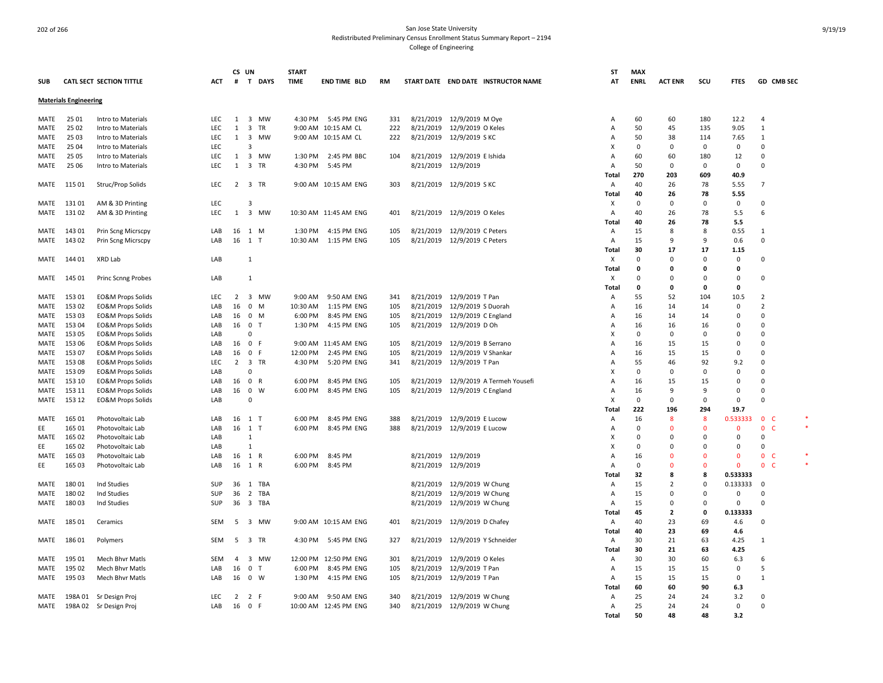San Jose State University

Redistributed Preliminary Census Enrollment Status Summary Report – 2194

College of Engineering

| SUB | CATL SECT | SECTION TITTLE | ACT | CS # | UN T | DAYS | START TIME | END TIME | BLD | RM | START DATE | END DATE | INSTRUCTOR NAME | ST AT | MAX ENRL | ACT ENR | SCU | FTES | GD | CMB SEC | |
|---|---|---|---|---|---|---|---|---|---|---|---|---|---|---|---|---|---|---|---|---|---|
| **Materials Engineering** | | | | | | | | | | | | | | | | | | | | | |
| MATE | 25 01 | Intro to Materials | LEC | 1 | 3 | MW | 4:30 PM | 5:45 PM | ENG | 331 | 8/21/2019 | 12/9/2019 | M Oye | A | 60 | 60 | 180 | 12.2 | 4 | | |
| MATE | 25 02 | Intro to Materials | LEC | 1 | 3 | TR | 9:00 AM | 10:15 AM | CL | 222 | 8/21/2019 | 12/9/2019 | O Keles | A | 50 | 45 | 135 | 9.05 | 1 | | |
| MATE | 25 03 | Intro to Materials | LEC | 1 | 3 | MW | 9:00 AM | 10:15 AM | CL | 222 | 8/21/2019 | 12/9/2019 | S KC | A | 50 | 38 | 114 | 7.65 | 1 | | |
| MATE | 25 04 | Intro to Materials | LEC | | 3 | | | | | | | | | X | 0 | 0 | 0 | 0 | 0 | | |
| MATE | 25 05 | Intro to Materials | LEC | 1 | 3 | MW | 1:30 PM | 2:45 PM | BBC | 104 | 8/21/2019 | 12/9/2019 | E Ishida | A | 60 | 60 | 180 | 12 | 0 | | |
| MATE | 25 06 | Intro to Materials | LEC | 1 | 3 | TR | 4:30 PM | 5:45 PM | | | 8/21/2019 | 12/9/2019 | | A | 50 | 0 | 0 | 0 | 0 | | |
| | | | | | | | | | | | | | | Total | 270 | 203 | 609 | 40.9 | | | |
| MATE | 115 01 | Struc/Prop Solids | LEC | 2 | 3 | TR | 9:00 AM | 10:15 AM | ENG | 303 | 8/21/2019 | 12/9/2019 | S KC | A | 40 | 26 | 78 | 5.55 | 7 | | |
| | | | | | | | | | | | | | | Total | 40 | 26 | 78 | 5.55 | | | |
| MATE | 131 01 | AM & 3D Printing | LEC | | 3 | | | | | | | | | X | 0 | 0 | 0 | 0 | 0 | | |
| MATE | 131 02 | AM & 3D Printing | LEC | 1 | 3 | MW | 10:30 AM | 11:45 AM | ENG | 401 | 8/21/2019 | 12/9/2019 | O Keles | A | 40 | 26 | 78 | 5.5 | 6 | | |
| | | | | | | | | | | | | | | Total | 40 | 26 | 78 | 5.5 | | | |
| MATE | 143 01 | Prin Scng Micrscpy | LAB | 16 | 1 | M | 1:30 PM | 4:15 PM | ENG | 105 | 8/21/2019 | 12/9/2019 | C Peters | A | 15 | 8 | 8 | 0.55 | 1 | | |
| MATE | 143 02 | Prin Scng Micrscpy | LAB | 16 | 1 | T | 10:30 AM | 1:15 PM | ENG | 105 | 8/21/2019 | 12/9/2019 | C Peters | A | 15 | 9 | 9 | 0.6 | 0 | | |
| | | | | | | | | | | | | | | Total | 30 | 17 | 17 | 1.15 | | | |
| MATE | 144 01 | XRD Lab | LAB | | 1 | | | | | | | | | X | 0 | 0 | 0 | 0 | 0 | | |
| | | | | | | | | | | | | | | Total | 0 | 0 | 0 | 0 | | | |
| MATE | 145 01 | Princ Scnng Probes | LAB | | 1 | | | | | | | | | X | 0 | 0 | 0 | 0 | 0 | | |
| | | | | | | | | | | | | | | Total | 0 | 0 | 0 | 0 | | | |
| MATE | 153 01 | EO&M Props Solids | LEC | 2 | 3 | MW | 9:00 AM | 9:50 AM | ENG | 341 | 8/21/2019 | 12/9/2019 | T Pan | A | 55 | 52 | 104 | 10.5 | 2 | | |
| MATE | 153 02 | EO&M Props Solids | LAB | 16 | 0 | M | 10:30 AM | 1:15 PM | ENG | 105 | 8/21/2019 | 12/9/2019 | S Duorah | A | 16 | 14 | 14 | 0 | 2 | | |
| MATE | 153 03 | EO&M Props Solids | LAB | 16 | 0 | M | 6:00 PM | 8:45 PM | ENG | 105 | 8/21/2019 | 12/9/2019 | C England | A | 16 | 14 | 14 | 0 | 0 | | |
| MATE | 153 04 | EO&M Props Solids | LAB | 16 | 0 | T | 1:30 PM | 4:15 PM | ENG | 105 | 8/21/2019 | 12/9/2019 | D Oh | A | 16 | 16 | 16 | 0 | 0 | | |
| MATE | 153 05 | EO&M Props Solids | LAB | | 0 | | | | | | | | | X | 0 | 0 | 0 | 0 | 0 | | |
| MATE | 153 06 | EO&M Props Solids | LAB | 16 | 0 | F | 9:00 AM | 11:45 AM | ENG | 105 | 8/21/2019 | 12/9/2019 | B Serrano | A | 16 | 15 | 15 | 0 | 0 | | |
| MATE | 153 07 | EO&M Props Solids | LAB | 16 | 0 | F | 12:00 PM | 2:45 PM | ENG | 105 | 8/21/2019 | 12/9/2019 | V Shankar | A | 16 | 15 | 15 | 0 | 0 | | |
| MATE | 153 08 | EO&M Props Solids | LEC | 2 | 3 | TR | 4:30 PM | 5:20 PM | ENG | 341 | 8/21/2019 | 12/9/2019 | T Pan | A | 55 | 46 | 92 | 9.2 | 0 | | |
| MATE | 153 09 | EO&M Props Solids | LAB | | 0 | | | | | | | | | X | 0 | 0 | 0 | 0 | 0 | | |
| MATE | 153 10 | EO&M Props Solids | LAB | 16 | 0 | R | 6:00 PM | 8:45 PM | ENG | 105 | 8/21/2019 | 12/9/2019 | A Termeh Yousefi | A | 16 | 15 | 15 | 0 | 0 | | |
| MATE | 153 11 | EO&M Props Solids | LAB | 16 | 0 | W | 6:00 PM | 8:45 PM | ENG | 105 | 8/21/2019 | 12/9/2019 | C England | A | 16 | 9 | 9 | 0 | 0 | | |
| MATE | 153 12 | EO&M Props Solids | LAB | | 0 | | | | | | | | | X | 0 | 0 | 0 | 0 | 0 | | |
| | | | | | | | | | | | | | | Total | 222 | 196 | 294 | 19.7 | | | |
| MATE | 165 01 | Photovoltaic Lab | LAB | 16 | 1 | T | 6:00 PM | 8:45 PM | ENG | 388 | 8/21/2019 | 12/9/2019 | E Lucow | A | 16 | 8 | 8 | 0.533333 | 0 | C | * |
| EE | 165 01 | Photovoltaic Lab | LAB | 16 | 1 | T | 6:00 PM | 8:45 PM | ENG | 388 | 8/21/2019 | 12/9/2019 | E Lucow | A | 0 | 0 | 0 | 0 | 0 | C | * |
| MATE | 165 02 | Photovoltaic Lab | LAB | | 1 | | | | | | | | | X | 0 | 0 | 0 | 0 | 0 | | |
| EE | 165 02 | Photovoltaic Lab | LAB | | 1 | | | | | | | | | X | 0 | 0 | 0 | 0 | 0 | | |
| MATE | 165 03 | Photovoltaic Lab | LAB | 16 | 1 | R | 6:00 PM | 8:45 PM | | | 8/21/2019 | 12/9/2019 | | A | 16 | 0 | 0 | 0 | 0 | C | * |
| EE | 165 03 | Photovoltaic Lab | LAB | 16 | 1 | R | 6:00 PM | 8:45 PM | | | 8/21/2019 | 12/9/2019 | | A | 0 | 0 | 0 | 0 | 0 | C | * |
| | | | | | | | | | | | | | | Total | 32 | 8 | 8 | 0.533333 | | | |
| MATE | 180 01 | Ind Studies | SUP | 36 | 1 | TBA | | | | | 8/21/2019 | 12/9/2019 | W Chung | A | 15 | 2 | 0 | 0.133333 | 0 | | |
| MATE | 180 02 | Ind Studies | SUP | 36 | 2 | TBA | | | | | 8/21/2019 | 12/9/2019 | W Chung | A | 15 | 0 | 0 | 0 | 0 | | |
| MATE | 180 03 | Ind Studies | SUP | 36 | 3 | TBA | | | | | 8/21/2019 | 12/9/2019 | W Chung | A | 15 | 0 | 0 | 0 | 0 | | |
| | | | | | | | | | | | | | | Total | 45 | 2 | 0 | 0.133333 | | | |
| MATE | 185 01 | Ceramics | SEM | 5 | 3 | MW | 9:00 AM | 10:15 AM | ENG | 401 | 8/21/2019 | 12/9/2019 | D Chafey | A | 40 | 23 | 69 | 4.6 | 0 | | |
| | | | | | | | | | | | | | | Total | 40 | 23 | 69 | 4.6 | | | |
| MATE | 186 01 | Polymers | SEM | 5 | 3 | TR | 4:30 PM | 5:45 PM | ENG | 327 | 8/21/2019 | 12/9/2019 | Y Schneider | A | 30 | 21 | 63 | 4.25 | 1 | | |
| | | | | | | | | | | | | | | Total | 30 | 21 | 63 | 4.25 | | | |
| MATE | 195 01 | Mech Bhvr Matls | SEM | 4 | 3 | MW | 12:00 PM | 12:50 PM | ENG | 301 | 8/21/2019 | 12/9/2019 | O Keles | A | 30 | 30 | 60 | 6.3 | 6 | | |
| MATE | 195 02 | Mech Bhvr Matls | LAB | 16 | 0 | T | 6:00 PM | 8:45 PM | ENG | 105 | 8/21/2019 | 12/9/2019 | T Pan | A | 15 | 15 | 15 | 0 | 5 | | |
| MATE | 195 03 | Mech Bhvr Matls | LAB | 16 | 0 | W | 1:30 PM | 4:15 PM | ENG | 105 | 8/21/2019 | 12/9/2019 | T Pan | A | 15 | 15 | 15 | 0 | 1 | | |
| | | | | | | | | | | | | | | Total | 60 | 60 | 90 | 6.3 | | | |
| MATE | 198A 01 | Sr Design Proj | LEC | 2 | 2 | F | 9:00 AM | 9:50 AM | ENG | 340 | 8/21/2019 | 12/9/2019 | W Chung | A | 25 | 24 | 24 | 3.2 | 0 | | |
| MATE | 198A 02 | Sr Design Proj | LAB | 16 | 0 | F | 10:00 AM | 12:45 PM | ENG | 340 | 8/21/2019 | 12/9/2019 | W Chung | A | 25 | 24 | 24 | 0 | 0 | | |
| | | | | | | | | | | | | | | Total | 50 | 48 | 48 | 3.2 | | | |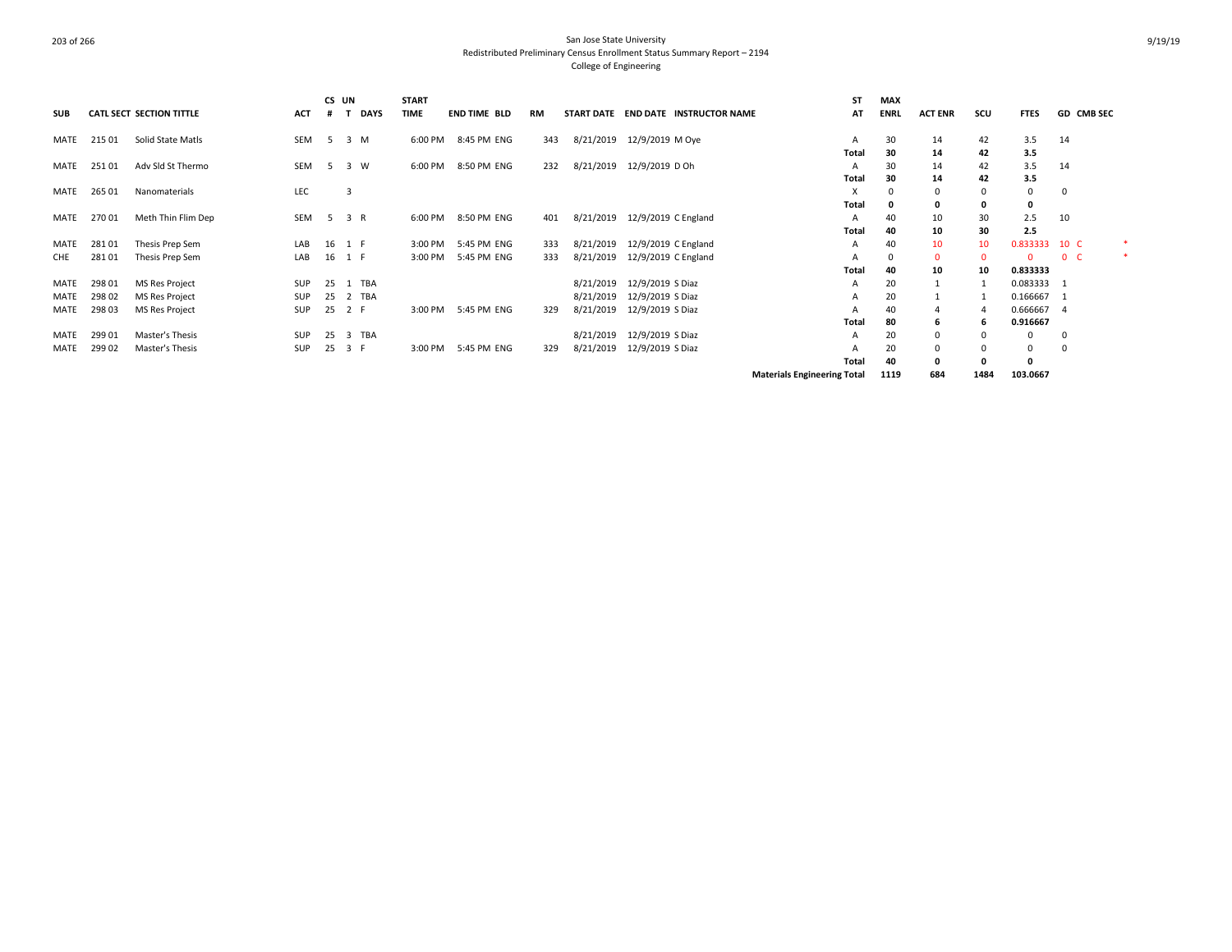San Jose State University
Redistributed Preliminary Census Enrollment Status Summary Report – 2194
College of Engineering

| SUB | CATL SECT | SECTION TITTLE | ACT | CS # | UN T | DAYS | START TIME | END TIME | BLD | RM | START DATE | END DATE | INSTRUCTOR NAME | ST AT | MAX ENRL | ACT ENR | SCU | FTES | GD | CMB SEC | |
|---|---|---|---|---|---|---|---|---|---|---|---|---|---|---|---|---|---|---|---|---|---|
| MATE | 215 01 | Solid State Matls | SEM | 5 | 3 | M | 6:00 PM | 8:45 PM | ENG | 343 | 8/21/2019 | 12/9/2019 | M Oye | A | 30 | 14 | 42 | 3.5 | 14 | | |
| | | | | | | | | | | | | | | Total | 30 | 14 | 42 | 3.5 | | | |
| MATE | 251 01 | Adv Sld St Thermo | SEM | 5 | 3 | W | 6:00 PM | 8:50 PM | ENG | 232 | 8/21/2019 | 12/9/2019 | D Oh | A | 30 | 14 | 42 | 3.5 | 14 | | |
| | | | | | | | | | | | | | | Total | 30 | 14 | 42 | 3.5 | | | |
| MATE | 265 01 | Nanomaterials | LEC | | 3 | | | | | | | | | X | 0 | 0 | 0 | 0 | 0 | | |
| | | | | | | | | | | | | | | Total | 0 | 0 | 0 | 0 | | | |
| MATE | 270 01 | Meth Thin Flim Dep | SEM | 5 | 3 | R | 6:00 PM | 8:50 PM | ENG | 401 | 8/21/2019 | 12/9/2019 | C England | A | 40 | 10 | 30 | 2.5 | 10 | | |
| | | | | | | | | | | | | | | Total | 40 | 10 | 30 | 2.5 | | | |
| MATE | 281 01 | Thesis Prep Sem | LAB | 16 | 1 | F | 3:00 PM | 5:45 PM | ENG | 333 | 8/21/2019 | 12/9/2019 | C England | A | 40 | 10 | 10 | 0.833333 | 10 | C | * |
| CHE | 281 01 | Thesis Prep Sem | LAB | 16 | 1 | F | 3:00 PM | 5:45 PM | ENG | 333 | 8/21/2019 | 12/9/2019 | C England | A | 0 | 0 | 0 | 0 | 0 | C | * |
| | | | | | | | | | | | | | | Total | 40 | 10 | 10 | 0.833333 | | | |
| MATE | 298 01 | MS Res Project | SUP | 25 | 1 | TBA | | | | | 8/21/2019 | 12/9/2019 | S Diaz | A | 20 | 1 | 1 | 0.083333 | 1 | | |
| MATE | 298 02 | MS Res Project | SUP | 25 | 2 | TBA | | | | | 8/21/2019 | 12/9/2019 | S Diaz | A | 20 | 1 | 1 | 0.166667 | 1 | | |
| MATE | 298 03 | MS Res Project | SUP | 25 | 2 | F | 3:00 PM | 5:45 PM | ENG | 329 | 8/21/2019 | 12/9/2019 | S Diaz | A | 40 | 4 | 4 | 0.666667 | 4 | | |
| | | | | | | | | | | | | | | Total | 80 | 6 | 6 | 0.916667 | | | |
| MATE | 299 01 | Master's Thesis | SUP | 25 | 3 | TBA | | | | | 8/21/2019 | 12/9/2019 | S Diaz | A | 20 | 0 | 0 | 0 | 0 | | |
| MATE | 299 02 | Master's Thesis | SUP | 25 | 3 | F | 3:00 PM | 5:45 PM | ENG | 329 | 8/21/2019 | 12/9/2019 | S Diaz | A | 20 | 0 | 0 | 0 | 0 | | |
| | | | | | | | | | | | | | | Total | 40 | 0 | 0 | 0 | | | |
| | | | | | | | | | | | | | Materials Engineering Total | | 1119 | 684 | 1484 | 103.0667 | | | |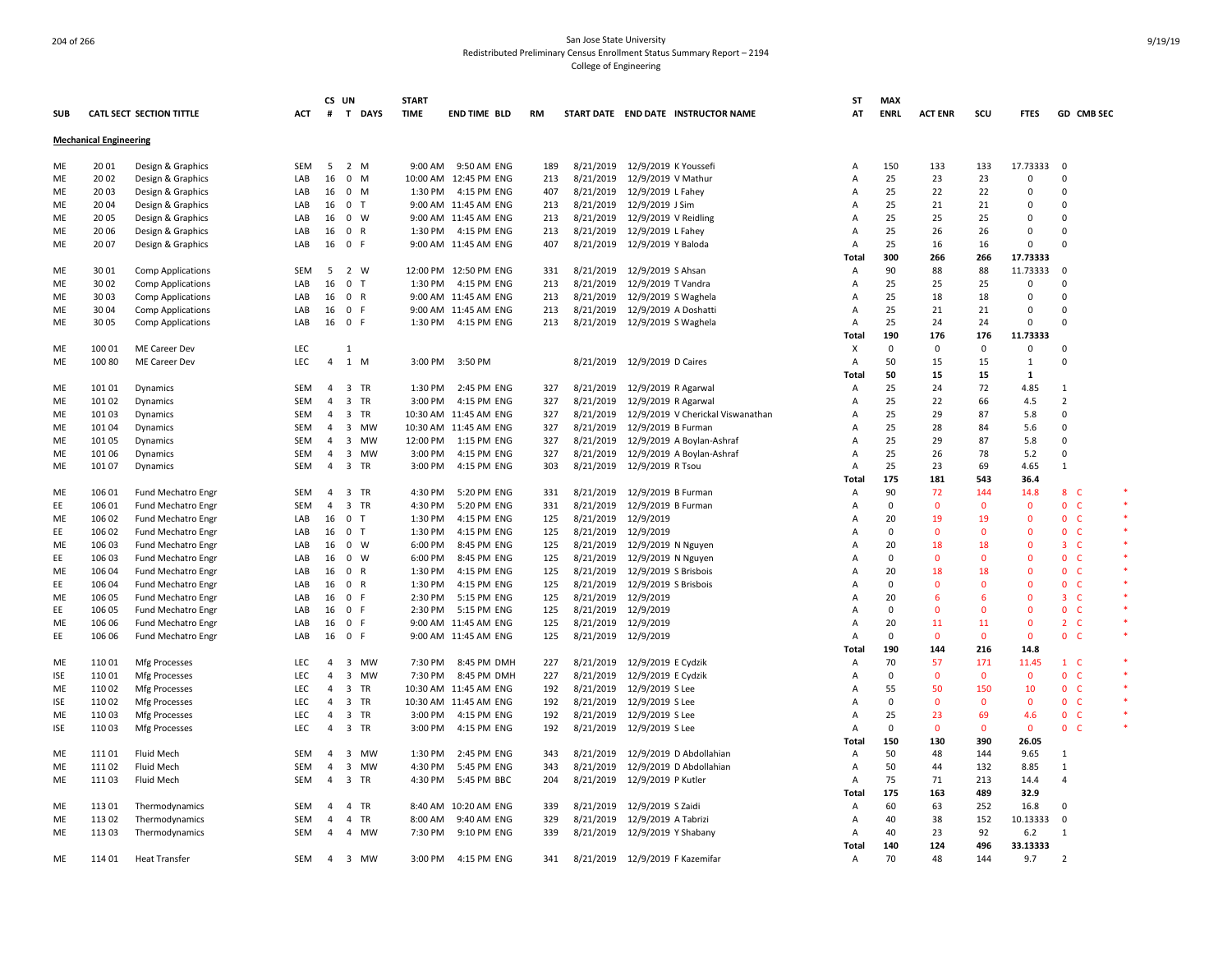San Jose State University
Redistributed Preliminary Census Enrollment Status Summary Report – 2194
College of Engineering

| SUB | CATL SECT | SECTION TITTLE | ACT | CS # | UN T | DAYS | START TIME | END TIME | BLD | RM | START DATE | END DATE | INSTRUCTOR NAME | ST AT | MAX ENRL | ACT ENR | SCU | FTES | GD | CMB SEC |
|---|---|---|---|---|---|---|---|---|---|---|---|---|---|---|---|---|---|---|---|---|
| **Mechanical Engineering** | | | | | | | | | | | | | | | | | | | | |
| ME | 20 01 | Design & Graphics | SEM | 5 | 2 | M | 9:00 AM | 9:50 AM | ENG | 189 | 8/21/2019 | 12/9/2019 | K Youssefi | A | 150 | 133 | 133 | 17.73333 | 0 | |
| ME | 20 02 | Design & Graphics | LAB | 16 | 0 | M | 10:00 AM | 12:45 PM | ENG | 213 | 8/21/2019 | 12/9/2019 | V Mathur | A | 25 | 23 | 23 | 0 | 0 | |
| ME | 20 03 | Design & Graphics | LAB | 16 | 0 | M | 1:30 PM | 4:15 PM | ENG | 407 | 8/21/2019 | 12/9/2019 | L Fahey | A | 25 | 22 | 22 | 0 | 0 | |
| ME | 20 04 | Design & Graphics | LAB | 16 | 0 | T | 9:00 AM | 11:45 AM | ENG | 213 | 8/21/2019 | 12/9/2019 | J Sim | A | 25 | 21 | 21 | 0 | 0 | |
| ME | 20 05 | Design & Graphics | LAB | 16 | 0 | W | 9:00 AM | 11:45 AM | ENG | 213 | 8/21/2019 | 12/9/2019 | V Reidling | A | 25 | 25 | 25 | 0 | 0 | |
| ME | 20 06 | Design & Graphics | LAB | 16 | 0 | R | 1:30 PM | 4:15 PM | ENG | 213 | 8/21/2019 | 12/9/2019 | L Fahey | A | 25 | 26 | 26 | 0 | 0 | |
| ME | 20 07 | Design & Graphics | LAB | 16 | 0 | F | 9:00 AM | 11:45 AM | ENG | 407 | 8/21/2019 | 12/9/2019 | Y Baloda | A | 25 | 16 | 16 | 0 | 0 | |
| | | | | | | | | | | | | | | Total | 300 | 266 | 266 | 17.73333 | | |
| ME | 30 01 | Comp Applications | SEM | 5 | 2 | W | 12:00 PM | 12:50 PM | ENG | 331 | 8/21/2019 | 12/9/2019 | S Ahsan | A | 90 | 88 | 88 | 11.73333 | 0 | |
| ME | 30 02 | Comp Applications | LAB | 16 | 0 | T | 1:30 PM | 4:15 PM | ENG | 213 | 8/21/2019 | 12/9/2019 | T Vandra | A | 25 | 25 | 25 | 0 | 0 | |
| ME | 30 03 | Comp Applications | LAB | 16 | 0 | R | 9:00 AM | 11:45 AM | ENG | 213 | 8/21/2019 | 12/9/2019 | S Waghela | A | 25 | 18 | 18 | 0 | 0 | |
| ME | 30 04 | Comp Applications | LAB | 16 | 0 | F | 9:00 AM | 11:45 AM | ENG | 213 | 8/21/2019 | 12/9/2019 | A Doshatti | A | 25 | 21 | 21 | 0 | 0 | |
| ME | 30 05 | Comp Applications | LAB | 16 | 0 | F | 1:30 PM | 4:15 PM | ENG | 213 | 8/21/2019 | 12/9/2019 | S Waghela | A | 25 | 24 | 24 | 0 | 0 | |
| | | | | | | | | | | | | | | Total | 190 | 176 | 176 | 11.73333 | | |
| ME | 100 01 | ME Career Dev | LEC | | 1 | | | | | | | | | X | 0 | 0 | 0 | 0 | 0 | |
| ME | 100 80 | ME Career Dev | LEC | 4 | 1 | M | 3:00 PM | 3:50 PM | | | 8/21/2019 | 12/9/2019 | D Caires | A | 50 | 15 | 15 | 1 | 0 | |
| | | | | | | | | | | | | | | Total | 50 | 15 | 15 | 1 | | |
| ME | 101 01 | Dynamics | SEM | 4 | 3 | TR | 1:30 PM | 2:45 PM | ENG | 327 | 8/21/2019 | 12/9/2019 | R Agarwal | A | 25 | 24 | 72 | 4.85 | 1 | |
| ME | 101 02 | Dynamics | SEM | 4 | 3 | TR | 3:00 PM | 4:15 PM | ENG | 327 | 8/21/2019 | 12/9/2019 | R Agarwal | A | 25 | 22 | 66 | 4.5 | 2 | |
| ME | 101 03 | Dynamics | SEM | 4 | 3 | TR | 10:30 AM | 11:45 AM | ENG | 327 | 8/21/2019 | 12/9/2019 | V Cherickal Viswanathan | A | 25 | 29 | 87 | 5.8 | 0 | |
| ME | 101 04 | Dynamics | SEM | 4 | 3 | MW | 10:30 AM | 11:45 AM | ENG | 327 | 8/21/2019 | 12/9/2019 | B Furman | A | 25 | 28 | 84 | 5.6 | 0 | |
| ME | 101 05 | Dynamics | SEM | 4 | 3 | MW | 12:00 PM | 1:15 PM | ENG | 327 | 8/21/2019 | 12/9/2019 | A Boylan-Ashraf | A | 25 | 29 | 87 | 5.8 | 0 | |
| ME | 101 06 | Dynamics | SEM | 4 | 3 | MW | 3:00 PM | 4:15 PM | ENG | 327 | 8/21/2019 | 12/9/2019 | A Boylan-Ashraf | A | 25 | 26 | 78 | 5.2 | 0 | |
| ME | 101 07 | Dynamics | SEM | 4 | 3 | TR | 3:00 PM | 4:15 PM | ENG | 303 | 8/21/2019 | 12/9/2019 | R Tsou | A | 25 | 23 | 69 | 4.65 | 1 | |
| | | | | | | | | | | | | | | Total | 175 | 181 | 543 | 36.4 | | |
| ME | 106 01 | Fund Mechatro Engr | SEM | 4 | 3 | TR | 4:30 PM | 5:20 PM | ENG | 331 | 8/21/2019 | 12/9/2019 | B Furman | A | 90 | 72 | 144 | 14.8 | 8 | C * |
| EE | 106 01 | Fund Mechatro Engr | SEM | 4 | 3 | TR | 4:30 PM | 5:20 PM | ENG | 331 | 8/21/2019 | 12/9/2019 | B Furman | A | 0 | 0 | 0 | 0 | 0 | C * |
| ME | 106 02 | Fund Mechatro Engr | LAB | 16 | 0 | T | 1:30 PM | 4:15 PM | ENG | 125 | 8/21/2019 | 12/9/2019 | | A | 20 | 19 | 19 | 0 | 0 | C * |
| EE | 106 02 | Fund Mechatro Engr | LAB | 16 | 0 | T | 1:30 PM | 4:15 PM | ENG | 125 | 8/21/2019 | 12/9/2019 | | A | 0 | 0 | 0 | 0 | 0 | C * |
| ME | 106 03 | Fund Mechatro Engr | LAB | 16 | 0 | W | 6:00 PM | 8:45 PM | ENG | 125 | 8/21/2019 | 12/9/2019 | N Nguyen | A | 20 | 18 | 18 | 0 | 3 | C * |
| EE | 106 03 | Fund Mechatro Engr | LAB | 16 | 0 | W | 6:00 PM | 8:45 PM | ENG | 125 | 8/21/2019 | 12/9/2019 | N Nguyen | A | 0 | 0 | 0 | 0 | 0 | C * |
| ME | 106 04 | Fund Mechatro Engr | LAB | 16 | 0 | R | 1:30 PM | 4:15 PM | ENG | 125 | 8/21/2019 | 12/9/2019 | S Brisbois | A | 20 | 18 | 18 | 0 | 0 | C * |
| EE | 106 04 | Fund Mechatro Engr | LAB | 16 | 0 | R | 1:30 PM | 4:15 PM | ENG | 125 | 8/21/2019 | 12/9/2019 | S Brisbois | A | 0 | 0 | 0 | 0 | 0 | C * |
| ME | 106 05 | Fund Mechatro Engr | LAB | 16 | 0 | F | 2:30 PM | 5:15 PM | ENG | 125 | 8/21/2019 | 12/9/2019 | | A | 20 | 6 | 6 | 0 | 3 | C * |
| EE | 106 05 | Fund Mechatro Engr | LAB | 16 | 0 | F | 2:30 PM | 5:15 PM | ENG | 125 | 8/21/2019 | 12/9/2019 | | A | 0 | 0 | 0 | 0 | 0 | C * |
| ME | 106 06 | Fund Mechatro Engr | LAB | 16 | 0 | F | 9:00 AM | 11:45 AM | ENG | 125 | 8/21/2019 | 12/9/2019 | | A | 20 | 11 | 11 | 0 | 2 | C * |
| EE | 106 06 | Fund Mechatro Engr | LAB | 16 | 0 | F | 9:00 AM | 11:45 AM | ENG | 125 | 8/21/2019 | 12/9/2019 | | A | 0 | 0 | 0 | 0 | 0 | C * |
| | | | | | | | | | | | | | | Total | 190 | 144 | 216 | 14.8 | | |
| ME | 110 01 | Mfg Processes | LEC | 4 | 3 | MW | 7:30 PM | 8:45 PM | DMH | 227 | 8/21/2019 | 12/9/2019 | E Cydzik | A | 70 | 57 | 171 | 11.45 | 1 | C * |
| ISE | 110 01 | Mfg Processes | LEC | 4 | 3 | MW | 7:30 PM | 8:45 PM | DMH | 227 | 8/21/2019 | 12/9/2019 | E Cydzik | A | 0 | 0 | 0 | 0 | 0 | C * |
| ME | 110 02 | Mfg Processes | LEC | 4 | 3 | TR | 10:30 AM | 11:45 AM | ENG | 192 | 8/21/2019 | 12/9/2019 | S Lee | A | 55 | 50 | 150 | 10 | 0 | C * |
| ISE | 110 02 | Mfg Processes | LEC | 4 | 3 | TR | 10:30 AM | 11:45 AM | ENG | 192 | 8/21/2019 | 12/9/2019 | S Lee | A | 0 | 0 | 0 | 0 | 0 | C * |
| ME | 110 03 | Mfg Processes | LEC | 4 | 3 | TR | 3:00 PM | 4:15 PM | ENG | 192 | 8/21/2019 | 12/9/2019 | S Lee | A | 25 | 23 | 69 | 4.6 | 0 | C * |
| ISE | 110 03 | Mfg Processes | LEC | 4 | 3 | TR | 3:00 PM | 4:15 PM | ENG | 192 | 8/21/2019 | 12/9/2019 | S Lee | A | 0 | 0 | 0 | 0 | 0 | C * |
| | | | | | | | | | | | | | | Total | 150 | 130 | 390 | 26.05 | | |
| ME | 111 01 | Fluid Mech | SEM | 4 | 3 | MW | 1:30 PM | 2:45 PM | ENG | 343 | 8/21/2019 | 12/9/2019 | D Abdollahian | A | 50 | 48 | 144 | 9.65 | 1 | |
| ME | 111 02 | Fluid Mech | SEM | 4 | 3 | MW | 4:30 PM | 5:45 PM | ENG | 343 | 8/21/2019 | 12/9/2019 | D Abdollahian | A | 50 | 44 | 132 | 8.85 | 1 | |
| ME | 111 03 | Fluid Mech | SEM | 4 | 3 | TR | 4:30 PM | 5:45 PM | BBC | 204 | 8/21/2019 | 12/9/2019 | P Kutler | A | 75 | 71 | 213 | 14.4 | 4 | |
| | | | | | | | | | | | | | | Total | 175 | 163 | 489 | 32.9 | | |
| ME | 113 01 | Thermodynamics | SEM | 4 | 4 | TR | 8:40 AM | 10:20 AM | ENG | 339 | 8/21/2019 | 12/9/2019 | S Zaidi | A | 60 | 63 | 252 | 16.8 | 0 | |
| ME | 113 02 | Thermodynamics | SEM | 4 | 4 | TR | 8:00 AM | 9:40 AM | ENG | 329 | 8/21/2019 | 12/9/2019 | A Tabrizi | A | 40 | 38 | 152 | 10.13333 | 0 | |
| ME | 113 03 | Thermodynamics | SEM | 4 | 4 | MW | 7:30 PM | 9:10 PM | ENG | 339 | 8/21/2019 | 12/9/2019 | Y Shabany | A | 40 | 23 | 92 | 6.2 | 1 | |
| | | | | | | | | | | | | | | Total | 140 | 124 | 496 | 33.13333 | | |
| ME | 114 01 | Heat Transfer | SEM | 4 | 3 | MW | 3:00 PM | 4:15 PM | ENG | 341 | 8/21/2019 | 12/9/2019 | F Kazemifar | A | 70 | 48 | 144 | 9.7 | 2 | |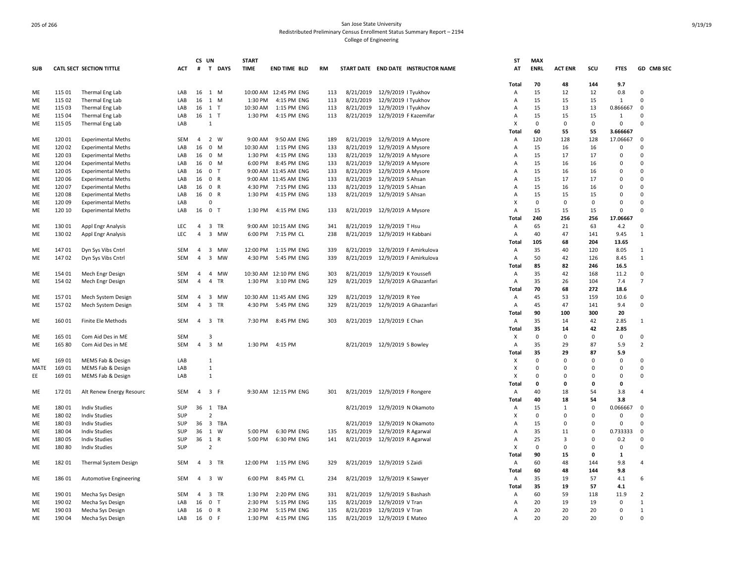# San Jose State University
## Redistributed Preliminary Census Enrollment Status Summary Report – 2194
### College of Engineering

| SUB | CATL | SECT | SECTION TITTLE | ACT | CS # | UN T | DAYS | START TIME | END TIME | BLD | RM | START DATE | END DATE | INSTRUCTOR NAME | ST AT | MAX ENRL | ACT ENR | SCU | FTES | GD | CMB SEC |
|---|---|---|---|---|---|---|---|---|---|---|---|---|---|---|---|---|---|---|---|---|---|
| | | | | | | | | | | | | | | | Total | 70 | 48 | 144 | 9.7 | | |
| ME | 115 | 01 | Thermal Eng Lab | LAB | 16 | 1 | M | 10:00 AM | 12:45 PM | ENG | 113 | 8/21/2019 | 12/9/2019 | I Tyukhov | A | 15 | 12 | 12 | 0.8 | 0 | |
| ME | 115 | 02 | Thermal Eng Lab | LAB | 16 | 1 | M | 1:30 PM | 4:15 PM | ENG | 113 | 8/21/2019 | 12/9/2019 | I Tyukhov | A | 15 | 15 | 15 | 1 | 0 | |
| ME | 115 | 03 | Thermal Eng Lab | LAB | 16 | 1 | T | 10:30 AM | 1:15 PM | ENG | 113 | 8/21/2019 | 12/9/2019 | I Tyukhov | A | 15 | 13 | 13 | 0.866667 | 0 | |
| ME | 115 | 04 | Thermal Eng Lab | LAB | 16 | 1 | T | 1:30 PM | 4:15 PM | ENG | 113 | 8/21/2019 | 12/9/2019 | F Kazemifar | A | 15 | 15 | 15 | 1 | 0 | |
| ME | 115 | 05 | Thermal Eng Lab | LAB | | 1 | | | | | | | | | X | 0 | 0 | 0 | 0 | 0 | |
| | | | | | | | | | | | | | | | Total | 60 | 55 | 55 | 3.666667 | | |
| ME | 120 | 01 | Experimental Meths | SEM | 4 | 2 | W | 9:00 AM | 9:50 AM | ENG | 189 | 8/21/2019 | 12/9/2019 | A Mysore | A | 120 | 128 | 128 | 17.06667 | 0 | |
| ME | 120 | 02 | Experimental Meths | LAB | 16 | 0 | M | 10:30 AM | 1:15 PM | ENG | 133 | 8/21/2019 | 12/9/2019 | A Mysore | A | 15 | 16 | 16 | 0 | 0 | |
| ME | 120 | 03 | Experimental Meths | LAB | 16 | 0 | M | 1:30 PM | 4:15 PM | ENG | 133 | 8/21/2019 | 12/9/2019 | A Mysore | A | 15 | 17 | 17 | 0 | 0 | |
| ME | 120 | 04 | Experimental Meths | LAB | 16 | 0 | M | 6:00 PM | 8:45 PM | ENG | 133 | 8/21/2019 | 12/9/2019 | A Mysore | A | 15 | 16 | 16 | 0 | 0 | |
| ME | 120 | 05 | Experimental Meths | LAB | 16 | 0 | T | 9:00 AM | 11:45 AM | ENG | 133 | 8/21/2019 | 12/9/2019 | A Mysore | A | 15 | 16 | 16 | 0 | 0 | |
| ME | 120 | 06 | Experimental Meths | LAB | 16 | 0 | R | 9:00 AM | 11:45 AM | ENG | 133 | 8/21/2019 | 12/9/2019 | S Ahsan | A | 15 | 17 | 17 | 0 | 0 | |
| ME | 120 | 07 | Experimental Meths | LAB | 16 | 0 | R | 4:30 PM | 7:15 PM | ENG | 133 | 8/21/2019 | 12/9/2019 | S Ahsan | A | 15 | 16 | 16 | 0 | 0 | |
| ME | 120 | 08 | Experimental Meths | LAB | 16 | 0 | R | 1:30 PM | 4:15 PM | ENG | 133 | 8/21/2019 | 12/9/2019 | S Ahsan | A | 15 | 15 | 15 | 0 | 0 | |
| ME | 120 | 09 | Experimental Meths | LAB | | 0 | | | | | | | | | X | 0 | 0 | 0 | 0 | 0 | |
| ME | 120 | 10 | Experimental Meths | LAB | 16 | 0 | T | 1:30 PM | 4:15 PM | ENG | 133 | 8/21/2019 | 12/9/2019 | A Mysore | A | 15 | 15 | 15 | 0 | 0 | |
| | | | | | | | | | | | | | | | Total | 240 | 256 | 256 | 17.06667 | | |
| ME | 130 | 01 | Appl Engr Analysis | LEC | 4 | 3 | TR | 9:00 AM | 10:15 AM | ENG | 341 | 8/21/2019 | 12/9/2019 | T Hsu | A | 65 | 21 | 63 | 4.2 | 0 | |
| ME | 130 | 02 | Appl Engr Analysis | LEC | 4 | 3 | MW | 6:00 PM | 7:15 PM | CL | 238 | 8/21/2019 | 12/9/2019 | H Kabbani | A | 40 | 47 | 141 | 9.45 | 1 | |
| | | | | | | | | | | | | | | | Total | 105 | 68 | 204 | 13.65 | | |
| ME | 147 | 01 | Dyn Sys Vibs Cntrl | SEM | 4 | 3 | MW | 12:00 PM | 1:15 PM | ENG | 339 | 8/21/2019 | 12/9/2019 | F Amirkulova | A | 35 | 40 | 120 | 8.05 | 1 | |
| ME | 147 | 02 | Dyn Sys Vibs Cntrl | SEM | 4 | 3 | MW | 4:30 PM | 5:45 PM | ENG | 339 | 8/21/2019 | 12/9/2019 | F Amirkulova | A | 50 | 42 | 126 | 8.45 | 1 | |
| | | | | | | | | | | | | | | | Total | 85 | 82 | 246 | 16.5 | | |
| ME | 154 | 01 | Mech Engr Design | SEM | 4 | 4 | MW | 10:30 AM | 12:10 PM | ENG | 303 | 8/21/2019 | 12/9/2019 | K Youssefi | A | 35 | 42 | 168 | 11.2 | 0 | |
| ME | 154 | 02 | Mech Engr Design | SEM | 4 | 4 | TR | 1:30 PM | 3:10 PM | ENG | 329 | 8/21/2019 | 12/9/2019 | A Ghazanfari | A | 35 | 26 | 104 | 7.4 | 7 | |
| | | | | | | | | | | | | | | | Total | 70 | 68 | 272 | 18.6 | | |
| ME | 157 | 01 | Mech System Design | SEM | 4 | 3 | MW | 10:30 AM | 11:45 AM | ENG | 329 | 8/21/2019 | 12/9/2019 | R Yee | A | 45 | 53 | 159 | 10.6 | 0 | |
| ME | 157 | 02 | Mech System Design | SEM | 4 | 3 | TR | 4:30 PM | 5:45 PM | ENG | 329 | 8/21/2019 | 12/9/2019 | A Ghazanfari | A | 45 | 47 | 141 | 9.4 | 0 | |
| | | | | | | | | | | | | | | | Total | 90 | 100 | 300 | 20 | | |
| ME | 160 | 01 | Finite Ele Methods | SEM | 4 | 3 | TR | 7:30 PM | 8:45 PM | ENG | 303 | 8/21/2019 | 12/9/2019 | E Chan | A | 35 | 14 | 42 | 2.85 | 1 | |
| | | | | | | | | | | | | | | | Total | 35 | 14 | 42 | 2.85 | | |
| ME | 165 | 01 | Com Aid Des in ME | SEM | | 3 | | | | | | | | | X | 0 | 0 | 0 | 0 | 0 | |
| ME | 165 | 80 | Com Aid Des in ME | SEM | 4 | 3 | M | 1:30 PM | 4:15 PM | | | 8/21/2019 | 12/9/2019 | S Bowley | A | 35 | 29 | 87 | 5.9 | 2 | |
| | | | | | | | | | | | | | | | Total | 35 | 29 | 87 | 5.9 | | |
| ME | 169 | 01 | MEMS Fab & Design | LAB | | 1 | | | | | | | | | X | 0 | 0 | 0 | 0 | 0 | |
| MATE | 169 | 01 | MEMS Fab & Design | LAB | | 1 | | | | | | | | | X | 0 | 0 | 0 | 0 | 0 | |
| EE | 169 | 01 | MEMS Fab & Design | LAB | | 1 | | | | | | | | | X | 0 | 0 | 0 | 0 | 0 | |
| | | | | | | | | | | | | | | | Total | 0 | 0 | 0 | 0 | | |
| ME | 172 | 01 | Alt Renew Energy Resourc | SEM | 4 | 3 | F | 9:30 AM | 12:15 PM | ENG | 301 | 8/21/2019 | 12/9/2019 | F Rongere | A | 40 | 18 | 54 | 3.8 | 4 | |
| | | | | | | | | | | | | | | | Total | 40 | 18 | 54 | 3.8 | | |
| ME | 180 | 01 | Indiv Studies | SUP | 36 | 1 | TBA | | | | | 8/21/2019 | 12/9/2019 | N Okamoto | A | 15 | 1 | 0 | 0.066667 | 0 | |
| ME | 180 | 02 | Indiv Studies | SUP | | 2 | | | | | | | | | X | 0 | 0 | 0 | 0 | 0 | |
| ME | 180 | 03 | Indiv Studies | SUP | 36 | 3 | TBA | | | | | 8/21/2019 | 12/9/2019 | N Okamoto | A | 15 | 0 | 0 | 0 | 0 | |
| ME | 180 | 04 | Indiv Studies | SUP | 36 | 1 | W | 5:00 PM | 6:30 PM | ENG | 135 | 8/21/2019 | 12/9/2019 | R Agarwal | A | 35 | 11 | 0 | 0.733333 | 0 | |
| ME | 180 | 05 | Indiv Studies | SUP | 36 | 1 | R | 5:00 PM | 6:30 PM | ENG | 141 | 8/21/2019 | 12/9/2019 | R Agarwal | A | 25 | 3 | 0 | 0.2 | 0 | |
| ME | 180 | 80 | Indiv Studies | SUP | | 2 | | | | | | | | | X | 0 | 0 | 0 | 0 | 0 | |
| | | | | | | | | | | | | | | | Total | 90 | 15 | 0 | 1 | | |
| ME | 182 | 01 | Thermal System Design | SEM | 4 | 3 | TR | 12:00 PM | 1:15 PM | ENG | 329 | 8/21/2019 | 12/9/2019 | S Zaidi | A | 60 | 48 | 144 | 9.8 | 4 | |
| | | | | | | | | | | | | | | | Total | 60 | 48 | 144 | 9.8 | | |
| ME | 186 | 01 | Automotive Engineering | SEM | 4 | 3 | W | 6:00 PM | 8:45 PM | CL | 234 | 8/21/2019 | 12/9/2019 | K Sawyer | A | 35 | 19 | 57 | 4.1 | 6 | |
| | | | | | | | | | | | | | | | Total | 35 | 19 | 57 | 4.1 | | |
| ME | 190 | 01 | Mecha Sys Design | SEM | 4 | 3 | TR | 1:30 PM | 2:20 PM | ENG | 331 | 8/21/2019 | 12/9/2019 | S Bashash | A | 60 | 59 | 118 | 11.9 | 2 | |
| ME | 190 | 02 | Mecha Sys Design | LAB | 16 | 0 | T | 2:30 PM | 5:15 PM | ENG | 135 | 8/21/2019 | 12/9/2019 | V Tran | A | 20 | 19 | 19 | 0 | 1 | |
| ME | 190 | 03 | Mecha Sys Design | LAB | 16 | 0 | R | 2:30 PM | 5:15 PM | ENG | 135 | 8/21/2019 | 12/9/2019 | V Tran | A | 20 | 20 | 20 | 0 | 1 | |
| ME | 190 | 04 | Mecha Sys Design | LAB | 16 | 0 | F | 1:30 PM | 4:15 PM | ENG | 135 | 8/21/2019 | 12/9/2019 | E Mateo | A | 20 | 20 | 20 | 0 | 0 | |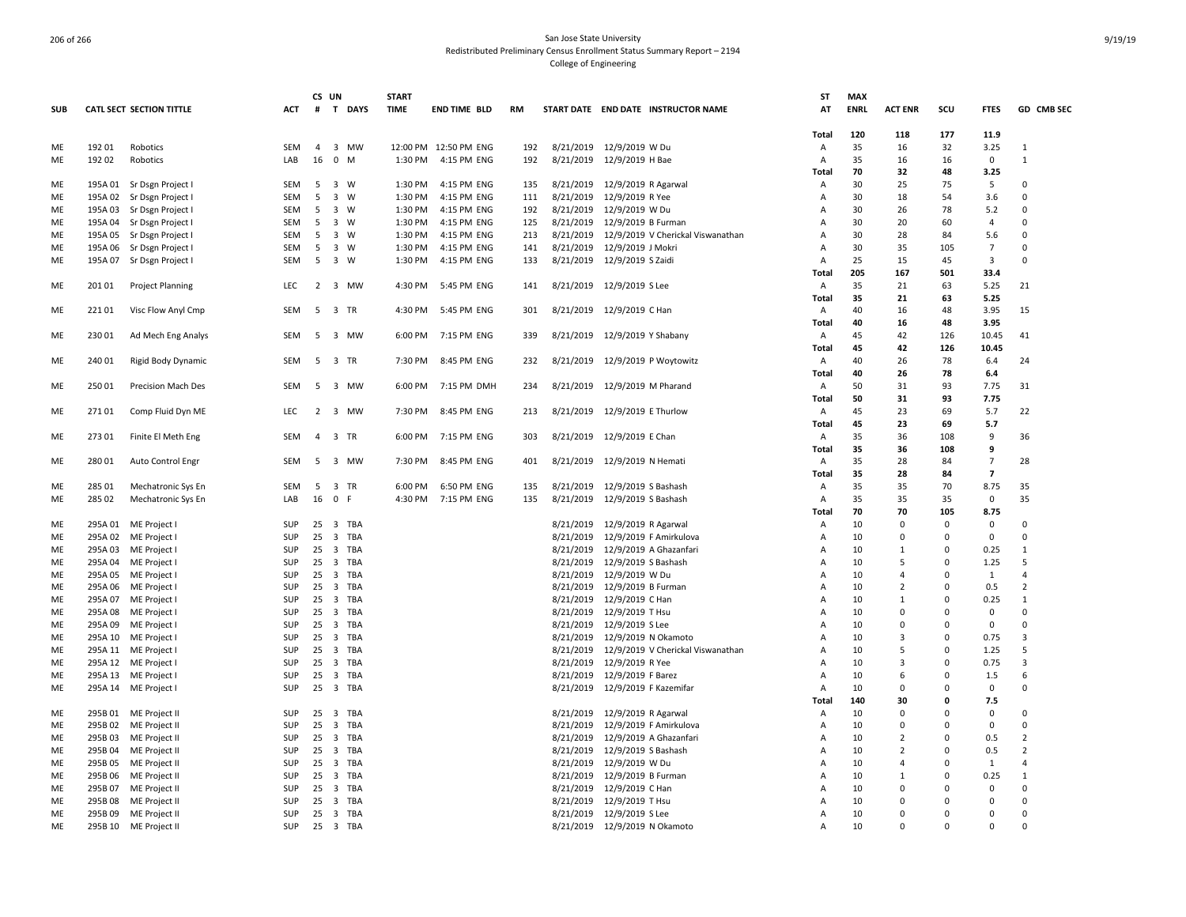San Jose State University
Redistributed Preliminary Census Enrollment Status Summary Report – 2194
College of Engineering

| SUB | CATL SECT | SECTION TITTLE | ACT | CS # | UN T | DAYS | START TIME | END TIME | BLD | RM | START DATE | END DATE | INSTRUCTOR NAME | ST AT | MAX ENRL | ACT ENR | SCU | FTES | GD | CMB SEC |
|---|---|---|---|---|---|---|---|---|---|---|---|---|---|---|---|---|---|---|---|---|
| | | | | | | | | | | | | | | Total | 120 | 118 | 177 | 11.9 | | |
| ME | 192 01 | Robotics | SEM | 4 | 3 | MW | 12:00 PM | 12:50 PM | ENG | 192 | 8/21/2019 | 12/9/2019 | W Du | A | 35 | 16 | 32 | 3.25 | 1 | |
| ME | 192 02 | Robotics | LAB | 16 | 0 | M | 1:30 PM | 4:15 PM | ENG | 192 | 8/21/2019 | 12/9/2019 | H Bae | A | 35 | 16 | 16 | 0 | 1 | |
| | | | | | | | | | | | | | | Total | 70 | 32 | 48 | 3.25 | | |
| ME | 195A 01 | Sr Dsgn Project I | SEM | 5 | 3 | W | 1:30 PM | 4:15 PM | ENG | 135 | 8/21/2019 | 12/9/2019 | R Agarwal | A | 30 | 25 | 75 | 5 | 0 | |
| ME | 195A 02 | Sr Dsgn Project I | SEM | 5 | 3 | W | 1:30 PM | 4:15 PM | ENG | 111 | 8/21/2019 | 12/9/2019 | R Yee | A | 30 | 18 | 54 | 3.6 | 0 | |
| ME | 195A 03 | Sr Dsgn Project I | SEM | 5 | 3 | W | 1:30 PM | 4:15 PM | ENG | 192 | 8/21/2019 | 12/9/2019 | W Du | A | 30 | 26 | 78 | 5.2 | 0 | |
| ME | 195A 04 | Sr Dsgn Project I | SEM | 5 | 3 | W | 1:30 PM | 4:15 PM | ENG | 125 | 8/21/2019 | 12/9/2019 | B Furman | A | 30 | 20 | 60 | 4 | 0 | |
| ME | 195A 05 | Sr Dsgn Project I | SEM | 5 | 3 | W | 1:30 PM | 4:15 PM | ENG | 213 | 8/21/2019 | 12/9/2019 | V Cherickal Viswanathan | A | 30 | 28 | 84 | 5.6 | 0 | |
| ME | 195A 06 | Sr Dsgn Project I | SEM | 5 | 3 | W | 1:30 PM | 4:15 PM | ENG | 141 | 8/21/2019 | 12/9/2019 | J Mokri | A | 30 | 35 | 105 | 7 | 0 | |
| ME | 195A 07 | Sr Dsgn Project I | SEM | 5 | 3 | W | 1:30 PM | 4:15 PM | ENG | 133 | 8/21/2019 | 12/9/2019 | S Zaidi | A | 25 | 15 | 45 | 3 | 0 | |
| | | | | | | | | | | | | | | Total | 205 | 167 | 501 | 33.4 | | |
| ME | 201 01 | Project Planning | LEC | 2 | 3 | MW | 4:30 PM | 5:45 PM | ENG | 141 | 8/21/2019 | 12/9/2019 | S Lee | A | 35 | 21 | 63 | 5.25 | 21 | |
| | | | | | | | | | | | | | | Total | 35 | 21 | 63 | 5.25 | | |
| ME | 221 01 | Visc Flow Anyl Cmp | SEM | 5 | 3 | TR | 4:30 PM | 5:45 PM | ENG | 301 | 8/21/2019 | 12/9/2019 | C Han | A | 40 | 16 | 48 | 3.95 | 15 | |
| | | | | | | | | | | | | | | Total | 40 | 16 | 48 | 3.95 | | |
| ME | 230 01 | Ad Mech Eng Analys | SEM | 5 | 3 | MW | 6:00 PM | 7:15 PM | ENG | 339 | 8/21/2019 | 12/9/2019 | Y Shabany | A | 45 | 42 | 126 | 10.45 | 41 | |
| | | | | | | | | | | | | | | Total | 45 | 42 | 126 | 10.45 | | |
| ME | 240 01 | Rigid Body Dynamic | SEM | 5 | 3 | TR | 7:30 PM | 8:45 PM | ENG | 232 | 8/21/2019 | 12/9/2019 | P Woytowitz | A | 40 | 26 | 78 | 6.4 | 24 | |
| | | | | | | | | | | | | | | Total | 40 | 26 | 78 | 6.4 | | |
| ME | 250 01 | Precision Mach Des | SEM | 5 | 3 | MW | 6:00 PM | 7:15 PM | DMH | 234 | 8/21/2019 | 12/9/2019 | M Pharand | A | 50 | 31 | 93 | 7.75 | 31 | |
| | | | | | | | | | | | | | | Total | 50 | 31 | 93 | 7.75 | | |
| ME | 271 01 | Comp Fluid Dyn ME | LEC | 2 | 3 | MW | 7:30 PM | 8:45 PM | ENG | 213 | 8/21/2019 | 12/9/2019 | E Thurlow | A | 45 | 23 | 69 | 5.7 | 22 | |
| | | | | | | | | | | | | | | Total | 45 | 23 | 69 | 5.7 | | |
| ME | 273 01 | Finite El Meth Eng | SEM | 4 | 3 | TR | 6:00 PM | 7:15 PM | ENG | 303 | 8/21/2019 | 12/9/2019 | E Chan | A | 35 | 36 | 108 | 9 | 36 | |
| | | | | | | | | | | | | | | Total | 35 | 36 | 108 | 9 | | |
| ME | 280 01 | Auto Control Engr | SEM | 5 | 3 | MW | 7:30 PM | 8:45 PM | ENG | 401 | 8/21/2019 | 12/9/2019 | N Hemati | A | 35 | 28 | 84 | 7 | 28 | |
| | | | | | | | | | | | | | | Total | 35 | 28 | 84 | 7 | | |
| ME | 285 01 | Mechatronic Sys En | SEM | 5 | 3 | TR | 6:00 PM | 6:50 PM | ENG | 135 | 8/21/2019 | 12/9/2019 | S Bashash | A | 35 | 35 | 70 | 8.75 | 35 | |
| ME | 285 02 | Mechatronic Sys En | LAB | 16 | 0 | F | 4:30 PM | 7:15 PM | ENG | 135 | 8/21/2019 | 12/9/2019 | S Bashash | A | 35 | 35 | 35 | 0 | 35 | |
| | | | | | | | | | | | | | | Total | 70 | 70 | 105 | 8.75 | | |
| ME | 295A 01 | ME Project I | SUP | 25 | 3 | TBA | | | | | 8/21/2019 | 12/9/2019 | R Agarwal | A | 10 | 0 | 0 | 0 | 0 | |
| ME | 295A 02 | ME Project I | SUP | 25 | 3 | TBA | | | | | 8/21/2019 | 12/9/2019 | F Amirkulova | A | 10 | 0 | 0 | 0 | 0 | |
| ME | 295A 03 | ME Project I | SUP | 25 | 3 | TBA | | | | | 8/21/2019 | 12/9/2019 | A Ghazanfari | A | 10 | 1 | 0 | 0.25 | 1 | |
| ME | 295A 04 | ME Project I | SUP | 25 | 3 | TBA | | | | | 8/21/2019 | 12/9/2019 | S Bashash | A | 10 | 5 | 0 | 1.25 | 5 | |
| ME | 295A 05 | ME Project I | SUP | 25 | 3 | TBA | | | | | 8/21/2019 | 12/9/2019 | W Du | A | 10 | 4 | 0 | 1 | 4 | |
| ME | 295A 06 | ME Project I | SUP | 25 | 3 | TBA | | | | | 8/21/2019 | 12/9/2019 | B Furman | A | 10 | 2 | 0 | 0.5 | 2 | |
| ME | 295A 07 | ME Project I | SUP | 25 | 3 | TBA | | | | | 8/21/2019 | 12/9/2019 | C Han | A | 10 | 1 | 0 | 0.25 | 1 | |
| ME | 295A 08 | ME Project I | SUP | 25 | 3 | TBA | | | | | 8/21/2019 | 12/9/2019 | T Hsu | A | 10 | 0 | 0 | 0 | 0 | |
| ME | 295A 09 | ME Project I | SUP | 25 | 3 | TBA | | | | | 8/21/2019 | 12/9/2019 | S Lee | A | 10 | 0 | 0 | 0 | 0 | |
| ME | 295A 10 | ME Project I | SUP | 25 | 3 | TBA | | | | | 8/21/2019 | 12/9/2019 | N Okamoto | A | 10 | 3 | 0 | 0.75 | 3 | |
| ME | 295A 11 | ME Project I | SUP | 25 | 3 | TBA | | | | | 8/21/2019 | 12/9/2019 | V Cherickal Viswanathan | A | 10 | 5 | 0 | 1.25 | 5 | |
| ME | 295A 12 | ME Project I | SUP | 25 | 3 | TBA | | | | | 8/21/2019 | 12/9/2019 | R Yee | A | 10 | 3 | 0 | 0.75 | 3 | |
| ME | 295A 13 | ME Project I | SUP | 25 | 3 | TBA | | | | | 8/21/2019 | 12/9/2019 | F Barez | A | 10 | 6 | 0 | 1.5 | 6 | |
| ME | 295A 14 | ME Project I | SUP | 25 | 3 | TBA | | | | | 8/21/2019 | 12/9/2019 | F Kazemifar | A | 10 | 0 | 0 | 0 | 0 | |
| | | | | | | | | | | | | | | Total | 140 | 30 | 0 | 7.5 | | |
| ME | 295B 01 | ME Project II | SUP | 25 | 3 | TBA | | | | | 8/21/2019 | 12/9/2019 | R Agarwal | A | 10 | 0 | 0 | 0 | 0 | |
| ME | 295B 02 | ME Project II | SUP | 25 | 3 | TBA | | | | | 8/21/2019 | 12/9/2019 | F Amirkulova | A | 10 | 0 | 0 | 0 | 0 | |
| ME | 295B 03 | ME Project II | SUP | 25 | 3 | TBA | | | | | 8/21/2019 | 12/9/2019 | A Ghazanfari | A | 10 | 2 | 0 | 0.5 | 2 | |
| ME | 295B 04 | ME Project II | SUP | 25 | 3 | TBA | | | | | 8/21/2019 | 12/9/2019 | S Bashash | A | 10 | 2 | 0 | 0.5 | 2 | |
| ME | 295B 05 | ME Project II | SUP | 25 | 3 | TBA | | | | | 8/21/2019 | 12/9/2019 | W Du | A | 10 | 4 | 0 | 1 | 4 | |
| ME | 295B 06 | ME Project II | SUP | 25 | 3 | TBA | | | | | 8/21/2019 | 12/9/2019 | B Furman | A | 10 | 1 | 0 | 0.25 | 1 | |
| ME | 295B 07 | ME Project II | SUP | 25 | 3 | TBA | | | | | 8/21/2019 | 12/9/2019 | C Han | A | 10 | 0 | 0 | 0 | 0 | |
| ME | 295B 08 | ME Project II | SUP | 25 | 3 | TBA | | | | | 8/21/2019 | 12/9/2019 | T Hsu | A | 10 | 0 | 0 | 0 | 0 | |
| ME | 295B 09 | ME Project II | SUP | 25 | 3 | TBA | | | | | 8/21/2019 | 12/9/2019 | S Lee | A | 10 | 0 | 0 | 0 | 0 | |
| ME | 295B 10 | ME Project II | SUP | 25 | 3 | TBA | | | | | 8/21/2019 | 12/9/2019 | N Okamoto | A | 10 | 0 | 0 | 0 | 0 | |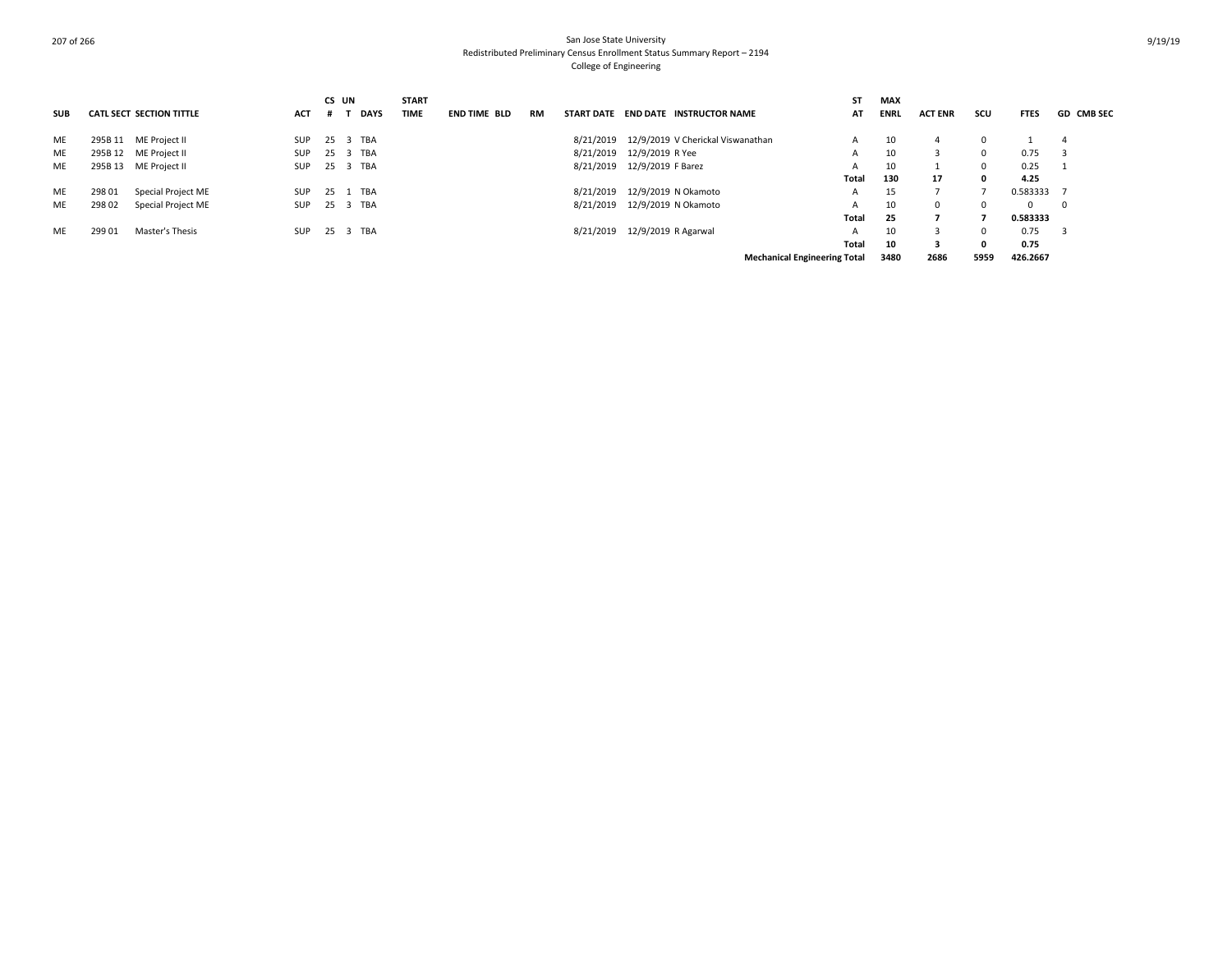San Jose State University
Redistributed Preliminary Census Enrollment Status Summary Report – 2194
College of Engineering

| SUB | CATL SECT | SECTION TITTLE | ACT | CS # | UN T | DAYS | START TIME | END TIME | BLD | RM | START DATE | END DATE | INSTRUCTOR NAME | ST AT | MAX ENRL | ACT ENR | SCU | FTES | GD | CMB SEC |
|---|---|---|---|---|---|---|---|---|---|---|---|---|---|---|---|---|---|---|---|---|
| ME | 295B 11 | ME Project II | SUP | 25 | 3 | TBA | | | | | 8/21/2019 | 12/9/2019 | V Cherickal Viswanathan | A | 10 | 4 | 0 | 1 | 4 | |
| ME | 295B 12 | ME Project II | SUP | 25 | 3 | TBA | | | | | 8/21/2019 | 12/9/2019 | R Yee | A | 10 | 3 | 0 | 0.75 | 3 | |
| ME | 295B 13 | ME Project II | SUP | 25 | 3 | TBA | | | | | 8/21/2019 | 12/9/2019 | F Barez | A | 10 | 1 | 0 | 0.25 | 1 | |
| | | | | | | | | | | | | | | **Total** | **130** | **17** | **0** | **4.25** | | |
| ME | 298 01 | Special Project ME | SUP | 25 | 1 | TBA | | | | | 8/21/2019 | 12/9/2019 | N Okamoto | A | 15 | 7 | 7 | 0.583333 | 7 | |
| ME | 298 02 | Special Project ME | SUP | 25 | 3 | TBA | | | | | 8/21/2019 | 12/9/2019 | N Okamoto | A | 10 | 0 | 0 | 0 | 0 | |
| | | | | | | | | | | | | | | **Total** | **25** | **7** | **7** | **0.583333** | | |
| ME | 299 01 | Master's Thesis | SUP | 25 | 3 | TBA | | | | | 8/21/2019 | 12/9/2019 | R Agarwal | A | 10 | 3 | 0 | 0.75 | 3 | |
| | | | | | | | | | | | | | | **Total** | **10** | **3** | **0** | **0.75** | | |
| | | | | | | | | | | | | | **Mechanical Engineering Total** | | **3480** | **2686** | **5959** | **426.2667** | | |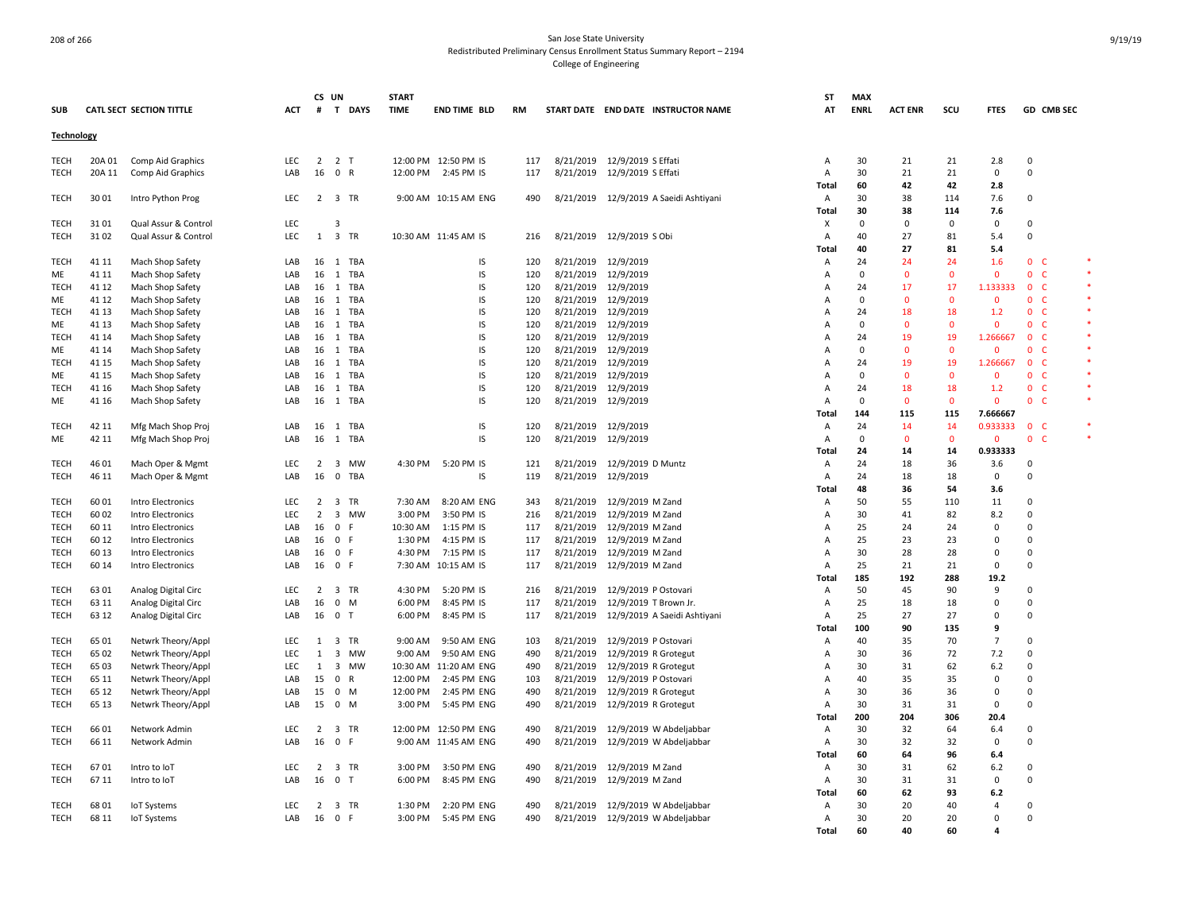San Jose State University
Redistributed Preliminary Census Enrollment Status Summary Report – 2194
College of Engineering

| SUB | CATL | SECT | SECTION TITTLE | ACT | CS # | UN T | DAYS | START TIME | END TIME | BLD | RM | START DATE | END DATE | INSTRUCTOR NAME | ST AT | MAX ENRL | ACT ENR | SCU | FTES | GD | CMB SEC |
|---|---|---|---|---|---|---|---|---|---|---|---|---|---|---|---|---|---|---|---|---|---|
| **Technology** | | | | | | | | | | | | | | | | | | | | | |
| TECH | 20A | 01 | Comp Aid Graphics | LEC | 2 | 2 | T | 12:00 PM | 12:50 PM | IS | 117 | 8/21/2019 | 12/9/2019 | S Effati | A | 30 | 21 | 21 | 2.8 | 0 | |
| TECH | 20A | 11 | Comp Aid Graphics | LAB | 16 | 0 | R | 12:00 PM | 2:45 PM | IS | 117 | 8/21/2019 | 12/9/2019 | S Effati | A | 30 | 21 | 21 | 0 | 0 | |
| | | | | | | | | | | | | | | | **Total** | **60** | **42** | **42** | **2.8** | | |
| TECH | 30 | 01 | Intro Python Prog | LEC | 2 | 3 | TR | 9:00 AM | 10:15 AM | ENG | 490 | 8/21/2019 | 12/9/2019 | A Saeidi Ashtiyani | A | 30 | 38 | 114 | 7.6 | 0 | |
| | | | | | | | | | | | | | | | **Total** | **30** | **38** | **114** | **7.6** | | |
| TECH | 31 | 01 | Qual Assur & Control | LEC | | 3 | | | | | | | | | X | 0 | 0 | 0 | 0 | 0 | |
| TECH | 31 | 02 | Qual Assur & Control | LEC | 1 | 3 | TR | 10:30 AM | 11:45 AM | IS | 216 | 8/21/2019 | 12/9/2019 | S Obi | A | 40 | 27 | 81 | 5.4 | 0 | |
| | | | | | | | | | | | | | | | **Total** | **40** | **27** | **81** | **5.4** | | |
| TECH | 41 | 11 | Mach Shop Safety | LAB | 16 | 1 | TBA | | | IS | 120 | 8/21/2019 | 12/9/2019 | | A | 24 | 24 | 24 | 1.6 | 0 | C | *
| ME | 41 | 11 | Mach Shop Safety | LAB | 16 | 1 | TBA | | | IS | 120 | 8/21/2019 | 12/9/2019 | | A | 0 | 0 | 0 | 0 | 0 | C | *
| TECH | 41 | 12 | Mach Shop Safety | LAB | 16 | 1 | TBA | | | IS | 120 | 8/21/2019 | 12/9/2019 | | A | 24 | 17 | 17 | 1.133333 | 0 | C | *
| ME | 41 | 12 | Mach Shop Safety | LAB | 16 | 1 | TBA | | | IS | 120 | 8/21/2019 | 12/9/2019 | | A | 0 | 0 | 0 | 0 | 0 | C | *
| TECH | 41 | 13 | Mach Shop Safety | LAB | 16 | 1 | TBA | | | IS | 120 | 8/21/2019 | 12/9/2019 | | A | 24 | 18 | 18 | 1.2 | 0 | C | *
| ME | 41 | 13 | Mach Shop Safety | LAB | 16 | 1 | TBA | | | IS | 120 | 8/21/2019 | 12/9/2019 | | A | 0 | 0 | 0 | 0 | 0 | C | *
| TECH | 41 | 14 | Mach Shop Safety | LAB | 16 | 1 | TBA | | | IS | 120 | 8/21/2019 | 12/9/2019 | | A | 24 | 19 | 19 | 1.266667 | 0 | C | *
| ME | 41 | 14 | Mach Shop Safety | LAB | 16 | 1 | TBA | | | IS | 120 | 8/21/2019 | 12/9/2019 | | A | 0 | 0 | 0 | 0 | 0 | C | *
| TECH | 41 | 15 | Mach Shop Safety | LAB | 16 | 1 | TBA | | | IS | 120 | 8/21/2019 | 12/9/2019 | | A | 24 | 19 | 19 | 1.266667 | 0 | C | *
| ME | 41 | 15 | Mach Shop Safety | LAB | 16 | 1 | TBA | | | IS | 120 | 8/21/2019 | 12/9/2019 | | A | 0 | 0 | 0 | 0 | 0 | C | *
| TECH | 41 | 16 | Mach Shop Safety | LAB | 16 | 1 | TBA | | | IS | 120 | 8/21/2019 | 12/9/2019 | | A | 24 | 18 | 18 | 1.2 | 0 | C | *
| ME | 41 | 16 | Mach Shop Safety | LAB | 16 | 1 | TBA | | | IS | 120 | 8/21/2019 | 12/9/2019 | | A | 0 | 0 | 0 | 0 | 0 | C | *
| | | | | | | | | | | | | | | | **Total** | **144** | **115** | **115** | **7.666667** | | |
| TECH | 42 | 11 | Mfg Mach Shop Proj | LAB | 16 | 1 | TBA | | | IS | 120 | 8/21/2019 | 12/9/2019 | | A | 24 | 14 | 14 | 0.933333 | 0 | C | *
| ME | 42 | 11 | Mfg Mach Shop Proj | LAB | 16 | 1 | TBA | | | IS | 120 | 8/21/2019 | 12/9/2019 | | A | 0 | 0 | 0 | 0 | 0 | C | *
| | | | | | | | | | | | | | | | **Total** | **24** | **14** | **14** | **0.933333** | | |
| TECH | 46 | 01 | Mach Oper & Mgmt | LEC | 2 | 3 | MW | 4:30 PM | 5:20 PM | IS | 121 | 8/21/2019 | 12/9/2019 | D Muntz | A | 24 | 18 | 36 | 3.6 | 0 | |
| TECH | 46 | 11 | Mach Oper & Mgmt | LAB | 16 | 0 | TBA | | | IS | 119 | 8/21/2019 | 12/9/2019 | | A | 24 | 18 | 18 | 0 | 0 | |
| | | | | | | | | | | | | | | | **Total** | **48** | **36** | **54** | **3.6** | | |
| TECH | 60 | 01 | Intro Electronics | LEC | 2 | 3 | TR | 7:30 AM | 8:20 AM | ENG | 343 | 8/21/2019 | 12/9/2019 | M Zand | A | 50 | 55 | 110 | 11 | 0 | |
| TECH | 60 | 02 | Intro Electronics | LEC | 2 | 3 | MW | 3:00 PM | 3:50 PM | IS | 216 | 8/21/2019 | 12/9/2019 | M Zand | A | 30 | 41 | 82 | 8.2 | 0 | |
| TECH | 60 | 11 | Intro Electronics | LAB | 16 | 0 | F | 10:30 AM | 1:15 PM | IS | 117 | 8/21/2019 | 12/9/2019 | M Zand | A | 25 | 24 | 24 | 0 | 0 | |
| TECH | 60 | 12 | Intro Electronics | LAB | 16 | 0 | F | 1:30 PM | 4:15 PM | IS | 117 | 8/21/2019 | 12/9/2019 | M Zand | A | 25 | 23 | 23 | 0 | 0 | |
| TECH | 60 | 13 | Intro Electronics | LAB | 16 | 0 | F | 4:30 PM | 7:15 PM | IS | 117 | 8/21/2019 | 12/9/2019 | M Zand | A | 30 | 28 | 28 | 0 | 0 | |
| TECH | 60 | 14 | Intro Electronics | LAB | 16 | 0 | F | 7:30 AM | 10:15 AM | IS | 117 | 8/21/2019 | 12/9/2019 | M Zand | A | 25 | 21 | 21 | 0 | 0 | |
| | | | | | | | | | | | | | | | **Total** | **185** | **192** | **288** | **19.2** | | |
| TECH | 63 | 01 | Analog Digital Circ | LEC | 2 | 3 | TR | 4:30 PM | 5:20 PM | IS | 216 | 8/21/2019 | 12/9/2019 | P Ostovari | A | 50 | 45 | 90 | 9 | 0 | |
| TECH | 63 | 11 | Analog Digital Circ | LAB | 16 | 0 | M | 6:00 PM | 8:45 PM | IS | 117 | 8/21/2019 | 12/9/2019 | T Brown Jr. | A | 25 | 18 | 18 | 0 | 0 | |
| TECH | 63 | 12 | Analog Digital Circ | LAB | 16 | 0 | T | 6:00 PM | 8:45 PM | IS | 117 | 8/21/2019 | 12/9/2019 | A Saeidi Ashtiyani | A | 25 | 27 | 27 | 0 | 0 | |
| | | | | | | | | | | | | | | | **Total** | **100** | **90** | **135** | **9** | | |
| TECH | 65 | 01 | Netwrk Theory/Appl | LEC | 1 | 3 | TR | 9:00 AM | 9:50 AM | ENG | 103 | 8/21/2019 | 12/9/2019 | P Ostovari | A | 40 | 35 | 70 | 7 | 0 | |
| TECH | 65 | 02 | Netwrk Theory/Appl | LEC | 1 | 3 | MW | 9:00 AM | 9:50 AM | ENG | 490 | 8/21/2019 | 12/9/2019 | R Grotegut | A | 30 | 36 | 72 | 7.2 | 0 | |
| TECH | 65 | 03 | Netwrk Theory/Appl | LEC | 1 | 3 | MW | 10:30 AM | 11:20 AM | ENG | 490 | 8/21/2019 | 12/9/2019 | R Grotegut | A | 30 | 31 | 62 | 6.2 | 0 | |
| TECH | 65 | 11 | Netwrk Theory/Appl | LAB | 15 | 0 | R | 12:00 PM | 2:45 PM | ENG | 103 | 8/21/2019 | 12/9/2019 | P Ostovari | A | 40 | 35 | 35 | 0 | 0 | |
| TECH | 65 | 12 | Netwrk Theory/Appl | LAB | 15 | 0 | M | 12:00 PM | 2:45 PM | ENG | 490 | 8/21/2019 | 12/9/2019 | R Grotegut | A | 30 | 36 | 36 | 0 | 0 | |
| TECH | 65 | 13 | Netwrk Theory/Appl | LAB | 15 | 0 | M | 3:00 PM | 5:45 PM | ENG | 490 | 8/21/2019 | 12/9/2019 | R Grotegut | A | 30 | 31 | 31 | 0 | 0 | |
| | | | | | | | | | | | | | | | **Total** | **200** | **204** | **306** | **20.4** | | |
| TECH | 66 | 01 | Network Admin | LEC | 2 | 3 | TR | 12:00 PM | 12:50 PM | ENG | 490 | 8/21/2019 | 12/9/2019 | W Abdeljabbar | A | 30 | 32 | 64 | 6.4 | 0 | |
| TECH | 66 | 11 | Network Admin | LAB | 16 | 0 | F | 9:00 AM | 11:45 AM | ENG | 490 | 8/21/2019 | 12/9/2019 | W Abdeljabbar | A | 30 | 32 | 32 | 0 | 0 | |
| | | | | | | | | | | | | | | | **Total** | **60** | **64** | **96** | **6.4** | | |
| TECH | 67 | 01 | Intro to IoT | LEC | 2 | 3 | TR | 3:00 PM | 3:50 PM | ENG | 490 | 8/21/2019 | 12/9/2019 | M Zand | A | 30 | 31 | 62 | 6.2 | 0 | |
| TECH | 67 | 11 | Intro to IoT | LAB | 16 | 0 | T | 6:00 PM | 8:45 PM | ENG | 490 | 8/21/2019 | 12/9/2019 | M Zand | A | 30 | 31 | 31 | 0 | 0 | |
| | | | | | | | | | | | | | | | **Total** | **60** | **62** | **93** | **6.2** | | |
| TECH | 68 | 01 | IoT Systems | LEC | 2 | 3 | TR | 1:30 PM | 2:20 PM | ENG | 490 | 8/21/2019 | 12/9/2019 | W Abdeljabbar | A | 30 | 20 | 40 | 4 | 0 | |
| TECH | 68 | 11 | IoT Systems | LAB | 16 | 0 | F | 3:00 PM | 5:45 PM | ENG | 490 | 8/21/2019 | 12/9/2019 | W Abdeljabbar | A | 30 | 20 | 20 | 0 | 0 | |
| | | | | | | | | | | | | | | | **Total** | **60** | **40** | **60** | **4** | | |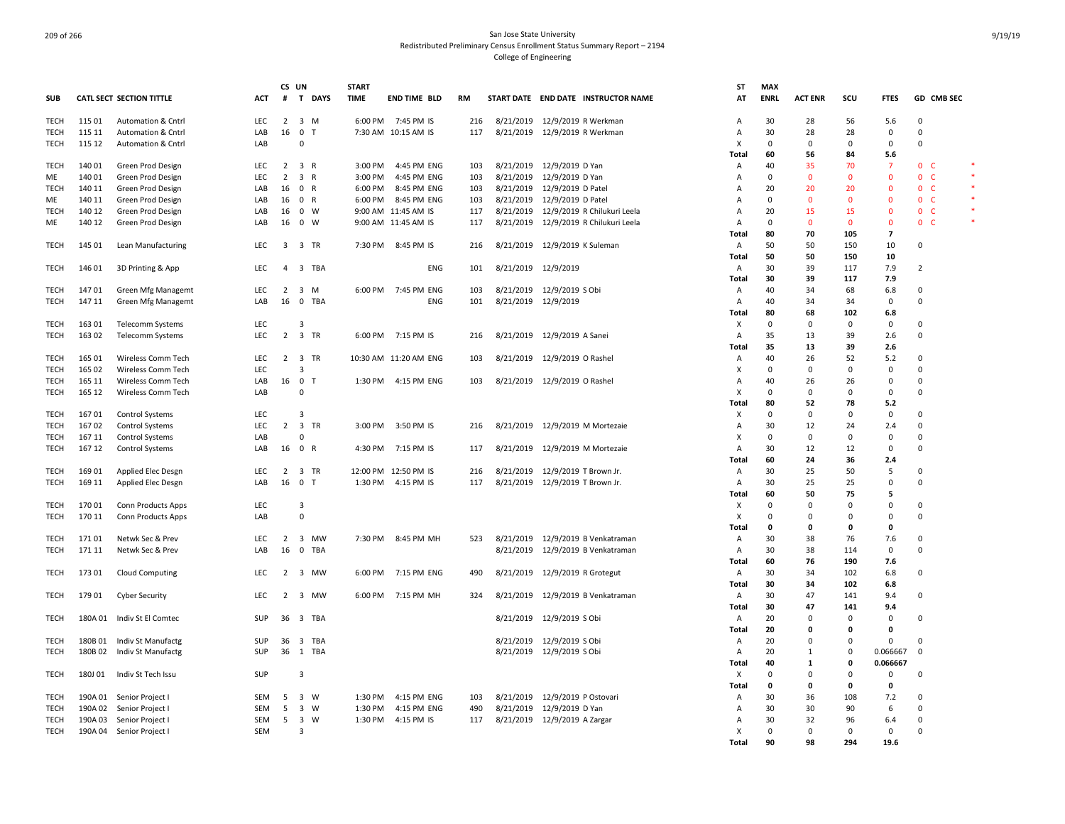San Jose State University
Redistributed Preliminary Census Enrollment Status Summary Report – 2194
College of Engineering

| SUB | CATL SECT | SECTION TITTLE | ACT | CS # | UN T | DAYS | START TIME | END TIME | BLD | RM | START DATE | END DATE | INSTRUCTOR NAME | ST AT | MAX ENRL | ACT ENR | SCU | FTES | GD | CMB SEC | |
|---|---|---|---|---|---|---|---|---|---|---|---|---|---|---|---|---|---|---|---|---|---|
| TECH | 115 01 | Automation & Cntrl | LEC | 2 | 3 | M | 6:00 PM | 7:45 PM | IS | 216 | 8/21/2019 | 12/9/2019 | R Werkman | A | 30 | 28 | 56 | 5.6 | 0 | | |
| TECH | 115 11 | Automation & Cntrl | LAB | 16 | 0 | T | 7:30 AM | 10:15 AM | IS | 117 | 8/21/2019 | 12/9/2019 | R Werkman | A | 30 | 28 | 28 | 0 | 0 | | |
| TECH | 115 12 | Automation & Cntrl | LAB | | 0 | | | | | | | | | X | 0 | 0 | 0 | 0 | 0 | | |
| | | | | | | | | | | | | | | Total | 60 | 56 | 84 | 5.6 | | | |
| TECH | 140 01 | Green Prod Design | LEC | 2 | 3 | R | 3:00 PM | 4:45 PM | ENG | 103 | 8/21/2019 | 12/9/2019 | D Yan | A | 40 | 35 | 70 | 7 | 0 | C | * |
| ME | 140 01 | Green Prod Design | LEC | 2 | 3 | R | 3:00 PM | 4:45 PM | ENG | 103 | 8/21/2019 | 12/9/2019 | D Yan | A | 0 | 0 | 0 | 0 | 0 | C | * |
| TECH | 140 11 | Green Prod Design | LAB | 16 | 0 | R | 6:00 PM | 8:45 PM | ENG | 103 | 8/21/2019 | 12/9/2019 | D Patel | A | 20 | 20 | 20 | 0 | 0 | C | * |
| ME | 140 11 | Green Prod Design | LAB | 16 | 0 | R | 6:00 PM | 8:45 PM | ENG | 103 | 8/21/2019 | 12/9/2019 | D Patel | A | 0 | 0 | 0 | 0 | 0 | C | * |
| TECH | 140 12 | Green Prod Design | LAB | 16 | 0 | W | 9:00 AM | 11:45 AM | IS | 117 | 8/21/2019 | 12/9/2019 | R Chilukuri Leela | A | 20 | 15 | 15 | 0 | 0 | C | * |
| ME | 140 12 | Green Prod Design | LAB | 16 | 0 | W | 9:00 AM | 11:45 AM | IS | 117 | 8/21/2019 | 12/9/2019 | R Chilukuri Leela | A | 0 | 0 | 0 | 0 | 0 | C | * |
| | | | | | | | | | | | | | | Total | 80 | 70 | 105 | 7 | | | |
| TECH | 145 01 | Lean Manufacturing | LEC | 3 | 3 | TR | 7:30 PM | 8:45 PM | IS | 216 | 8/21/2019 | 12/9/2019 | K Suleman | A | 50 | 50 | 150 | 10 | 0 | | |
| | | | | | | | | | | | | | | Total | 50 | 50 | 150 | 10 | | | |
| TECH | 146 01 | 3D Printing & App | LEC | 4 | 3 | TBA | | | ENG | 101 | 8/21/2019 | 12/9/2019 | | A | 30 | 39 | 117 | 7.9 | 2 | | |
| | | | | | | | | | | | | | | Total | 30 | 39 | 117 | 7.9 | | | |
| TECH | 147 01 | Green Mfg Managemt | LEC | 2 | 3 | M | 6:00 PM | 7:45 PM | ENG | 103 | 8/21/2019 | 12/9/2019 | S Obi | A | 40 | 34 | 68 | 6.8 | 0 | | |
| TECH | 147 11 | Green Mfg Managemt | LAB | 16 | 0 | TBA | | | ENG | 101 | 8/21/2019 | 12/9/2019 | | A | 40 | 34 | 34 | 0 | 0 | | |
| | | | | | | | | | | | | | | Total | 80 | 68 | 102 | 6.8 | | | |
| TECH | 163 01 | Telecomm Systems | LEC | | 3 | | | | | | | | | X | 0 | 0 | 0 | 0 | 0 | | |
| TECH | 163 02 | Telecomm Systems | LEC | 2 | 3 | TR | 6:00 PM | 7:15 PM | IS | 216 | 8/21/2019 | 12/9/2019 | A Sanei | A | 35 | 13 | 39 | 2.6 | 0 | | |
| | | | | | | | | | | | | | | Total | 35 | 13 | 39 | 2.6 | | | |
| TECH | 165 01 | Wireless Comm Tech | LEC | 2 | 3 | TR | 10:30 AM | 11:20 AM | ENG | 103 | 8/21/2019 | 12/9/2019 | O Rashel | A | 40 | 26 | 52 | 5.2 | 0 | | |
| TECH | 165 02 | Wireless Comm Tech | LEC | | 3 | | | | | | | | | X | 0 | 0 | 0 | 0 | 0 | | |
| TECH | 165 11 | Wireless Comm Tech | LAB | 16 | 0 | T | 1:30 PM | 4:15 PM | ENG | 103 | 8/21/2019 | 12/9/2019 | O Rashel | A | 40 | 26 | 26 | 0 | 0 | | |
| TECH | 165 12 | Wireless Comm Tech | LAB | | 0 | | | | | | | | | X | 0 | 0 | 0 | 0 | 0 | | |
| | | | | | | | | | | | | | | Total | 80 | 52 | 78 | 5.2 | | | |
| TECH | 167 01 | Control Systems | LEC | | 3 | | | | | | | | | X | 0 | 0 | 0 | 0 | 0 | | |
| TECH | 167 02 | Control Systems | LEC | 2 | 3 | TR | 3:00 PM | 3:50 PM | IS | 216 | 8/21/2019 | 12/9/2019 | M Mortezaie | A | 30 | 12 | 24 | 2.4 | 0 | | |
| TECH | 167 11 | Control Systems | LAB | | 0 | | | | | | | | | X | 0 | 0 | 0 | 0 | 0 | | |
| TECH | 167 12 | Control Systems | LAB | 16 | 0 | R | 4:30 PM | 7:15 PM | IS | 117 | 8/21/2019 | 12/9/2019 | M Mortezaie | A | 30 | 12 | 12 | 0 | 0 | | |
| | | | | | | | | | | | | | | Total | 60 | 24 | 36 | 2.4 | | | |
| TECH | 169 01 | Applied Elec Desgn | LEC | 2 | 3 | TR | 12:00 PM | 12:50 PM | IS | 216 | 8/21/2019 | 12/9/2019 | T Brown Jr. | A | 30 | 25 | 50 | 5 | 0 | | |
| TECH | 169 11 | Applied Elec Desgn | LAB | 16 | 0 | T | 1:30 PM | 4:15 PM | IS | 117 | 8/21/2019 | 12/9/2019 | T Brown Jr. | A | 30 | 25 | 25 | 0 | 0 | | |
| | | | | | | | | | | | | | | Total | 60 | 50 | 75 | 5 | | | |
| TECH | 170 01 | Conn Products Apps | LEC | | 3 | | | | | | | | | X | 0 | 0 | 0 | 0 | 0 | | |
| TECH | 170 11 | Conn Products Apps | LAB | | 0 | | | | | | | | | X | 0 | 0 | 0 | 0 | 0 | | |
| | | | | | | | | | | | | | | Total | 0 | 0 | 0 | 0 | | | |
| TECH | 171 01 | Netwk Sec & Prev | LEC | 2 | 3 | MW | 7:30 PM | 8:45 PM | MH | 523 | 8/21/2019 | 12/9/2019 | B Venkatraman | A | 30 | 38 | 76 | 7.6 | 0 | | |
| TECH | 171 11 | Netwk Sec & Prev | LAB | 16 | 0 | TBA | | | | | 8/21/2019 | 12/9/2019 | B Venkatraman | A | 30 | 38 | 114 | 0 | 0 | | |
| | | | | | | | | | | | | | | Total | 60 | 76 | 190 | 7.6 | | | |
| TECH | 173 01 | Cloud Computing | LEC | 2 | 3 | MW | 6:00 PM | 7:15 PM | ENG | 490 | 8/21/2019 | 12/9/2019 | R Grotegut | A | 30 | 34 | 102 | 6.8 | 0 | | |
| | | | | | | | | | | | | | | Total | 30 | 34 | 102 | 6.8 | | | |
| TECH | 179 01 | Cyber Security | LEC | 2 | 3 | MW | 6:00 PM | 7:15 PM | MH | 324 | 8/21/2019 | 12/9/2019 | B Venkatraman | A | 30 | 47 | 141 | 9.4 | 0 | | |
| | | | | | | | | | | | | | | Total | 30 | 47 | 141 | 9.4 | | | |
| TECH | 180A 01 | Indiv St El Comtec | SUP | 36 | 3 | TBA | | | | | 8/21/2019 | 12/9/2019 | S Obi | A | 20 | 0 | 0 | 0 | 0 | | |
| | | | | | | | | | | | | | | Total | 20 | 0 | 0 | 0 | | | |
| TECH | 180B 01 | Indiv St Manufactg | SUP | 36 | 3 | TBA | | | | | 8/21/2019 | 12/9/2019 | S Obi | A | 20 | 0 | 0 | 0 | 0 | | |
| TECH | 180B 02 | Indiv St Manufactg | SUP | 36 | 1 | TBA | | | | | 8/21/2019 | 12/9/2019 | S Obi | A | 20 | 1 | 0 | 0.066667 | 0 | | |
| | | | | | | | | | | | | | | Total | 40 | 1 | 0 | 0.066667 | | | |
| TECH | 180J 01 | Indiv St Tech Issu | SUP | | 3 | | | | | | | | | X | 0 | 0 | 0 | 0 | 0 | | |
| | | | | | | | | | | | | | | Total | 0 | 0 | 0 | 0 | | | |
| TECH | 190A 01 | Senior Project I | SEM | 5 | 3 | W | 1:30 PM | 4:15 PM | ENG | 103 | 8/21/2019 | 12/9/2019 | P Ostovari | A | 30 | 36 | 108 | 7.2 | 0 | | |
| TECH | 190A 02 | Senior Project I | SEM | 5 | 3 | W | 1:30 PM | 4:15 PM | ENG | 490 | 8/21/2019 | 12/9/2019 | D Yan | A | 30 | 30 | 90 | 6 | 0 | | |
| TECH | 190A 03 | Senior Project I | SEM | 5 | 3 | W | 1:30 PM | 4:15 PM | IS | 117 | 8/21/2019 | 12/9/2019 | A Zargar | A | 30 | 32 | 96 | 6.4 | 0 | | |
| TECH | 190A 04 | Senior Project I | SEM | | 3 | | | | | | | | | X | 0 | 0 | 0 | 0 | 0 | | |
| | | | | | | | | | | | | | | Total | 90 | 98 | 294 | 19.6 | | | |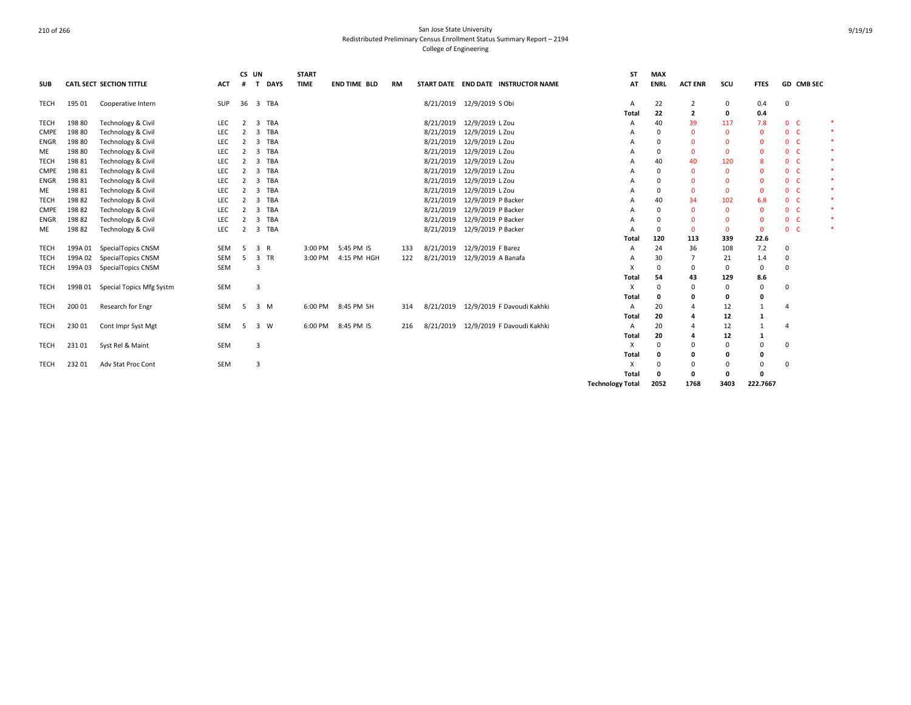San Jose State University
Redistributed Preliminary Census Enrollment Status Summary Report – 2194
College of Engineering

| SUB | CATL | SECT | SECTION TITTLE | ACT | CS # | UN T | DAYS | START TIME | END TIME | BLD | RM | START DATE | END DATE | INSTRUCTOR NAME | ST AT | MAX ENRL | ACT ENR | SCU | FTES | GD | CMB SEC | |
|---|---|---|---|---|---|---|---|---|---|---|---|---|---|---|---|---|---|---|---|---|---|---|
| TECH | 195 | 01 | Cooperative Intern | SUP | 36 | 3 | TBA | | | | | 8/21/2019 | 12/9/2019 | S Obi | A | 22 | 2 | 0 | 0.4 | 0 | | |
| | | | | | | | | | | | | | | | Total | 22 | 2 | 0 | 0.4 | | | |
| TECH | 198 | 80 | Technology & Civil | LEC | 2 | 3 | TBA | | | | | 8/21/2019 | 12/9/2019 | L Zou | A | 40 | 39 | 117 | 7.8 | 0 | C | * |
| CMPE | 198 | 80 | Technology & Civil | LEC | 2 | 3 | TBA | | | | | 8/21/2019 | 12/9/2019 | L Zou | A | 0 | 0 | 0 | 0 | 0 | C | * |
| ENGR | 198 | 80 | Technology & Civil | LEC | 2 | 3 | TBA | | | | | 8/21/2019 | 12/9/2019 | L Zou | A | 0 | 0 | 0 | 0 | 0 | C | * |
| ME | 198 | 80 | Technology & Civil | LEC | 2 | 3 | TBA | | | | | 8/21/2019 | 12/9/2019 | L Zou | A | 0 | 0 | 0 | 0 | 0 | C | * |
| TECH | 198 | 81 | Technology & Civil | LEC | 2 | 3 | TBA | | | | | 8/21/2019 | 12/9/2019 | L Zou | A | 40 | 40 | 120 | 8 | 0 | C | * |
| CMPE | 198 | 81 | Technology & Civil | LEC | 2 | 3 | TBA | | | | | 8/21/2019 | 12/9/2019 | L Zou | A | 0 | 0 | 0 | 0 | 0 | C | * |
| ENGR | 198 | 81 | Technology & Civil | LEC | 2 | 3 | TBA | | | | | 8/21/2019 | 12/9/2019 | L Zou | A | 0 | 0 | 0 | 0 | 0 | C | * |
| ME | 198 | 81 | Technology & Civil | LEC | 2 | 3 | TBA | | | | | 8/21/2019 | 12/9/2019 | L Zou | A | 0 | 0 | 0 | 0 | 0 | C | * |
| TECH | 198 | 82 | Technology & Civil | LEC | 2 | 3 | TBA | | | | | 8/21/2019 | 12/9/2019 | P Backer | A | 40 | 34 | 102 | 6.8 | 0 | C | * |
| CMPE | 198 | 82 | Technology & Civil | LEC | 2 | 3 | TBA | | | | | 8/21/2019 | 12/9/2019 | P Backer | A | 0 | 0 | 0 | 0 | 0 | C | * |
| ENGR | 198 | 82 | Technology & Civil | LEC | 2 | 3 | TBA | | | | | 8/21/2019 | 12/9/2019 | P Backer | A | 0 | 0 | 0 | 0 | 0 | C | * |
| ME | 198 | 82 | Technology & Civil | LEC | 2 | 3 | TBA | | | | | 8/21/2019 | 12/9/2019 | P Backer | A | 0 | 0 | 0 | 0 | 0 | C | * |
| | | | | | | | | | | | | | | | Total | 120 | 113 | 339 | 22.6 | | | |
| TECH | 199A | 01 | SpecialTopics CNSM | SEM | 5 | 3 | R | 3:00 PM | 5:45 PM | IS | 133 | 8/21/2019 | 12/9/2019 | F Barez | A | 24 | 36 | 108 | 7.2 | 0 | | |
| TECH | 199A | 02 | SpecialTopics CNSM | SEM | 5 | 3 | TR | 3:00 PM | 4:15 PM | HGH | 122 | 8/21/2019 | 12/9/2019 | A Banafa | A | 30 | 7 | 21 | 1.4 | 0 | | |
| TECH | 199A | 03 | SpecialTopics CNSM | SEM | | 3 | | | | | | | | | X | 0 | 0 | 0 | 0 | 0 | | |
| | | | | | | | | | | | | | | | Total | 54 | 43 | 129 | 8.6 | | | |
| TECH | 199B | 01 | Special Topics Mfg Systm | SEM | | 3 | | | | | | | | | X | 0 | 0 | 0 | 0 | 0 | | |
| | | | | | | | | | | | | | | | Total | 0 | 0 | 0 | 0 | | | |
| TECH | 200 | 01 | Research for Engr | SEM | 5 | 3 | M | 6:00 PM | 8:45 PM | SH | 314 | 8/21/2019 | 12/9/2019 | F Davoudi Kakhki | A | 20 | 4 | 12 | 1 | 4 | | |
| | | | | | | | | | | | | | | | Total | 20 | 4 | 12 | 1 | | | |
| TECH | 230 | 01 | Cont Impr Syst Mgt | SEM | 5 | 3 | W | 6:00 PM | 8:45 PM | IS | 216 | 8/21/2019 | 12/9/2019 | F Davoudi Kakhki | A | 20 | 4 | 12 | 1 | 4 | | |
| | | | | | | | | | | | | | | | Total | 20 | 4 | 12 | 1 | | | |
| TECH | 231 | 01 | Syst Rel & Maint | SEM | | 3 | | | | | | | | | X | 0 | 0 | 0 | 0 | 0 | | |
| | | | | | | | | | | | | | | | Total | 0 | 0 | 0 | 0 | | | |
| TECH | 232 | 01 | Adv Stat Proc Cont | SEM | | 3 | | | | | | | | | X | 0 | 0 | 0 | 0 | 0 | | |
| | | | | | | | | | | | | | | | Total | 0 | 0 | 0 | 0 | | | |
| | | | | | | | | | | | | | | | Technology Total | 2052 | 1768 | 3403 | 222.7667 | | | |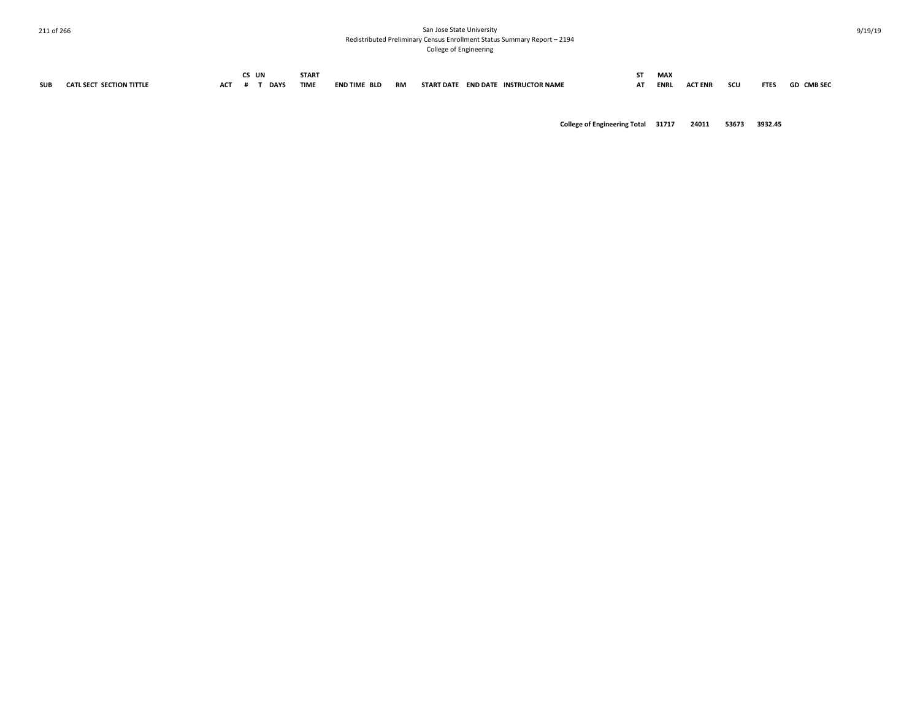| SUB | CATL SECT SECTION TITTLE | ACT | CS # | UNT | DAYS | START TIME | END TIME | BLD | RM | START DATE | END DATE | INSTRUCTOR NAME | STAT | MAX ENRL | ACT ENR | SCU | FTES | GD | CMB SEC |
|---|---|---|---|---|---|---|---|---|---|---|---|---|---|---|---|---|---|---|---|
| | | | | | | | | | | | | **College of Engineering Total** | | **31717** | **24011** | **53673** | **3932.45** | | |